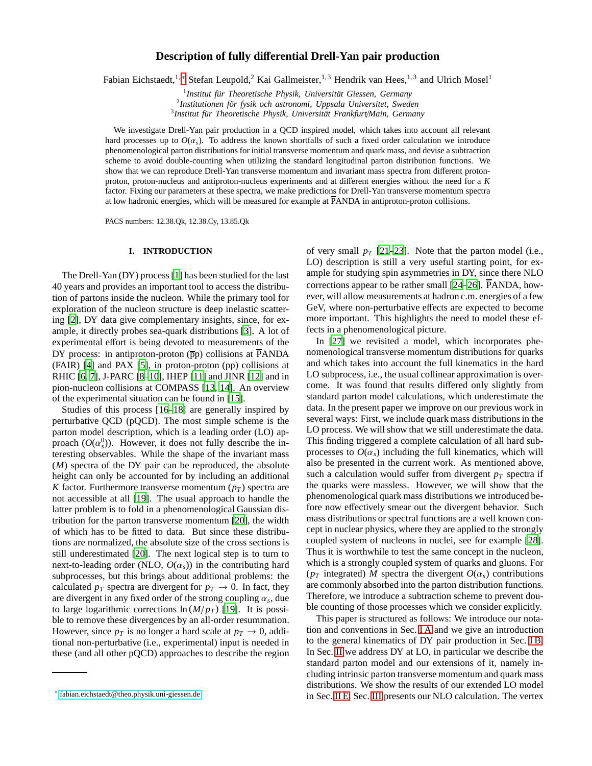# Description of fully differential Drell-Yan pair production

Fabian Eichstaedt,[1,*] Stefan Leupold,[2] Kai Gallmeister,[1,3] Hendrik van Hees,[1,3] and Ulrich Mosel[1]

[1] *Institut für Theoretische Physik, Universität Giessen, Germany*
[2] *Institutionen för fysik och astronomi, Uppsala Universitet, Sweden*
[3] *Institut für Theoretische Physik, Universität Frankfurt/Main, Germany*

We investigate Drell-Yan pair production in a QCD inspired model, which takes into account all relevant hard processes up to $O(\alpha_s)$. To address the known shortfalls of such a fixed order calculation we introduce phenomenological parton distributions for initial transverse momentum and quark mass, and devise a subtraction scheme to avoid double-counting when utilizing the standard longitudinal parton distribution functions. We show that we can reproduce Drell-Yan transverse momentum and invariant mass spectra from different proton-proton, proton-nucleus and antiproton-nucleus experiments and at different energies without the need for a $K$ factor. Fixing our parameters at these spectra, we make predictions for Drell-Yan transverse momentum spectra at low hadronic energies, which will be measured for example at $\overline{\text{P}}$ANDA in antiproton-proton collisions.

PACS numbers: 12.38.Qk, 12.38.Cy, 13.85.Qk

## I. INTRODUCTION

The Drell-Yan (DY) process [1] has been studied for the last 40 years and provides an important tool to access the distribution of partons inside the nucleon. While the primary tool for exploration of the nucleon structure is deep inelastic scattering [2], DY data give complementary insights, since, for example, it directly probes sea-quark distributions [3]. A lot of experimental effort is being devoted to measurements of the DY process: in antiproton-proton ($\bar{\text{p}}$p) collisions at $\overline{\text{P}}$ANDA (FAIR) [4] and PAX [5], in proton-proton (pp) collisions at RHIC [6, 7], J-PARC [8–10], IHEP [11] and JINR [12] and in pion-nucleon collisions at COMPASS [13, 14]. An overview of the experimental situation can be found in [15].

Studies of this process [16–18] are generally inspired by perturbative QCD (pQCD). The most simple scheme is the parton model description, which is a leading order (LO) approach ($O(\alpha_s^0)$). However, it does not fully describe the interesting observables. While the shape of the invariant mass ($M$) spectra of the DY pair can be reproduced, the absolute height can only be accounted for by including an additional $K$ factor. Furthermore transverse momentum ($p_T$) spectra are not accessible at all [19]. The usual approach to handle the latter problem is to fold in a phenomenological Gaussian distribution for the parton transverse momentum [20], the width of which has to be fitted to data. But since these distributions are normalized, the absolute size of the cross sections is still underestimated [20]. The next logical step is to turn to next-to-leading order (NLO, $O(\alpha_s)$) in the contributing hard subprocesses, but this brings about additional problems: the calculated $p_T$ spectra are divergent for $p_T \to 0$. In fact, they are divergent in any fixed order of the strong coupling $\alpha_s$, due to large logarithmic corrections $\ln(M/p_T)$ [19]. It is possible to remove these divergences by an all-order resummation. However, since $p_T$ is no longer a hard scale at $p_T \to 0$, additional non-perturbative (i.e., experimental) input is needed in these (and all other pQCD) approaches to describe the region of very small $p_T$ [21–23]. Note that the parton model (i.e., LO) description is still a very useful starting point, for example for studying spin asymmetries in DY, since there NLO corrections appear to be rather small [24–26]. $\overline{\text{P}}$ANDA, however, will allow measurements at hadron c.m. energies of a few GeV, where non-perturbative effects are expected to become more important. This highlights the need to model these effects in a phenomenological picture.

In [27] we revisited a model, which incorporates phenomenological transverse momentum distributions for quarks and which takes into account the full kinematics in the hard LO subprocess, i.e., the usual collinear approximation is overcome. It was found that results differed only slightly from standard parton model calculations, which underestimate the data. In the present paper we improve on our previous work in several ways: First, we include quark mass distributions in the LO process. We will show that we still underestimate the data. This finding triggered a complete calculation of all hard subprocesses to $O(\alpha_s)$ including the full kinematics, which will also be presented in the current work. As mentioned above, such a calculation would suffer from divergent $p_T$ spectra if the quarks were massless. However, we will show that the phenomenological quark mass distributions we introduced before now effectively smear out the divergent behavior. Such mass distributions or spectral functions are a well known concept in nuclear physics, where they are applied to the strongly coupled system of nucleons in nuclei, see for example [28]. Thus it is worthwhile to test the same concept in the nucleon, which is a strongly coupled system of quarks and gluons. For ($p_T$ integrated) $M$ spectra the divergent $O(\alpha_s)$ contributions are commonly absorbed into the parton distribution functions. Therefore, we introduce a subtraction scheme to prevent double counting of those processes which we consider explicitly.

This paper is structured as follows: We introduce our notation and conventions in Sec. I A and we give an introduction to the general kinematics of DY pair production in Sec. I B. In Sec. II we address DY at LO, in particular we describe the standard parton model and our extensions of it, namely including intrinsic parton transverse momentum and quark mass distributions. We show the results of our extended LO model in Sec. II E. Sec. III presents our NLO calculation. The vertex

* fabian.eichstaedt@theo.physik.uni-giessen.de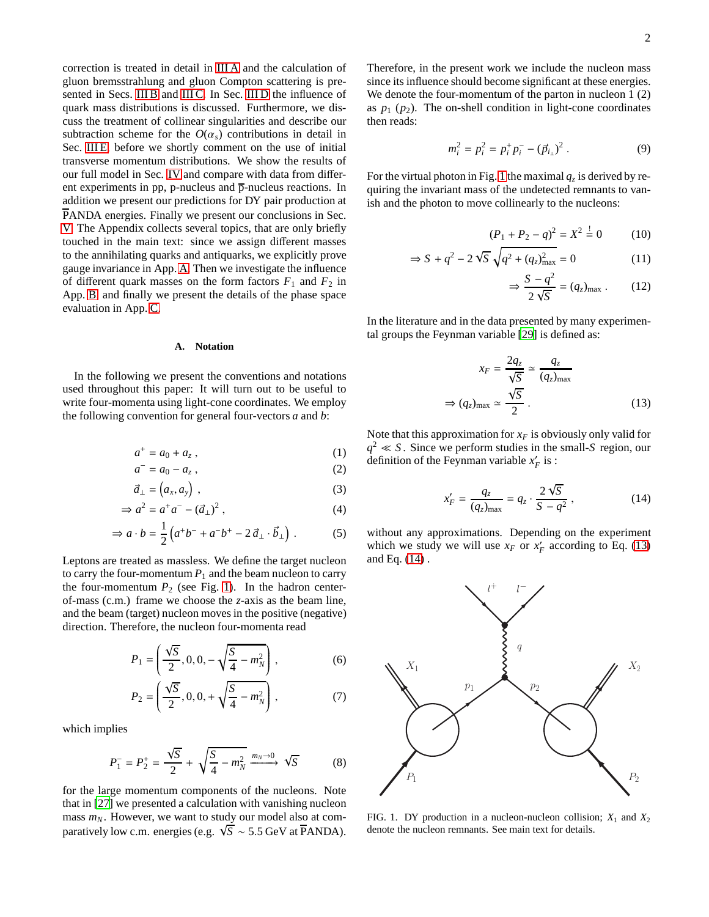correction is treated in detail in III A and the calculation of gluon bremsstrahlung and gluon Compton scattering is presented in Secs. III B and III C. In Sec. III D the influence of quark mass distributions is discussed. Furthermore, we discuss the treatment of collinear singularities and describe our subtraction scheme for the $O(\alpha_s)$ contributions in detail in Sec. III E, before we shortly comment on the use of initial transverse momentum distributions. We show the results of our full model in Sec. IV and compare with data from different experiments in pp, p-nucleus and $\bar{\text{p}}$-nucleus reactions. In addition we present our predictions for DY pair production at $\overline{\text{P}}$ANDA energies. Finally we present our conclusions in Sec. V. The Appendix collects several topics, that are only briefly touched in the main text: since we assign different masses to the annihilating quarks and antiquarks, we explicitly prove gauge invariance in App. A. Then we investigate the influence of different quark masses on the form factors $F_1$ and $F_2$ in App. B, and finally we present the details of the phase space evaluation in App. C.

### A. Notation

In the following we present the conventions and notations used throughout this paper: It will turn out to be useful to write four-momenta using light-cone coordinates. We employ the following convention for general four-vectors $a$ and $b$:

$$a^+ = a_0 + a_z , \tag{1}$$

$$a^- = a_0 - a_z , \tag{2}$$

$$\vec{a}_\perp = \left(a_x, a_y\right) , \tag{3}$$

$$\Rightarrow a^2 = a^+a^- - (\vec{a}_\perp)^2 , \tag{4}$$

$$\Rightarrow a \cdot b = \frac{1}{2}\left(a^+b^- + a^-b^+ - 2\,\vec{a}_\perp \cdot \vec{b}_\perp\right) . \tag{5}$$

Leptons are treated as massless. We define the target nucleon to carry the four-momentum $P_1$ and the beam nucleon to carry the four-momentum $P_2$ (see Fig. 1). In the hadron center-of-mass (c.m.) frame we choose the $z$-axis as the beam line, and the beam (target) nucleon moves in the positive (negative) direction. Therefore, the nucleon four-momenta read

$$P_1 = \left(\frac{\sqrt{S}}{2}, 0, 0, -\sqrt{\frac{S}{4} - m_N^2}\right) , \tag{6}$$

$$P_2 = \left(\frac{\sqrt{S}}{2}, 0, 0, +\sqrt{\frac{S}{4} - m_N^2}\right) , \tag{7}$$

which implies

$$P_1^- = P_2^+ = \frac{\sqrt{S}}{2} + \sqrt{\frac{S}{4} - m_N^2} \xrightarrow{m_N \to 0} \sqrt{S} \tag{8}$$

for the large momentum components of the nucleons. Note that in [27] we presented a calculation with vanishing nucleon mass $m_N$. However, we want to study our model also at comparatively low c.m. energies (e.g. $\sqrt{S} \sim 5.5$ GeV at $\overline{\text{P}}$ANDA). Therefore, in the present work we include the nucleon mass since its influence should become significant at these energies. We denote the four-momentum of the parton in nucleon 1 (2) as $p_1$ ($p_2$). The on-shell condition in light-cone coordinates then reads:

$$m_i^2 = p_i^2 = p_i^+ p_i^- - (\vec{p}_{i_\perp})^2 . \tag{9}$$

For the virtual photon in Fig. 1 the maximal $q_z$ is derived by requiring the invariant mass of the undetected remnants to vanish and the photon to move collinearly to the nucleons:

$$(P_1 + P_2 - q)^2 = X^2 \stackrel{!}{=} 0 \tag{10}$$

$$\Rightarrow S + q^2 - 2\sqrt{S}\sqrt{q^2 + (q_z)^2_{\max}} = 0 \tag{11}$$

$$\Rightarrow \frac{S - q^2}{2\sqrt{S}} = (q_z)_{\max} . \tag{12}$$

In the literature and in the data presented by many experimental groups the Feynman variable [29] is defined as:

$$x_F = \frac{2q_z}{\sqrt{S}} \simeq \frac{q_z}{(q_z)_{\max}}$$

$$\Rightarrow (q_z)_{\max} \simeq \frac{\sqrt{S}}{2} . \tag{13}$$

Note that this approximation for $x_F$ is obviously only valid for $q^2 \ll S$. Since we perform studies in the small-$S$ region, our definition of the Feynman variable $x_F'$ is :

$$x_F' = \frac{q_z}{(q_z)_{\max}} = q_z \cdot \frac{2\sqrt{S}}{S - q^2} , \tag{14}$$

without any approximations. Depending on the experiment which we study we will use $x_F$ or $x_F'$ according to Eq. (13) and Eq. (14) .

FIG. 1. DY production in a nucleon-nucleon collision; $X_1$ and $X_2$ denote the nucleon remnants. See main text for details.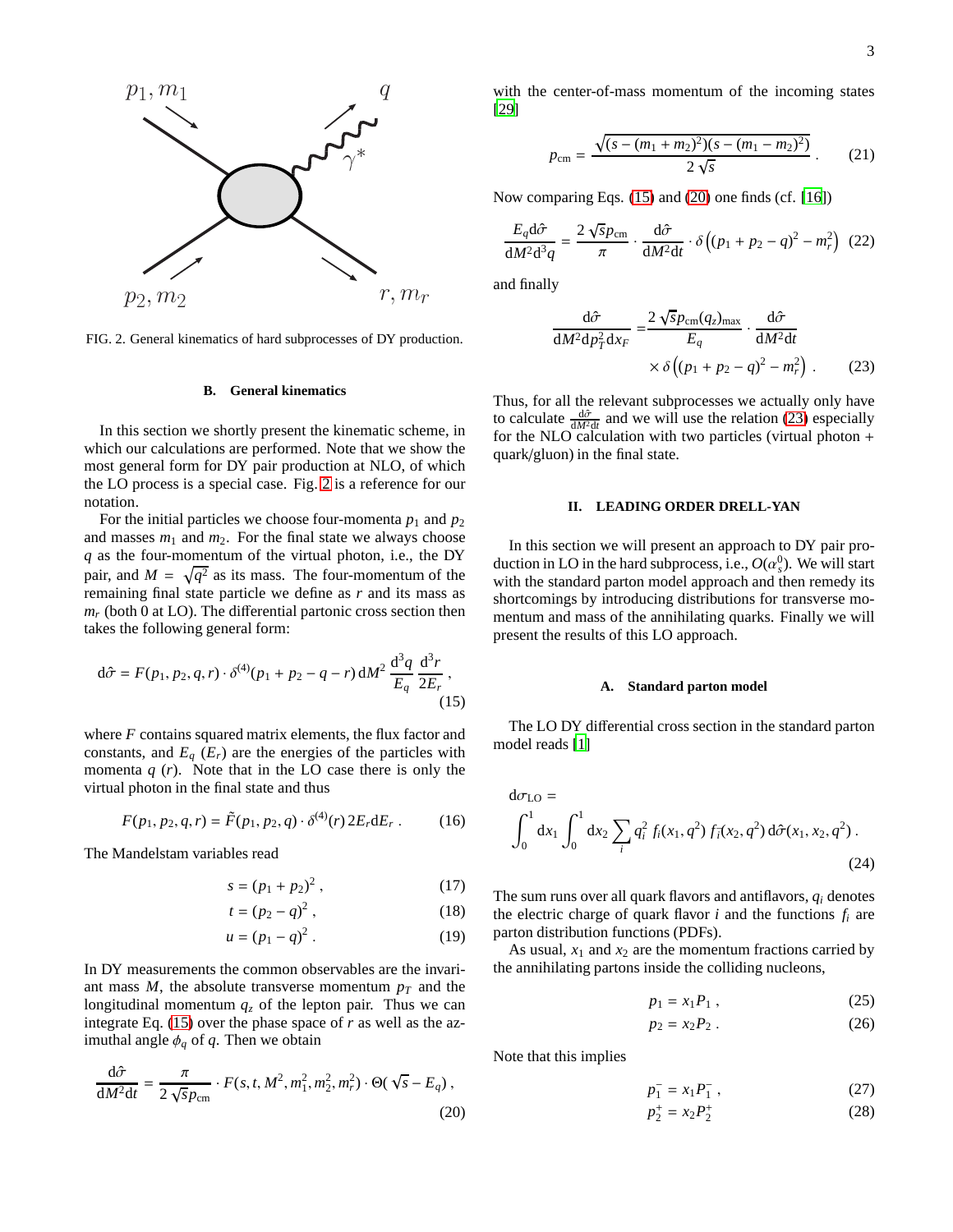FIG. 2. General kinematics of hard subprocesses of DY production.

### B. General kinematics

In this section we shortly present the kinematic scheme, in which our calculations are performed. Note that we show the most general form for DY pair production at NLO, of which the LO process is a special case. Fig. 2 is a reference for our notation.

For the initial particles we choose four-momenta $p_1$ and $p_2$ and masses $m_1$ and $m_2$. For the final state we always choose $q$ as the four-momentum of the virtual photon, i.e., the DY pair, and $M = \sqrt{q^2}$ as its mass. The four-momentum of the remaining final state particle we define as $r$ and its mass as $m_r$ (both 0 at LO). The differential partonic cross section then takes the following general form:

$$\mathrm{d}\hat{\sigma} = F(p_1, p_2, q, r) \cdot \delta^{(4)}(p_1 + p_2 - q - r)\, \mathrm{d}M^2\, \frac{\mathrm{d}^3 q}{E_q}\, \frac{\mathrm{d}^3 r}{2E_r}\,, \tag{15}$$

where $F$ contains squared matrix elements, the flux factor and constants, and $E_q$ ($E_r$) are the energies of the particles with momenta $q$ ($r$). Note that in the LO case there is only the virtual photon in the final state and thus

$$F(p_1, p_2, q, r) = \tilde{F}(p_1, p_2, q) \cdot \delta^{(4)}(r)\, 2E_r \mathrm{d}E_r\,. \tag{16}$$

The Mandelstam variables read

$$s = (p_1 + p_2)^2\,, \tag{17}$$

$$t = (p_2 - q)^2\,, \tag{18}$$

$$u = (p_1 - q)^2\,. \tag{19}$$

In DY measurements the common observables are the invariant mass $M$, the absolute transverse momentum $p_T$ and the longitudinal momentum $q_z$ of the lepton pair. Thus we can integrate Eq. (15) over the phase space of $r$ as well as the azimuthal angle $\phi_q$ of $q$. Then we obtain

$$\frac{\mathrm{d}\hat{\sigma}}{\mathrm{d}M^2 \mathrm{d}t} = \frac{\pi}{2\sqrt{s} p_{\mathrm{cm}}} \cdot F(s, t, M^2, m_1^2, m_2^2, m_r^2) \cdot \Theta(\sqrt{s} - E_q)\,, \tag{20}$$

with the center-of-mass momentum of the incoming states [29]

$$p_{\mathrm{cm}} = \frac{\sqrt{(s - (m_1 + m_2)^2)(s - (m_1 - m_2)^2)}}{2\sqrt{s}}\,. \tag{21}$$

Now comparing Eqs. (15) and (20) one finds (cf. [16])

$$\frac{E_q \mathrm{d}\hat{\sigma}}{\mathrm{d}M^2 \mathrm{d}^3 q} = \frac{2\sqrt{s} p_{\mathrm{cm}}}{\pi} \cdot \frac{\mathrm{d}\hat{\sigma}}{\mathrm{d}M^2 \mathrm{d}t} \cdot \delta\left((p_1 + p_2 - q)^2 - m_r^2\right) \tag{22}$$

and finally

$$\frac{\mathrm{d}\hat{\sigma}}{\mathrm{d}M^2 \mathrm{d}p_T^2 \mathrm{d}x_F} = \frac{2\sqrt{s} p_{\mathrm{cm}}(q_z)_{\max}}{E_q} \cdot \frac{\mathrm{d}\hat{\sigma}}{\mathrm{d}M^2 \mathrm{d}t} \times \delta\left((p_1 + p_2 - q)^2 - m_r^2\right)\,. \tag{23}$$

Thus, for all the relevant subprocesses we actually only have to calculate $\frac{\mathrm{d}\hat{\sigma}}{\mathrm{d}M^2 \mathrm{d}t}$ and we will use the relation (23) especially for the NLO calculation with two particles (virtual photon + quark/gluon) in the final state.

## II. LEADING ORDER DRELL-YAN

In this section we will present an approach to DY pair production in LO in the hard subprocess, i.e., $O(\alpha_s^0)$. We will start with the standard parton model approach and then remedy its shortcomings by introducing distributions for transverse momentum and mass of the annihilating quarks. Finally we will present the results of this LO approach.

### A. Standard parton model

The LO DY differential cross section in the standard parton model reads [1]

$$\mathrm{d}\sigma_{\mathrm{LO}} = \int_0^1 \mathrm{d}x_1 \int_0^1 \mathrm{d}x_2 \sum_i q_i^2\, f_i(x_1, q^2)\, f_{\bar{i}}(x_2, q^2)\, \mathrm{d}\hat{\sigma}(x_1, x_2, q^2)\,. \tag{24}$$

The sum runs over all quark flavors and antiflavors, $q_i$ denotes the electric charge of quark flavor $i$ and the functions $f_i$ are parton distribution functions (PDFs).

As usual, $x_1$ and $x_2$ are the momentum fractions carried by the annihilating partons inside the colliding nucleons,

$$p_1 = x_1 P_1\,, \tag{25}$$

$$p_2 = x_2 P_2\,. \tag{26}$$

Note that this implies

$$p_1^- = x_1 P_1^-\,, \tag{27}$$

$$p_2^+ = x_2 P_2^+ \tag{28}$$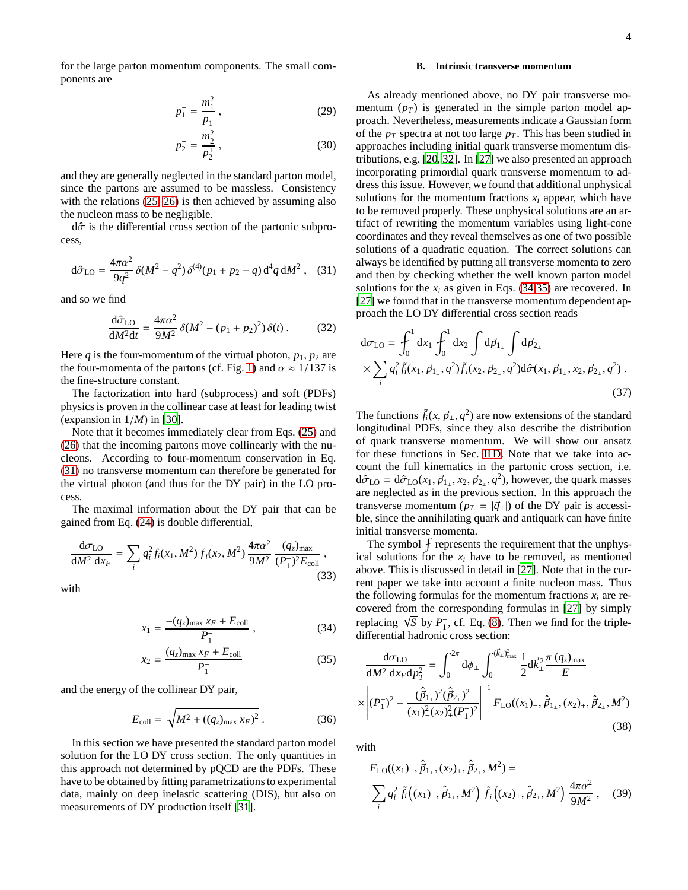for the large parton momentum components. The small components are

$$p_1^+ = \frac{m_1^2}{p_1^-} , \tag{29}$$

$$p_2^- = \frac{m_2^2}{p_2^+} , \tag{30}$$

and they are generally neglected in the standard parton model, since the partons are assumed to be massless. Consistency with the relations (25, 26) is then achieved by assuming also the nucleon mass to be negligible.

$\mathrm{d}\hat{\sigma}$ is the differential cross section of the partonic subprocess,

$$\mathrm{d}\hat{\sigma}_{\rm LO} = \frac{4\pi\alpha^2}{9q^2}\,\delta(M^2 - q^2)\,\delta^{(4)}(p_1 + p_2 - q)\,\mathrm{d}^4q\,\mathrm{d}M^2 , \tag{31}$$

and so we find

$$\frac{\mathrm{d}\hat{\sigma}_{\rm LO}}{\mathrm{d}M^2\mathrm{d}t} = \frac{4\pi\alpha^2}{9M^2}\,\delta(M^2 - (p_1 + p_2)^2)\,\delta(t) . \tag{32}$$

Here $q$ is the four-momentum of the virtual photon, $p_1$, $p_2$ are the four-momenta of the partons (cf. Fig. 1) and $\alpha \approx 1/137$ is the fine-structure constant.

The factorization into hard (subprocess) and soft (PDFs) physics is proven in the collinear case at least for leading twist (expansion in $1/M$) in [30].

Note that it becomes immediately clear from Eqs. (25) and (26) that the incoming partons move collinearly with the nucleons. According to four-momentum conservation in Eq. (31) no transverse momentum can therefore be generated for the virtual photon (and thus for the DY pair) in the LO process.

The maximal information about the DY pair that can be gained from Eq. (24) is double differential,

$$\frac{\mathrm{d}\sigma_{\rm LO}}{\mathrm{d}M^2\,\mathrm{d}x_F} = \sum_i q_i^2\,f_i(x_1, M^2)\,f_{\bar{i}}(x_2, M^2)\,\frac{4\pi\alpha^2}{9M^2}\,\frac{(q_z)_{\max}}{(P_1^-)^2 E_{\rm coll}} , \tag{33}$$

with

$$x_1 = \frac{-(q_z)_{\max}\,x_F + E_{\rm coll}}{P_1^-} , \tag{34}$$

$$x_2 = \frac{(q_z)_{\max}\,x_F + E_{\rm coll}}{P_1^-} \tag{35}$$

and the energy of the collinear DY pair,

$$E_{\rm coll} = \sqrt{M^2 + ((q_z)_{\max}\,x_F)^2} . \tag{36}$$

In this section we have presented the standard parton model solution for the LO DY cross section. The only quantities in this approach not determined by pQCD are the PDFs. These have to be obtained by fitting parametrizations to experimental data, mainly on deep inelastic scattering (DIS), but also on measurements of DY production itself [31].

### B. Intrinsic transverse momentum

As already mentioned above, no DY pair transverse momentum ($p_T$) is generated in the simple parton model approach. Nevertheless, measurements indicate a Gaussian form of the $p_T$ spectra at not too large $p_T$. This has been studied in approaches including initial quark transverse momentum distributions, e.g. [20, 32]. In [27] we also presented an approach incorporating primordial quark transverse momentum to address this issue. However, we found that additional unphysical solutions for the momentum fractions $x_i$ appear, which have to be removed properly. These unphysical solutions are an artifact of rewriting the momentum variables using light-cone coordinates and they reveal themselves as one of two possible solutions of a quadratic equation. The correct solutions can always be identified by putting all transverse momenta to zero and then by checking whether the well known parton model solutions for the $x_i$ as given in Eqs. (34,35) are recovered. In [27] we found that in the transverse momentum dependent approach the LO DY differential cross section reads

$$\begin{aligned}\mathrm{d}\sigma_{\rm LO} = &⨍_0^1 \mathrm{d}x_1 ⨍_0^1 \mathrm{d}x_2 \int \mathrm{d}\vec{p}_{1_\perp} \int \mathrm{d}\vec{p}_{2_\perp} \\ &\times \sum_i q_i^2\,\tilde{f}_i(x_1, \vec{p}_{1_\perp}, q^2)\,\tilde{f}_{\bar{i}}(x_2, \vec{p}_{2_\perp}, q^2)\mathrm{d}\hat{\sigma}(x_1, \vec{p}_{1_\perp}, x_2, \vec{p}_{2_\perp}, q^2) .\end{aligned} \tag{37}$$

The functions $\tilde{f}_i(x, \vec{p}_\perp, q^2)$ are now extensions of the standard longitudinal PDFs, since they also describe the distribution of quark transverse momentum. We will show our ansatz for these functions in Sec. II D. Note that we take into account the full kinematics in the partonic cross section, i.e. $\mathrm{d}\hat{\sigma}_{\rm LO} = \mathrm{d}\hat{\sigma}_{\rm LO}(x_1, \vec{p}_{1_\perp}, x_2, \vec{p}_{2_\perp}, q^2)$, however, the quark masses are neglected as in the previous section. In this approach the transverse momentum ($p_T = |\vec{q}_\perp|$) of the DY pair is accessible, since the annihilating quark and antiquark can have finite initial transverse momenta.

The symbol $⨍$ represents the requirement that the unphysical solutions for the $x_i$ have to be removed, as mentioned above. This is discussed in detail in [27]. Note that in the current paper we take into account a finite nucleon mass. Thus the following formulas for the momentum fractions $x_i$ are recovered from the corresponding formulas in [27] by simply replacing $\sqrt{S}$ by $P_1^-$, cf. Eq. (8). Then we find for the triple-differential hadronic cross section:

$$\begin{aligned}\frac{\mathrm{d}\sigma_{\rm LO}}{\mathrm{d}M^2\,\mathrm{d}x_F\mathrm{d}p_T^2} = &⨍_0^{2\pi} \mathrm{d}\phi_\perp ⨍_0^{(\vec{k}_\perp)^2_{\max}} \frac{1}{2}\mathrm{d}\vec{k}_\perp^2 \frac{\pi\,(q_z)_{\max}}{E} \\ &\times \left| (P_1^-)^2 - \frac{(\hat{\vec{p}}_{1_\perp})^2(\hat{\vec{p}}_{2_\perp})^2}{(x_1)_-^2(x_2)_+^2(P_1^-)^2} \right|^{-1} F_{\rm LO}((x_1)_-, \hat{\vec{p}}_{1_\perp}, (x_2)_+, \hat{\vec{p}}_{2_\perp}, M^2)\end{aligned} \tag{38}$$

with

$$\begin{aligned}&F_{\rm LO}((x_1)_-, \hat{\vec{p}}_{1_\perp}, (x_2)_+, \hat{\vec{p}}_{2_\perp}, M^2) = \\ &\sum_i q_i^2\,\tilde{f}_i\left((x_1)_-, \hat{\vec{p}}_{1_\perp}, M^2\right)\,\tilde{f}_{\bar{i}}\left((x_2)_+, \hat{\vec{p}}_{2_\perp}, M^2\right)\,\frac{4\pi\alpha^2}{9M^2} ,\end{aligned} \tag{39}$$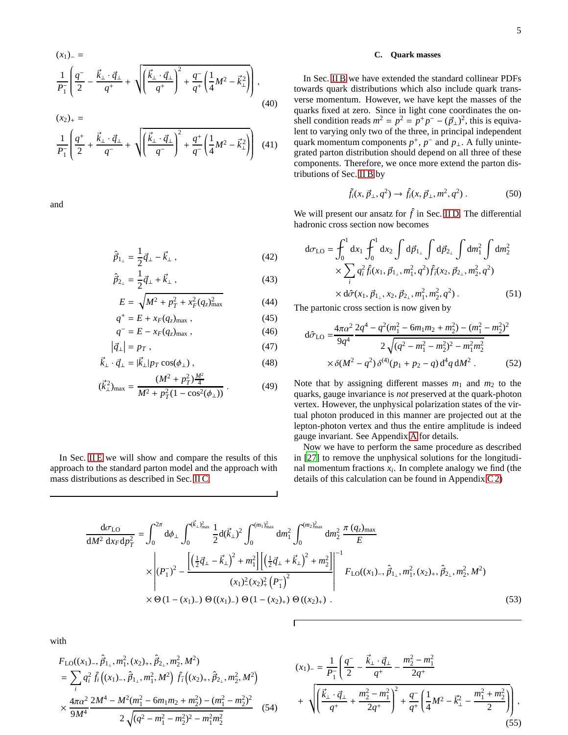$$(x_1)_- = \frac{1}{P_1^-}\left(\frac{q^-}{2} - \frac{\vec{k}_\perp\cdot\vec{q}_\perp}{q^+} + \sqrt{\left(\frac{\vec{k}_\perp\cdot\vec{q}_\perp}{q^+}\right)^2 + \frac{q^-}{q^+}\left(\frac{1}{4}M^2 - \vec{k}_\perp^2\right)}\right), \tag{40}$$

$$(x_2)_+ = \frac{1}{P_1^-}\left(\frac{q^+}{2} + \frac{\vec{k}_\perp\cdot\vec{q}_\perp}{q^-} + \sqrt{\left(\frac{\vec{k}_\perp\cdot\vec{q}_\perp}{q^-}\right)^2 + \frac{q^+}{q^-}\left(\frac{1}{4}M^2 - \vec{k}_\perp^2\right)}\right) \tag{41}$$

and

$$\hat{\vec{p}}_{1_\perp} = \frac{1}{2}\vec{q}_\perp - \vec{k}_\perp\,, \tag{42}$$

$$\hat{\vec{p}}_{2_\perp} = \frac{1}{2}\vec{q}_\perp + \vec{k}_\perp\,, \tag{43}$$

$$E = \sqrt{M^2 + p_T^2 + x_F^2(q_z)^2_{\max}} \tag{44}$$

$$q^+ = E + x_F(q_z)_{\max}\,, \tag{45}$$

$$q^- = E - x_F(q_z)_{\max}\,, \tag{46}$$

$$\left|\vec{q}_\perp\right| = p_T\,, \tag{47}$$

$$\vec{k}_\perp\cdot\vec{q}_\perp = |\vec{k}_\perp| p_T \cos(\phi_\perp)\,, \tag{48}$$

$$(\vec{k}_\perp^2)_{\max} = \frac{(M^2 + p_T^2)\frac{M^2}{4}}{M^2 + p_T^2(1-\cos^2(\phi_\perp))}\,. \tag{49}$$

In Sec. II E we will show and compare the results of this approach to the standard parton model and the approach with mass distributions as described in Sec. II C.

### C. Quark masses

In Sec. II B we have extended the standard collinear PDFs towards quark distributions which also include quark transverse momentum. However, we have kept the masses of the quarks fixed at zero. Since in light cone coordinates the on-shell condition reads $m^2 = p^2 = p^+p^- - (\vec{p}_\perp)^2$, this is equivalent to varying only two of the three, in principal independent quark momentum components $p^+$, $p^-$ and $p_\perp$. A fully unintegrated parton distribution should depend on all three of these components. Therefore, we once more extend the parton distributions of Sec. II B by

$$\tilde{f}_i(x, \vec{p}_\perp, q^2) \to \hat{f}_i(x, \vec{p}_\perp, m^2, q^2)\,. \tag{50}$$

We will present our ansatz for $\hat{f}$ in Sec. II D. The differential hadronic cross section now becomes

$$\begin{aligned} \mathrm{d}\sigma_{\mathrm{LO}} = &\int_0^1 \mathrm{d}x_1 \int_0^1 \mathrm{d}x_2 \int \mathrm{d}\vec{p}_{1_\perp} \int \mathrm{d}\vec{p}_{2_\perp} \int \mathrm{d}m_1^2 \int \mathrm{d}m_2^2 \\ &\times \sum_i q_i^2\, \hat{f}_i(x_1, \vec{p}_{1_\perp}, m_1^2, q^2)\, \hat{f}_{\bar{i}}(x_2, \vec{p}_{2_\perp}, m_2^2, q^2) \\ &\times \mathrm{d}\hat{\sigma}(x_1, \vec{p}_{1_\perp}, x_2, \vec{p}_{2_\perp}, m_1^2, m_2^2, q^2)\,. \end{aligned} \tag{51}$$

The partonic cross section is now given by

$$\begin{aligned} \mathrm{d}\hat{\sigma}_{\mathrm{LO}} = &\frac{4\pi\alpha^2}{9q^4}\frac{2q^4 - q^2(m_1^2 - 6m_1m_2 + m_2^2) - (m_1^2 - m_2^2)^2}{2\sqrt{(q^2 - m_1^2 - m_2^2)^2 - m_1^2 m_2^2}} \\ &\times \delta(M^2 - q^2)\,\delta^{(4)}(p_1 + p_2 - q)\,\mathrm{d}^4q\,\mathrm{d}M^2\,. \end{aligned} \tag{52}$$

Note that by assigning different masses $m_1$ and $m_2$ to the quarks, gauge invariance is *not* preserved at the quark-photon vertex. However, the unphysical polarization states of the virtual photon produced in this manner are projected out at the lepton-photon vertex and thus the entire amplitude is indeed gauge invariant. See Appendix A for details.

Now we have to perform the same procedure as described in [27] to remove the unphysical solutions for the longitudinal momentum fractions $x_i$. In complete analogy we find (the details of this calculation can be found in Appendix C 2)

$$\begin{aligned} \frac{\mathrm{d}\sigma_{\mathrm{LO}}}{\mathrm{d}M^2\,\mathrm{d}x_F\,\mathrm{d}p_T^2} = &\int_0^{2\pi}\mathrm{d}\phi_\perp \int_0^{(\vec{k}_\perp)^2_{\max}} \frac{1}{2}\mathrm{d}(\vec{k}_\perp)^2 \int_0^{(m_1)^2_{\max}}\mathrm{d}m_1^2 \int_0^{(m_2)^2_{\max}}\mathrm{d}m_2^2\, \frac{\pi\,(q_z)_{\max}}{E} \\ &\times \left|(P_1^-)^2 - \frac{\left[\left(\frac{1}{2}\vec{q}_\perp - \vec{k}_\perp\right)^2 + m_1^2\right]\left[\left(\frac{1}{2}\vec{q}_\perp + \vec{k}_\perp\right)^2 + m_2^2\right]}{(x_1)_-^2 (x_2)_+^2 \left(P_1^-\right)^2}\right|^{-1} F_{\mathrm{LO}}((x_1)_-, \hat{\vec{p}}_{1_\perp}, m_1^2, (x_2)_+, \hat{\vec{p}}_{2_\perp}, m_2^2, M^2) \\ &\times \Theta\left(1 - (x_1)_-\right)\,\Theta\left((x_1)_-\right)\,\Theta\left(1 - (x_2)_+\right)\,\Theta\left((x_2)_+\right)\,. \end{aligned} \tag{53}$$

with

$$\begin{aligned} &F_{\mathrm{LO}}((x_1)_-, \hat{\vec{p}}_{1_\perp}, m_1^2, (x_2)_+, \hat{\vec{p}}_{2_\perp}, m_2^2, M^2) \\ &= \sum_i q_i^2\, \hat{f}_i\left((x_1)_-, \hat{\vec{p}}_{1_\perp}, m_1^2, M^2\right)\, \hat{f}_{\bar{i}}\left((x_2)_+, \hat{\vec{p}}_{2_\perp}, m_2^2, M^2\right) \\ &\times \frac{4\pi\alpha^2}{9M^4}\frac{2M^4 - M^2(m_1^2 - 6m_1m_2 + m_2^2) - (m_1^2 - m_2^2)^2}{2\sqrt{(q^2 - m_1^2 - m_2^2)^2 - m_1^2 m_2^2}} \end{aligned} \tag{54}$$

$$\begin{aligned} (x_1)_- = &\frac{1}{P_1^-}\left(\frac{q^-}{2} - \frac{\vec{k}_\perp\cdot\vec{q}_\perp}{q^+} - \frac{m_2^2 - m_1^2}{2q^+}\right. \\ &\left. + \sqrt{\left(\frac{\vec{k}_\perp\cdot\vec{q}_\perp}{q^+} + \frac{m_2^2 - m_1^2}{2q^+}\right)^2 + \frac{q^-}{q^+}\left(\frac{1}{4}M^2 - \vec{k}_\perp^2 - \frac{m_1^2 + m_2^2}{2}\right)}\right), \end{aligned} \tag{55}$$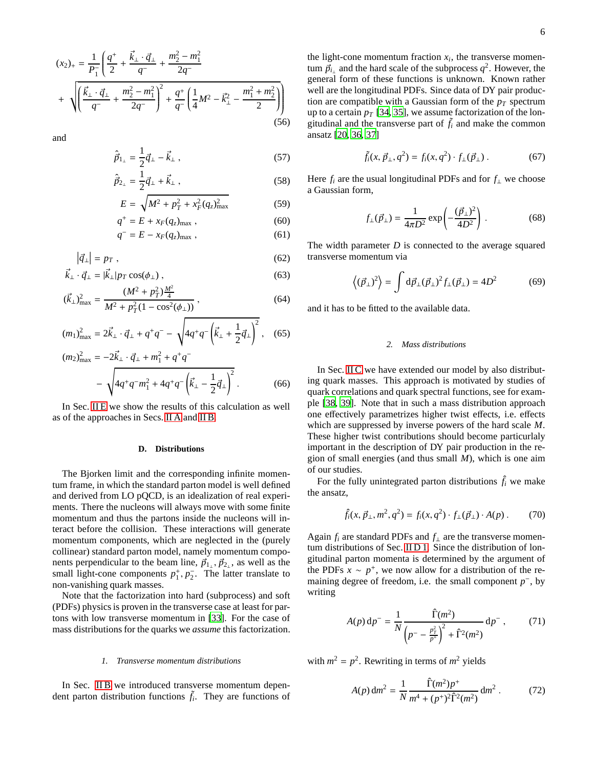$$(x_2)_+ = \frac{1}{P_1^-}\left(\frac{q^+}{2} + \frac{\vec{k}_\perp \cdot \vec{q}_\perp}{q^-} + \frac{m_2^2 - m_1^2}{2q^-} + \sqrt{\left(\frac{\vec{k}_\perp \cdot \vec{q}_\perp}{q^-} + \frac{m_2^2 - m_1^2}{2q^-}\right)^2 + \frac{q^+}{q^-}\left(\frac{1}{4}M^2 - \vec{k}_\perp^2 - \frac{m_1^2 + m_2^2}{2}\right)}\right) \tag{56}$$

and

$$\hat{\vec{p}}_{1_\perp} = \frac{1}{2}\vec{q}_\perp - \vec{k}_\perp \ , \tag{57}$$

$$\hat{\vec{p}}_{2_\perp} = \frac{1}{2}\vec{q}_\perp + \vec{k}_\perp \ , \tag{58}$$

$$E = \sqrt{M^2 + p_T^2 + x_F^2 (q_z)^2_{\max}} \tag{59}$$

$$q^+ = E + x_F (q_z)_{\max} \ , \tag{60}$$

$$q^- = E - x_F (q_z)_{\max} \ , \tag{61}$$

$$\left|\vec{q}_\perp\right| = p_T \ , \tag{62}$$

$$\vec{k}_\perp \cdot \vec{q}_\perp = |\vec{k}_\perp| p_T \cos(\phi_\perp) \ , \tag{63}$$

$$(\vec{k}_\perp)^2_{\max} = \frac{(M^2 + p_T^2)\frac{M^2}{4}}{M^2 + p_T^2(1 - \cos^2(\phi_\perp))} \ , \tag{64}$$

$$(m_1)^2_{\max} = 2\vec{k}_\perp \cdot \vec{q}_\perp + q^+ q^- - \sqrt{4q^+ q^- \left(\vec{k}_\perp + \frac{1}{2}\vec{q}_\perp\right)^2} \ , \tag{65}$$

$$(m_2)^2_{\max} = -2\vec{k}_\perp \cdot \vec{q}_\perp + m_1^2 + q^+ q^- - \sqrt{4q^+ q^- m_1^2 + 4q^+ q^- \left(\vec{k}_\perp - \frac{1}{2}\vec{q}_\perp\right)^2} \ . \tag{66}$$

In Sec. II E we show the results of this calculation as well as of the approaches in Secs. II A and II B.

### D. Distributions

The Bjorken limit and the corresponding infinite momentum frame, in which the standard parton model is well defined and derived from LO pQCD, is an idealization of real experiments. There the nucleons will always move with some finite momentum and thus the partons inside the nucleons will interact before the collision. These interactions will generate momentum components, which are neglected in the (purely collinear) standard parton model, namely momentum components perpendicular to the beam line, $\vec{p}_{1_\perp}, \vec{p}_{2_\perp}$, as well as the small light-cone components $p_1^+, p_2^-$. The latter translate to non-vanishing quark masses.

Note that the factorization into hard (subprocess) and soft (PDFs) physics is proven in the transverse case at least for partons with low transverse momentum in [33]. For the case of mass distributions for the quarks we *assume* this factorization.

#### 1. Transverse momentum distributions

In Sec. II B we introduced transverse momentum dependent parton distribution functions $\tilde{f}_i$. They are functions of the light-cone momentum fraction $x_i$, the transverse momentum $\vec{p}_{i_\perp}$ and the hard scale of the subprocess $q^2$. However, the general form of these functions is unknown. Known rather well are the longitudinal PDFs. Since data of DY pair production are compatible with a Gaussian form of the $p_T$ spectrum up to a certain $p_T$ [34, 35], we assume factorization of the longitudinal and the transverse part of $\tilde{f}_i$ and make the common ansatz [20, 36, 37]

$$\tilde{f}_i(x, \vec{p}_\perp, q^2) = f_i(x, q^2) \cdot f_\perp(\vec{p}_\perp) \ . \tag{67}$$

Here $f_i$ are the usual longitudinal PDFs and for $f_\perp$ we choose a Gaussian form,

$$f_\perp(\vec{p}_\perp) = \frac{1}{4\pi D^2} \exp\left(-\frac{(\vec{p}_\perp)^2}{4D^2}\right) \ . \tag{68}$$

The width parameter $D$ is connected to the average squared transverse momentum via

$$\left\langle (\vec{p}_\perp)^2 \right\rangle = \int d\vec{p}_\perp (\vec{p}_\perp)^2 f_\perp(\vec{p}_\perp) = 4D^2 \tag{69}$$

and it has to be fitted to the available data.

#### 2. Mass distributions

In Sec. II C we have extended our model by also distributing quark masses. This approach is motivated by studies of quark correlations and quark spectral functions, see for example [38, 39]. Note that in such a mass distribution approach one effectively parametrizes higher twist effects, i.e. effects which are suppressed by inverse powers of the hard scale $M$. These higher twist contributions should become particurlaly important in the description of DY pair production in the region of small energies (and thus small $M$), which is one aim of our studies.

For the fully unintegrated parton distributions $\hat{f}_i$ we make the ansatz,

$$\hat{f}_i(x, \vec{p}_\perp, m^2, q^2) = f_i(x, q^2) \cdot f_\perp(\vec{p}_\perp) \cdot A(p) \ . \tag{70}$$

Again $f_i$ are standard PDFs and $f_\perp$ are the transverse momentum distributions of Sec. II D 1. Since the distribution of longitudinal parton momenta is determined by the argument of the PDFs $x \sim p^+$, we now allow for a distribution of the remaining degree of freedom, i.e. the small component $p^-$, by writing

$$A(p)\, dp^- = \frac{1}{N} \frac{\hat{\Gamma}(m^2)}{\left(p^- - \frac{p_T^2}{p^+}\right)^2 + \hat{\Gamma}^2(m^2)} dp^- \ , \tag{71}$$

with $m^2 = p^2$. Rewriting in terms of $m^2$ yields

$$A(p)\, dm^2 = \frac{1}{N} \frac{\hat{\Gamma}(m^2) p^+}{m^4 + (p^+)^2 \hat{\Gamma}^2(m^2)} dm^2 \ . \tag{72}$$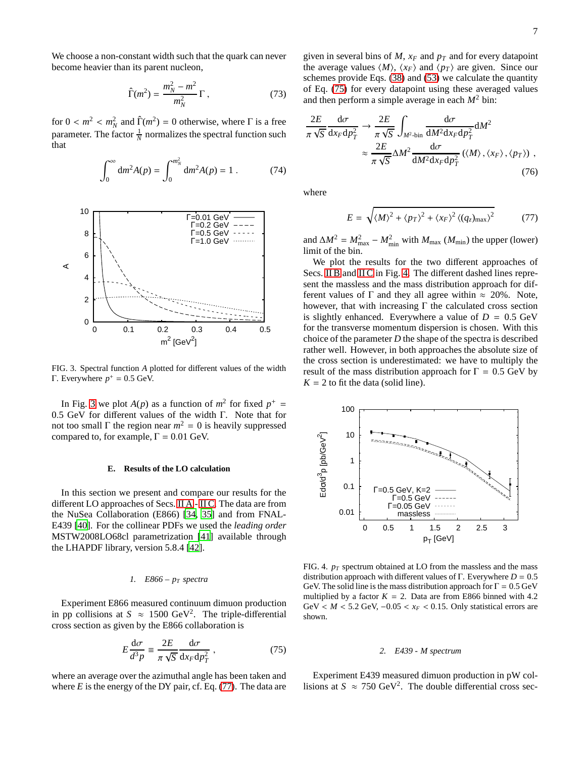We choose a non-constant width such that the quark can never become heavier than its parent nucleon,

$$\hat{\Gamma}(m^2) = \frac{m_N^2 - m^2}{m_N^2}\Gamma\,, \tag{73}$$

for $0 < m^2 < m_N^2$ and $\hat{\Gamma}(m^2) = 0$ otherwise, where $\Gamma$ is a free parameter. The factor $\frac{1}{N}$ normalizes the spectral function such that

$$\int_0^\infty \mathrm{d}m^2 A(p) = \int_0^{m_N^2} \mathrm{d}m^2 A(p) = 1\,. \tag{74}$$

FIG. 3. Spectral function $A$ plotted for different values of the width $\Gamma$. Everywhere $p^+ = 0.5$ GeV.

In Fig. 3 we plot $A(p)$ as a function of $m^2$ for fixed $p^+ = 0.5$ GeV for different values of the width $\Gamma$. Note that for not too small $\Gamma$ the region near $m^2 = 0$ is heavily suppressed compared to, for example, $\Gamma = 0.01$ GeV.

### E. Results of the LO calculation

In this section we present and compare our results for the different LO approaches of Secs. II A - II C. The data are from the NuSea Collaboration (E866) [34, 35] and from FNAL-E439 [40]. For the collinear PDFs we used the *leading order* MSTW2008LO68cl parametrization [41] available through the LHAPDF library, version 5.8.4 [42].

#### 1. E866 – $p_T$ spectra

Experiment E866 measured continuum dimuon production in pp collisions at $S \approx 1500$ GeV$^2$. The triple-differential cross section as given by the E866 collaboration is

$$E\frac{\mathrm{d}\sigma}{d^3p} \equiv \frac{2E}{\pi\sqrt{S}}\frac{\mathrm{d}\sigma}{\mathrm{d}x_F \mathrm{d}p_T^2}\,, \tag{75}$$

where an average over the azimuthal angle has been taken and where $E$ is the energy of the DY pair, cf. Eq. (77). The data are given in several bins of $M$, $x_F$ and $p_T$ and for every datapoint the average values $\langle M\rangle$, $\langle x_F\rangle$ and $\langle p_T\rangle$ are given. Since our schemes provide Eqs. (38) and (53) we calculate the quantity of Eq. (75) for every datapoint using these averaged values and then perform a simple average in each $M^2$ bin:

$$\begin{aligned}\frac{2E}{\pi\sqrt{S}}\frac{\mathrm{d}\sigma}{\mathrm{d}x_F \mathrm{d}p_T^2} &\to \frac{2E}{\pi\sqrt{S}}\int_{M^2\text{-bin}}\frac{\mathrm{d}\sigma}{\mathrm{d}M^2\mathrm{d}x_F\mathrm{d}p_T^2}\mathrm{d}M^2 \\ &\approx \frac{2E}{\pi\sqrt{S}}\Delta M^2\frac{\mathrm{d}\sigma}{\mathrm{d}M^2\mathrm{d}x_F\mathrm{d}p_T^2}\left(\langle M\rangle, \langle x_F\rangle, \langle p_T\rangle\right)\,,\end{aligned} \tag{76}$$

where

$$E = \sqrt{\langle M\rangle^2 + \langle p_T\rangle^2 + \langle x_F\rangle^2\left\langle (q_z)_{\max}\right\rangle^2} \tag{77}$$

and $\Delta M^2 = M_{\max}^2 - M_{\min}^2$ with $M_{\max}$ ($M_{\min}$) the upper (lower) limit of the bin.

We plot the results for the two different approaches of Secs. II B and II C in Fig. 4. The different dashed lines represent the massless and the mass distribution approach for different values of $\Gamma$ and they all agree within $\approx 20\%$. Note, however, that with increasing $\Gamma$ the calculated cross section is slightly enhanced. Everywhere a value of $D = 0.5$ GeV for the transverse momentum dispersion is chosen. With this choice of the parameter $D$ the shape of the spectra is described rather well. However, in both approaches the absolute size of the cross section is underestimated: we have to multiply the result of the mass distribution approach for $\Gamma = 0.5$ GeV by $K = 2$ to fit the data (solid line).

FIG. 4. $p_T$ spectrum obtained at LO from the massless and the mass distribution approach with different values of $\Gamma$. Everywhere $D = 0.5$ GeV. The solid line is the mass distribution approach for $\Gamma = 0.5$ GeV multiplied by a factor $K = 2$. Data are from E866 binned with $4.2$ GeV $< M < 5.2$ GeV, $-0.05 < x_F < 0.15$. Only statistical errors are shown.

#### 2. E439 - M spectrum

Experiment E439 measured dimuon production in pW collisions at $S \approx 750$ GeV$^2$. The double differential cross sec-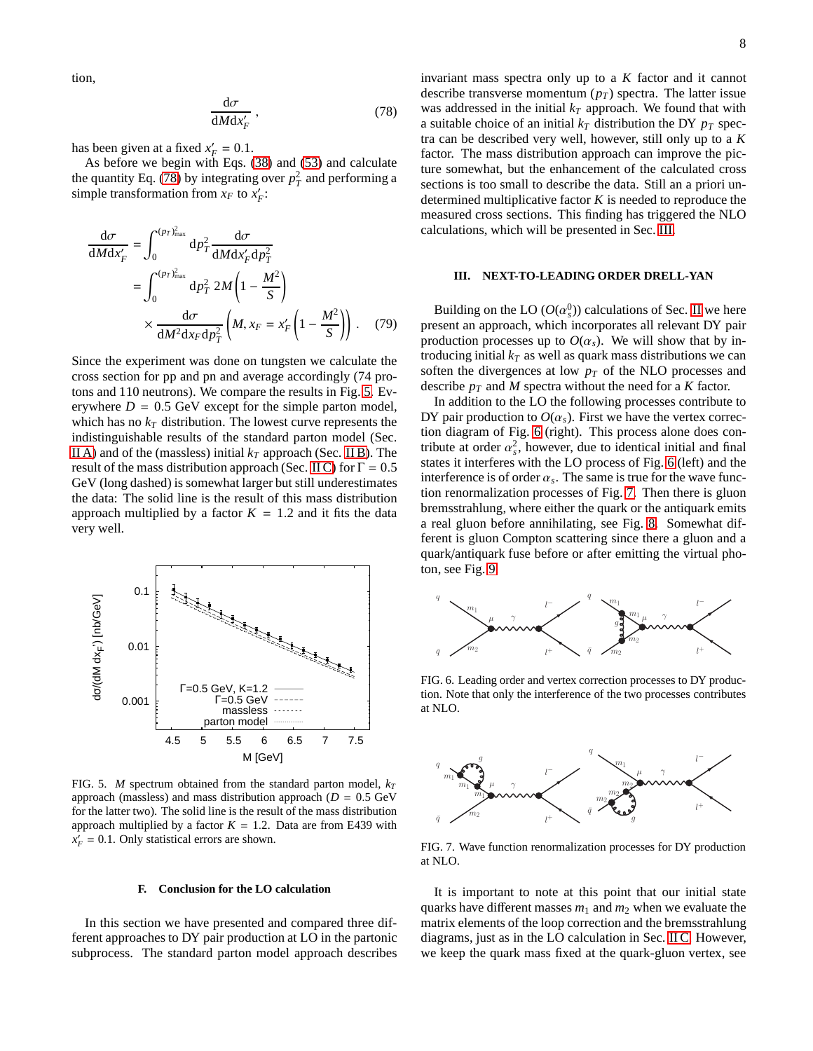tion,

$$\frac{\mathrm{d}\sigma}{\mathrm{d}M\mathrm{d}x_F'}\,, \tag{78}$$

has been given at a fixed $x_F' = 0.1$.

As before we begin with Eqs. (38) and (53) and calculate the quantity Eq. (78) by integrating over $p_T^2$ and performing a simple transformation from $x_F$ to $x_F'$:

$$\begin{aligned}\frac{\mathrm{d}\sigma}{\mathrm{d}M\mathrm{d}x_F'} &= \int_0^{(p_T)^2_{\max}} \mathrm{d}p_T^2 \frac{\mathrm{d}\sigma}{\mathrm{d}M\mathrm{d}x_F'\mathrm{d}p_T^2} \\ &= \int_0^{(p_T)^2_{\max}} \mathrm{d}p_T^2\; 2M\left(1 - \frac{M^2}{S}\right) \\ &\quad\times \frac{\mathrm{d}\sigma}{\mathrm{d}M^2\mathrm{d}x_F\mathrm{d}p_T^2}\left(M, x_F = x_F'\left(1 - \frac{M^2}{S}\right)\right). \end{aligned} \tag{79}$$

Since the experiment was done on tungsten we calculate the cross section for pp and pn and average accordingly (74 protons and 110 neutrons). We compare the results in Fig. 5. Everywhere $D = 0.5$ GeV except for the simple parton model, which has no $k_T$ distribution. The lowest curve represents the indistinguishable results of the standard parton model (Sec. II A) and of the (massless) initial $k_T$ approach (Sec. II B). The result of the mass distribution approach (Sec. II C) for $\Gamma = 0.5$ GeV (long dashed) is somewhat larger but still underestimates the data: The solid line is the result of this mass distribution approach multiplied by a factor $K = 1.2$ and it fits the data very well.

FIG. 5. $M$ spectrum obtained from the standard parton model, $k_T$ approach (massless) and mass distribution approach ($D = 0.5$ GeV for the latter two). The solid line is the result of the mass distribution approach multiplied by a factor $K = 1.2$. Data are from E439 with $x_F' = 0.1$. Only statistical errors are shown.

### F. Conclusion for the LO calculation

In this section we have presented and compared three different approaches to DY pair production at LO in the partonic subprocess. The standard parton model approach describes invariant mass spectra only up to a $K$ factor and it cannot describe transverse momentum ($p_T$) spectra. The latter issue was addressed in the initial $k_T$ approach. We found that with a suitable choice of an initial $k_T$ distribution the DY $p_T$ spectra can be described very well, however, still only up to a $K$ factor. The mass distribution approach can improve the picture somewhat, but the enhancement of the calculated cross sections is too small to describe the data. Still an a priori undetermined multiplicative factor $K$ is needed to reproduce the measured cross sections. This finding has triggered the NLO calculations, which will be presented in Sec. III.

## III. NEXT-TO-LEADING ORDER DRELL-YAN

Building on the LO ($O(\alpha_s^0)$) calculations of Sec. II we here present an approach, which incorporates all relevant DY pair production processes up to $O(\alpha_s)$. We will show that by introducing initial $k_T$ as well as quark mass distributions we can soften the divergences at low $p_T$ of the NLO processes and describe $p_T$ and $M$ spectra without the need for a $K$ factor.

In addition to the LO the following processes contribute to DY pair production to $O(\alpha_s)$. First we have the vertex correction diagram of Fig. 6 (right). This process alone does contribute at order $\alpha_s^2$, however, due to identical initial and final states it interferes with the LO process of Fig. 6 (left) and the interference is of order $\alpha_s$. The same is true for the wave function renormalization processes of Fig. 7. Then there is gluon bremsstrahlung, where either the quark or the antiquark emits a real gluon before annihilating, see Fig. 8. Somewhat different is gluon Compton scattering since there a gluon and a quark/antiquark fuse before or after emitting the virtual photon, see Fig. 9.

FIG. 6. Leading order and vertex correction processes to DY production. Note that only the interference of the two processes contributes at NLO.

FIG. 7. Wave function renormalization processes for DY production at NLO.

It is important to note at this point that our initial state quarks have different masses $m_1$ and $m_2$ when we evaluate the matrix elements of the loop correction and the bremsstrahlung diagrams, just as in the LO calculation in Sec. II C. However, we keep the quark mass fixed at the quark-gluon vertex, see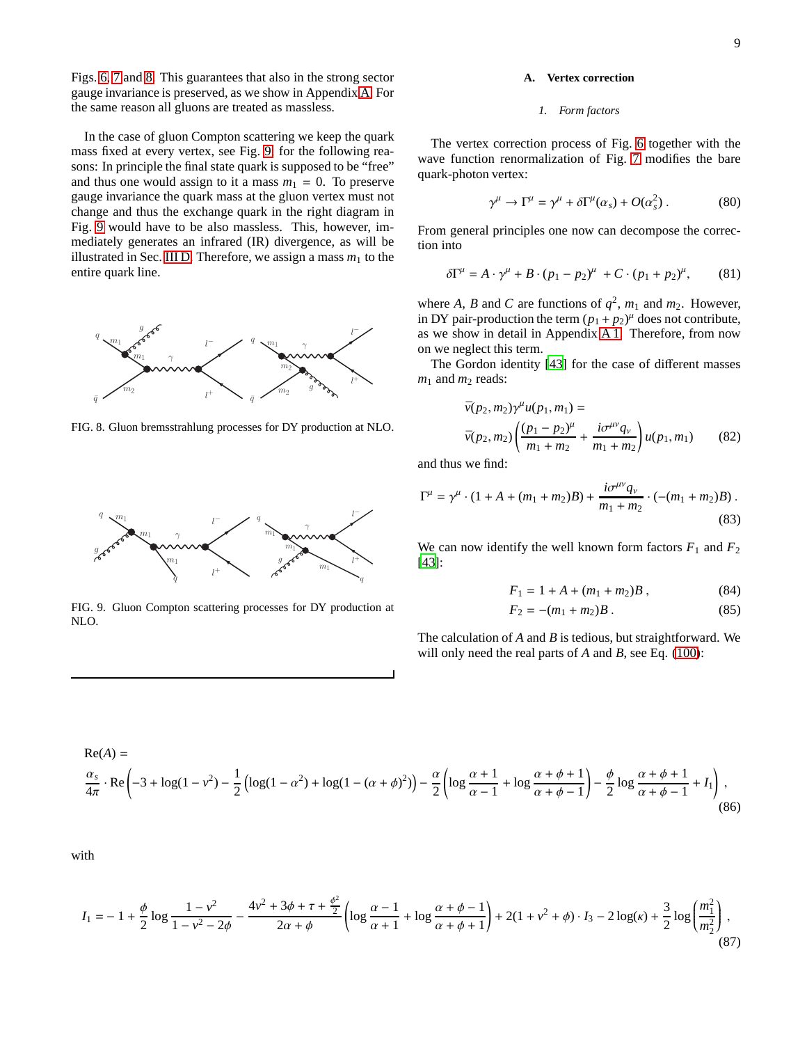Figs. 6, 7 and 8. This guarantees that also in the strong sector gauge invariance is preserved, as we show in Appendix A. For the same reason all gluons are treated as massless.

In the case of gluon Compton scattering we keep the quark mass fixed at every vertex, see Fig. 9, for the following reasons: In principle the final state quark is supposed to be "free" and thus one would assign to it a mass $m_1 = 0$. To preserve gauge invariance the quark mass at the gluon vertex must not change and thus the exchange quark in the right diagram in Fig. 9 would have to be also massless. This, however, immediately generates an infrared (IR) divergence, as will be illustrated in Sec. III D. Therefore, we assign a mass $m_1$ to the entire quark line.

FIG. 8. Gluon bremsstrahlung processes for DY production at NLO.

FIG. 9. Gluon Compton scattering processes for DY production at NLO.

### A. Vertex correction

#### 1. Form factors

The vertex correction process of Fig. 6 together with the wave function renormalization of Fig. 7 modifies the bare quark-photon vertex:

$$\gamma^\mu \to \Gamma^\mu = \gamma^\mu + \delta\Gamma^\mu(\alpha_s) + O(\alpha_s^2) \,. \tag{80}$$

From general principles one now can decompose the correction into

$$\delta\Gamma^\mu = A \cdot \gamma^\mu + B \cdot (p_1 - p_2)^\mu \; + C \cdot (p_1 + p_2)^\mu, \tag{81}$$

where $A$, $B$ and $C$ are functions of $q^2$, $m_1$ and $m_2$. However, in DY pair-production the term $(p_1 + p_2)^\mu$ does not contribute, as we show in detail in Appendix A 1. Therefore, from now on we neglect this term.

The Gordon identity [43] for the case of different masses $m_1$ and $m_2$ reads:

$$\bar{v}(p_2, m_2)\gamma^\mu u(p_1, m_1) = \\ \bar{v}(p_2, m_2)\left(\frac{(p_1 - p_2)^\mu}{m_1 + m_2} + \frac{i\sigma^{\mu\nu}q_\nu}{m_1 + m_2}\right)u(p_1, m_1) \tag{82}$$

and thus we find:

$$\Gamma^\mu = \gamma^\mu \cdot (1 + A + (m_1 + m_2)B) + \frac{i\sigma^{\mu\nu}q_\nu}{m_1 + m_2} \cdot (-(m_1 + m_2)B) \,. \tag{83}$$

We can now identify the well known form factors $F_1$ and $F_2$ [43]:

$$F_1 = 1 + A + (m_1 + m_2)B \,, \tag{84}$$

$$F_2 = -(m_1 + m_2)B \,. \tag{85}$$

The calculation of $A$ and $B$ is tedious, but straightforward. We will only need the real parts of $A$ and $B$, see Eq. (100):

$$\mathrm{Re}(A) = \\ \frac{\alpha_s}{4\pi} \cdot \mathrm{Re}\left(-3 + \log(1 - v^2) - \frac{1}{2}\left(\log(1 - \alpha^2) + \log(1 - (\alpha + \phi)^2)\right) - \frac{\alpha}{2}\left(\log\frac{\alpha + 1}{\alpha - 1} + \log\frac{\alpha + \phi + 1}{\alpha + \phi - 1}\right) - \frac{\phi}{2}\log\frac{\alpha + \phi + 1}{\alpha + \phi - 1} + I_1\right) , \tag{86}$$

with

$$I_1 = -1 + \frac{\phi}{2}\log\frac{1 - v^2}{1 - v^2 - 2\phi} - \frac{4v^2 + 3\phi + \tau + \frac{\phi^2}{2}}{2\alpha + \phi}\left(\log\frac{\alpha - 1}{\alpha + 1} + \log\frac{\alpha + \phi - 1}{\alpha + \phi + 1}\right) + 2(1 + v^2 + \phi) \cdot I_3 - 2\log(\kappa) + \frac{3}{2}\log\left(\frac{m_1^2}{m_2^2}\right) , \tag{87}$$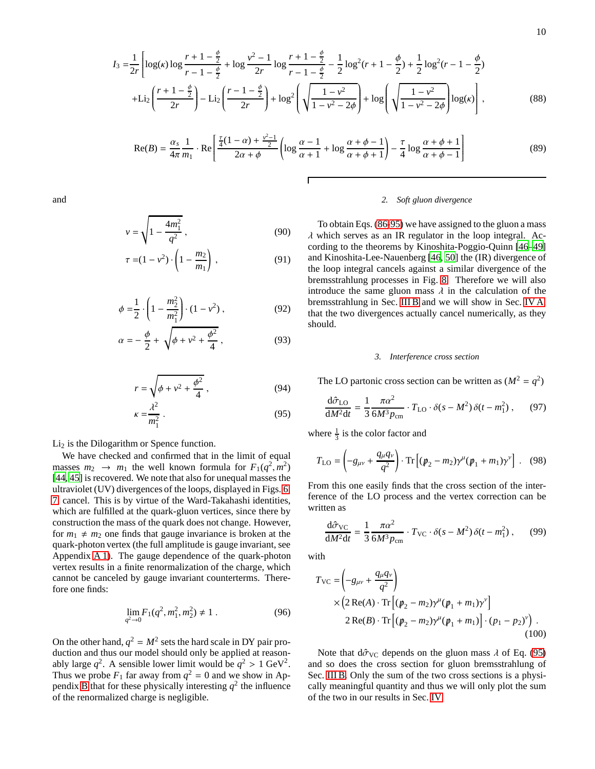$$I_3 = \frac{1}{2r}\left[\log(\kappa)\log\frac{r+1-\frac{\phi}{2}}{r-1-\frac{\phi}{2}} + \log\frac{v^2-1}{2r}\log\frac{r+1-\frac{\phi}{2}}{r-1-\frac{\phi}{2}} - \frac{1}{2}\log^2(r+1-\frac{\phi}{2}) + \frac{1}{2}\log^2(r-1-\frac{\phi}{2})\right.$$
$$\left. + \mathrm{Li}_2\left(\frac{r+1-\frac{\phi}{2}}{2r}\right) - \mathrm{Li}_2\left(\frac{r-1-\frac{\phi}{2}}{2r}\right) + \log^2\left(\sqrt{\frac{1-v^2}{1-v^2-2\phi}}\right) + \log\left(\sqrt{\frac{1-v^2}{1-v^2-2\phi}}\right)\log(\kappa)\right], \tag{88}$$

$$\mathrm{Re}(B) = \frac{\alpha_s}{4\pi}\frac{1}{m_1}\cdot\mathrm{Re}\left[\frac{\frac{\tau}{4}(1-\alpha)+\frac{v^2-1}{2}}{2\alpha+\phi}\left(\log\frac{\alpha-1}{\alpha+1} + \log\frac{\alpha+\phi-1}{\alpha+\phi+1}\right) - \frac{\tau}{4}\log\frac{\alpha+\phi+1}{\alpha+\phi-1}\right] \tag{89}$$

and

$$v = \sqrt{1-\frac{4m_1^2}{q^2}}\,, \tag{90}$$

$$\tau = (1-v^2)\cdot\left(1-\frac{m_2}{m_1}\right)\,, \tag{91}$$

$$\phi = \frac{1}{2}\cdot\left(1-\frac{m_2^2}{m_1^2}\right)\cdot(1-v^2)\,, \tag{92}$$

$$\alpha = -\frac{\phi}{2} + \sqrt{\phi + v^2 + \frac{\phi^2}{4}}\,, \tag{93}$$

$$r = \sqrt{\phi + v^2 + \frac{\phi^2}{4}}\,, \tag{94}$$

$$\kappa = \frac{\lambda^2}{m_1^2}\,. \tag{95}$$

$\mathrm{Li}_2$ is the Dilogarithm or Spence function.

We have checked and confirmed that in the limit of equal masses $m_2 \to m_1$ the well known formula for $F_1(q^2, m^2)$ [44, 45] is recovered. We note that also for unequal masses the ultraviolet (UV) divergences of the loops, displayed in Figs. 6-7 cancel. This is by virtue of the Ward-Takahashi identities, which are fulfilled at the quark-gluon vertices, since there by construction the mass of the quark does not change. However, for $m_1 \neq m_2$ one finds that gauge invariance is broken at the quark-photon vertex (the full amplitude is gauge invariant, see Appendix A 1). The gauge dependence of the quark-photon vertex results in a finite renormalization of the charge, which cannot be canceled by gauge invariant counterterms. Therefore one finds:

$$\lim_{q^2\to 0} F_1(q^2, m_1^2, m_2^2) \neq 1\,. \tag{96}$$

On the other hand, $q^2 = M^2$ sets the hard scale in DY pair production and thus our model should only be applied at reasonably large $q^2$. A sensible lower limit would be $q^2 > 1$ GeV$^2$. Thus we probe $F_1$ far away from $q^2 = 0$ and we show in Appendix B that for these physically interesting $q^2$ the influence of the renormalized charge is negligible.

### 2. Soft gluon divergence

To obtain Eqs. (86-95) we have assigned to the gluon a mass $\lambda$ which serves as an IR regulator in the loop integral. According to the theorems by Kinoshita-Poggio-Quinn [46-49] and Kinoshita-Lee-Nauenberg [46, 50] the (IR) divergence of the loop integral cancels against a similar divergence of the bremsstrahlung processes in Fig. 8. Therefore we will also introduce the same gluon mass $\lambda$ in the calculation of the bremsstrahlung in Sec. III B and we will show in Sec. IV A that the two divergences actually cancel numerically, as they should.

### 3. Interference cross section

The LO partonic cross section can be written as ($M^2 = q^2$)

$$\frac{\mathrm{d}\hat{\sigma}_{\mathrm{LO}}}{\mathrm{d}M^2\mathrm{d}t} = \frac{1}{3}\frac{\pi\alpha^2}{6M^3 p_{\mathrm{cm}}}\cdot T_{\mathrm{LO}}\cdot\delta(s-M^2)\,\delta(t-m_1^2)\,, \tag{97}$$

where $\frac{1}{3}$ is the color factor and

$$T_{\mathrm{LO}} = \left(-g_{\mu\nu} + \frac{q_\mu q_\nu}{q^2}\right)\cdot\mathrm{Tr}\left[(\not{p}_2 - m_2)\gamma^\mu(\not{p}_1 + m_1)\gamma^\nu\right]\,. \tag{98}$$

From this one easily finds that the cross section of the interference of the LO process and the vertex correction can be written as

$$\frac{\mathrm{d}\hat{\sigma}_{\mathrm{VC}}}{\mathrm{d}M^2\mathrm{d}t} = \frac{1}{3}\frac{\pi\alpha^2}{6M^3 p_{\mathrm{cm}}}\cdot T_{\mathrm{VC}}\cdot\delta(s-M^2)\,\delta(t-m_1^2)\,, \tag{99}$$

with

$$T_{\mathrm{VC}} = \left(-g_{\mu\nu} + \frac{q_\mu q_\nu}{q^2}\right) \times\Big(2\,\mathrm{Re}(A)\cdot\mathrm{Tr}\left[(\not{p}_2 - m_2)\gamma^\mu(\not{p}_1 + m_1)\gamma^\nu\right]$$
$$2\,\mathrm{Re}(B)\cdot\mathrm{Tr}\left[(\not{p}_2 - m_2)\gamma^\mu(\not{p}_1 + m_1)\right]\cdot(p_1 - p_2)^\nu\Big)\,. \tag{100}$$

Note that $\mathrm{d}\hat{\sigma}_{\mathrm{VC}}$ depends on the gluon mass $\lambda$ of Eq. (95) and so does the cross section for gluon bremsstrahlung of Sec. III B. Only the sum of the two cross sections is a physically meaningful quantity and thus we will only plot the sum of the two in our results in Sec. IV.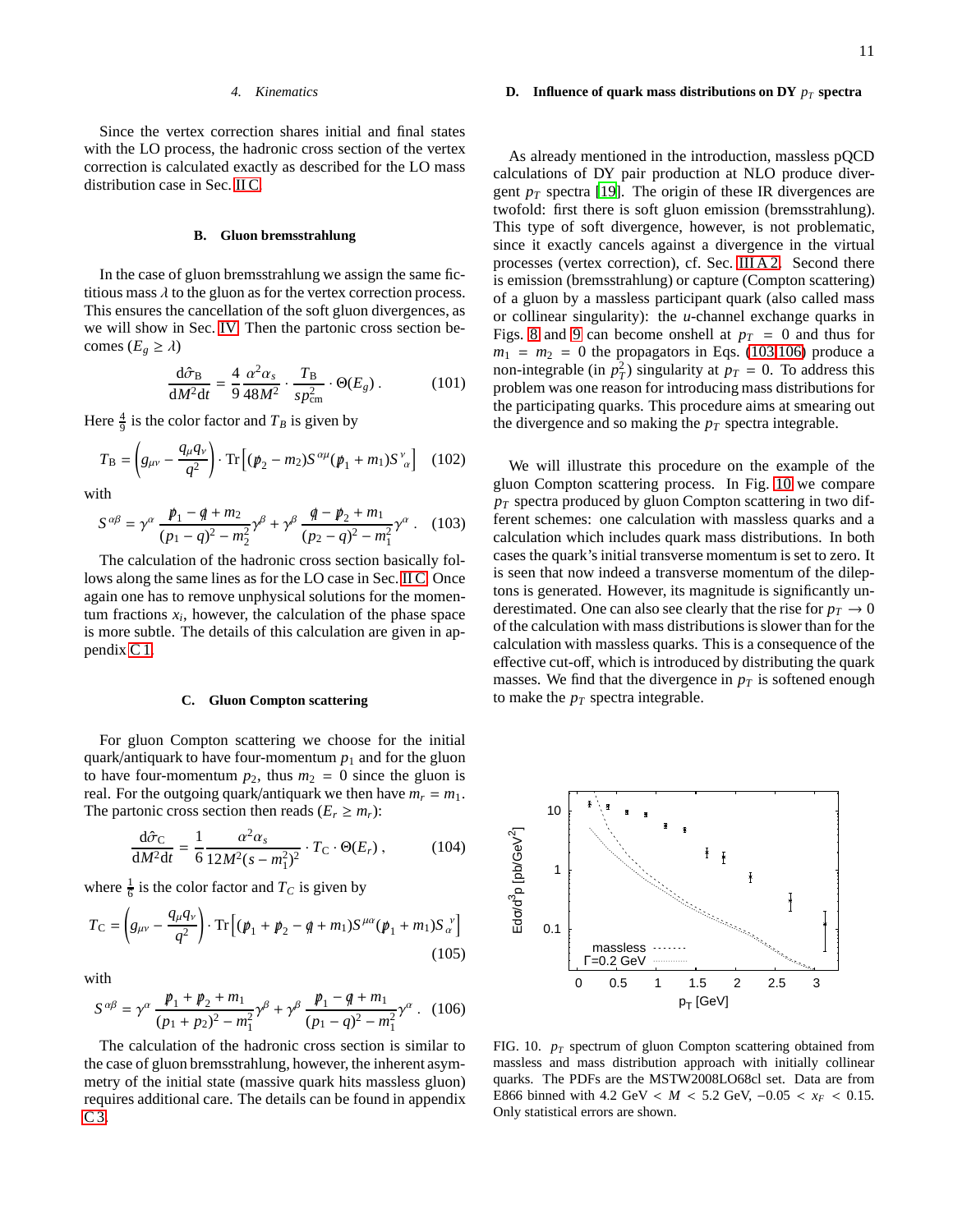#### 4. Kinematics

Since the vertex correction shares initial and final states with the LO process, the hadronic cross section of the vertex correction is calculated exactly as described for the LO mass distribution case in Sec. II C.

### B. Gluon bremsstrahlung

In the case of gluon bremsstrahlung we assign the same fictitious mass $\lambda$ to the gluon as for the vertex correction process. This ensures the cancellation of the soft gluon divergences, as we will show in Sec. IV. Then the partonic cross section becomes ($E_g \geq \lambda$)

$$\frac{\mathrm{d}\hat{\sigma}_\mathrm{B}}{\mathrm{d}M^2\mathrm{d}t} = \frac{4}{9}\frac{\alpha^2\alpha_s}{48M^2} \cdot \frac{T_\mathrm{B}}{sp_\mathrm{cm}^2} \cdot \Theta(E_g) \,. \tag{101}$$

Here $\frac{4}{9}$ is the color factor and $T_B$ is given by

$$T_\mathrm{B} = \left(g_{\mu\nu} - \frac{q_\mu q_\nu}{q^2}\right) \cdot \mathrm{Tr}\left[(\not{p}_2 - m_2)S^{\alpha\mu}(\not{p}_1 + m_1)S^{\nu}_{\ \alpha}\right] \tag{102}$$

with

$$S^{\alpha\beta} = \gamma^\alpha \frac{\not{p}_1 - \not{q} + m_2}{(p_1-q)^2 - m_2^2}\gamma^\beta + \gamma^\beta \frac{\not{q} - \not{p}_2 + m_1}{(p_2-q)^2 - m_1^2}\gamma^\alpha \,. \tag{103}$$

The calculation of the hadronic cross section basically follows along the same lines as for the LO case in Sec. II C. Once again one has to remove unphysical solutions for the momentum fractions $x_i$, however, the calculation of the phase space is more subtle. The details of this calculation are given in appendix C 1.

### C. Gluon Compton scattering

For gluon Compton scattering we choose for the initial quark/antiquark to have four-momentum $p_1$ and for the gluon to have four-momentum $p_2$, thus $m_2 = 0$ since the gluon is real. For the outgoing quark/antiquark we then have $m_r = m_1$. The partonic cross section then reads ($E_r \geq m_r$):

$$\frac{\mathrm{d}\hat{\sigma}_\mathrm{C}}{\mathrm{d}M^2\mathrm{d}t} = \frac{1}{6}\frac{\alpha^2\alpha_s}{12M^2(s-m_1^2)^2} \cdot T_\mathrm{C} \cdot \Theta(E_r) \,, \tag{104}$$

where $\frac{1}{6}$ is the color factor and $T_C$ is given by

$$T_\mathrm{C} = \left(g_{\mu\nu} - \frac{q_\mu q_\nu}{q^2}\right) \cdot \mathrm{Tr}\left[(\not{p}_1 + \not{p}_2 - \not{q} + m_1)S^{\mu\alpha}(\not{p}_1 + m_1)S^{\nu}_{\ \alpha}\right] \tag{105}$$

with

$$S^{\alpha\beta} = \gamma^\alpha \frac{\not{p}_1 + \not{p}_2 + m_1}{(p_1+p_2)^2 - m_1^2}\gamma^\beta + \gamma^\beta \frac{\not{p}_1 - \not{q} + m_1}{(p_1-q)^2 - m_1^2}\gamma^\alpha \,. \tag{106}$$

The calculation of the hadronic cross section is similar to the case of gluon bremsstrahlung, however, the inherent asymmetry of the initial state (massive quark hits massless gluon) requires additional care. The details can be found in appendix C 3.

### D. Influence of quark mass distributions on DY $p_T$ spectra

As already mentioned in the introduction, massless pQCD calculations of DY pair production at NLO produce divergent $p_T$ spectra [19]. The origin of these IR divergences are twofold: first there is soft gluon emission (bremsstrahlung). This type of soft divergence, however, is not problematic, since it exactly cancels against a divergence in the virtual processes (vertex correction), cf. Sec. III A 2. Second there is emission (bremsstrahlung) or capture (Compton scattering) of a gluon by a massless participant quark (also called mass or collinear singularity): the $u$-channel exchange quarks in Figs. 8 and 9 can become onshell at $p_T = 0$ and thus for $m_1 = m_2 = 0$ the propagators in Eqs. (103,106) produce a non-integrable (in $p_T^2$) singularity at $p_T = 0$. To address this problem was one reason for introducing mass distributions for the participating quarks. This procedure aims at smearing out the divergence and so making the $p_T$ spectra integrable.

We will illustrate this procedure on the example of the gluon Compton scattering process. In Fig. 10 we compare $p_T$ spectra produced by gluon Compton scattering in two different schemes: one calculation with massless quarks and a calculation which includes quark mass distributions. In both cases the quark's initial transverse momentum is set to zero. It is seen that now indeed a transverse momentum of the dileptons is generated. However, its magnitude is significantly underestimated. One can also see clearly that the rise for $p_T \to 0$ of the calculation with mass distributions is slower than for the calculation with massless quarks. This is a consequence of the effective cut-off, which is introduced by distributing the quark masses. We find that the divergence in $p_T$ is softened enough to make the $p_T$ spectra integrable.

FIG. 10. $p_T$ spectrum of gluon Compton scattering obtained from massless and mass distribution approach with initially collinear quarks. The PDFs are the MSTW2008LO68cl set. Data are from E866 binned with 4.2 GeV $< M <$ 5.2 GeV, $-0.05 < x_F < 0.15$. Only statistical errors are shown.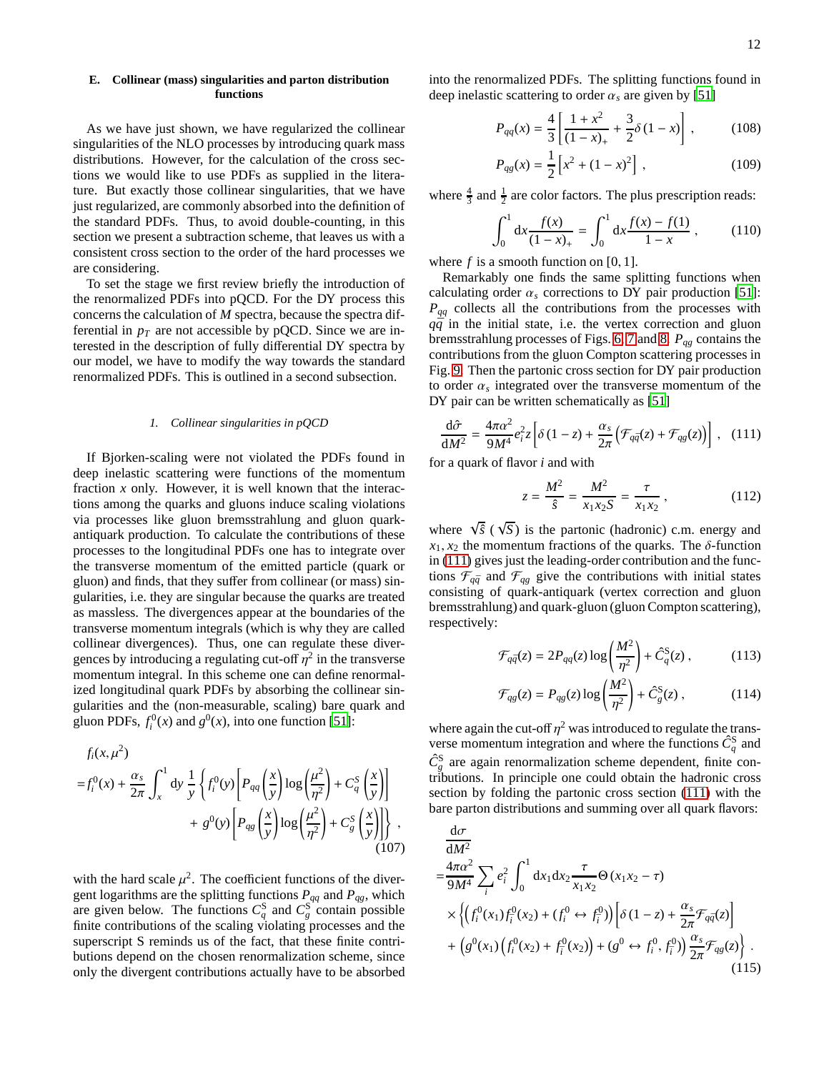### E. Collinear (mass) singularities and parton distribution functions

As we have just shown, we have regularized the collinear singularities of the NLO processes by introducing quark mass distributions. However, for the calculation of the cross sections we would like to use PDFs as supplied in the literature. But exactly those collinear singularities, that we have just regularized, are commonly absorbed into the definition of the standard PDFs. Thus, to avoid double-counting, in this section we present a subtraction scheme, that leaves us with a consistent cross section to the order of the hard processes we are considering.

To set the stage we first review briefly the introduction of the renormalized PDFs into pQCD. For the DY process this concerns the calculation of $M$ spectra, because the spectra differential in $p_T$ are not accessible by pQCD. Since we are interested in the description of fully differential DY spectra by our model, we have to modify the way towards the standard renormalized PDFs. This is outlined in a second subsection.

#### 1. Collinear singularities in pQCD

If Bjorken-scaling were not violated the PDFs found in deep inelastic scattering were functions of the momentum fraction $x$ only. However, it is well known that the interactions among the quarks and gluons induce scaling violations via processes like gluon bremsstrahlung and gluon quark-antiquark production. To calculate the contributions of these processes to the longitudinal PDFs one has to integrate over the transverse momentum of the emitted particle (quark or gluon) and finds, that they suffer from collinear (or mass) singularities, i.e. they are singular because the quarks are treated as massless. The divergences appear at the boundaries of the transverse momentum integrals (which is why they are called collinear divergences). Thus, one can regulate these divergences by introducing a regulating cut-off $\eta^2$ in the transverse momentum integral. In this scheme one can define renormalized longitudinal quark PDFs by absorbing the collinear singularities and the (non-measurable, scaling) bare quark and gluon PDFs, $f_i^0(x)$ and $g^0(x)$, into one function [51]:

$$
\begin{aligned}
&f_i(x,\mu^2) \\
&= f_i^0(x) + \frac{\alpha_s}{2\pi}\int_x^1 \mathrm{d}y\,\frac{1}{y}\left\{ f_i^0(y)\left[P_{qq}\left(\frac{x}{y}\right)\log\left(\frac{\mu^2}{\eta^2}\right) + C_q^S\left(\frac{x}{y}\right)\right]\right. \\
&\qquad\left. + \,g^0(y)\left[P_{qg}\left(\frac{x}{y}\right)\log\left(\frac{\mu^2}{\eta^2}\right) + C_g^S\left(\frac{x}{y}\right)\right]\right\}, \qquad (107)
\end{aligned}
$$

with the hard scale $\mu^2$. The coefficient functions of the divergent logarithms are the splitting functions $P_{qq}$ and $P_{qg}$, which are given below. The functions $C_q^S$ and $C_g^S$ contain possible finite contributions of the scaling violating processes and the superscript S reminds us of the fact, that these finite contributions depend on the chosen renormalization scheme, since only the divergent contributions actually have to be absorbed into the renormalized PDFs. The splitting functions found in deep inelastic scattering to order $\alpha_s$ are given by [51]

$$
P_{qq}(x) = \frac{4}{3}\left[\frac{1+x^2}{(1-x)_+} + \frac{3}{2}\delta(1-x)\right], \qquad (108)
$$

$$
P_{qg}(x) = \frac{1}{2}\left[x^2 + (1-x)^2\right], \qquad (109)
$$

where $\frac{4}{3}$ and $\frac{1}{2}$ are color factors. The plus prescription reads:

$$
\int_0^1 \mathrm{d}x \frac{f(x)}{(1-x)_+} = \int_0^1 \mathrm{d}x \frac{f(x)-f(1)}{1-x}, \qquad (110)
$$

where $f$ is a smooth function on $[0,1]$.

Remarkably one finds the same splitting functions when calculating order $\alpha_s$ corrections to DY pair production [51]: $P_{qq}$ collects all the contributions from the processes with $q\bar{q}$ in the initial state, i.e. the vertex correction and gluon bremsstrahlung processes of Figs. 6, 7 and 8. $P_{qg}$ contains the contributions from the gluon Compton scattering processes in Fig. 9. Then the partonic cross section for DY pair production to order $\alpha_s$ integrated over the transverse momentum of the DY pair can be written schematically as [51]

$$
\frac{\mathrm{d}\hat{\sigma}}{\mathrm{d}M^2} = \frac{4\pi\alpha^2}{9M^4}e_i^2 z\left[\delta(1-z) + \frac{\alpha_s}{2\pi}\left(\mathcal{F}_{q\bar{q}}(z) + \mathcal{F}_{qg}(z)\right)\right], \qquad (111)
$$

for a quark of flavor $i$ and with

$$
z = \frac{M^2}{\hat{s}} = \frac{M^2}{x_1 x_2 S} = \frac{\tau}{x_1 x_2}, \qquad (112)
$$

where $\sqrt{\hat{s}}$ ($\sqrt{S}$) is the partonic (hadronic) c.m. energy and $x_1, x_2$ the momentum fractions of the quarks. The $\delta$-function in (111) gives just the leading-order contribution and the functions $\mathcal{F}_{q\bar{q}}$ and $\mathcal{F}_{qg}$ give the contributions with initial states consisting of quark-antiquark (vertex correction and gluon bremsstrahlung) and quark-gluon (gluon Compton scattering), respectively:

$$
\mathcal{F}_{q\bar{q}}(z) = 2P_{qq}(z)\log\left(\frac{M^2}{\eta^2}\right) + \hat{C}_q^S(z), \qquad (113)
$$

$$
\mathcal{F}_{qg}(z) = P_{qg}(z)\log\left(\frac{M^2}{\eta^2}\right) + \hat{C}_g^S(z), \qquad (114)
$$

where again the cut-off $\eta^2$ was introduced to regulate the transverse momentum integration and where the functions $\hat{C}_q^S$ and $\hat{C}_g^S$ are again renormalization scheme dependent, finite contributions. In principle one could obtain the hadronic cross section by folding the partonic cross section (111) with the bare parton distributions and summing over all quark flavors:

$$
\begin{aligned}
&\frac{\mathrm{d}\sigma}{\mathrm{d}M^2} \\
&= \frac{4\pi\alpha^2}{9M^4}\sum_i e_i^2 \int_0^1 \mathrm{d}x_1\mathrm{d}x_2 \frac{\tau}{x_1x_2}\Theta(x_1x_2-\tau) \\
&\quad\times\left\{\left(f_i^0(x_1)f_{\bar{i}}^0(x_2) + (f_i^0 \leftrightarrow f_{\bar{i}}^0)\right)\left[\delta(1-z) + \frac{\alpha_s}{2\pi}\mathcal{F}_{q\bar{q}}(z)\right]\right. \\
&\quad\left. + \left(g^0(x_1)\left(f_i^0(x_2) + f_{\bar{i}}^0(x_2)\right) + (g^0 \leftrightarrow f_i^0, f_{\bar{i}}^0)\right)\frac{\alpha_s}{2\pi}\mathcal{F}_{qg}(z)\right\}. \qquad (115)
\end{aligned}
$$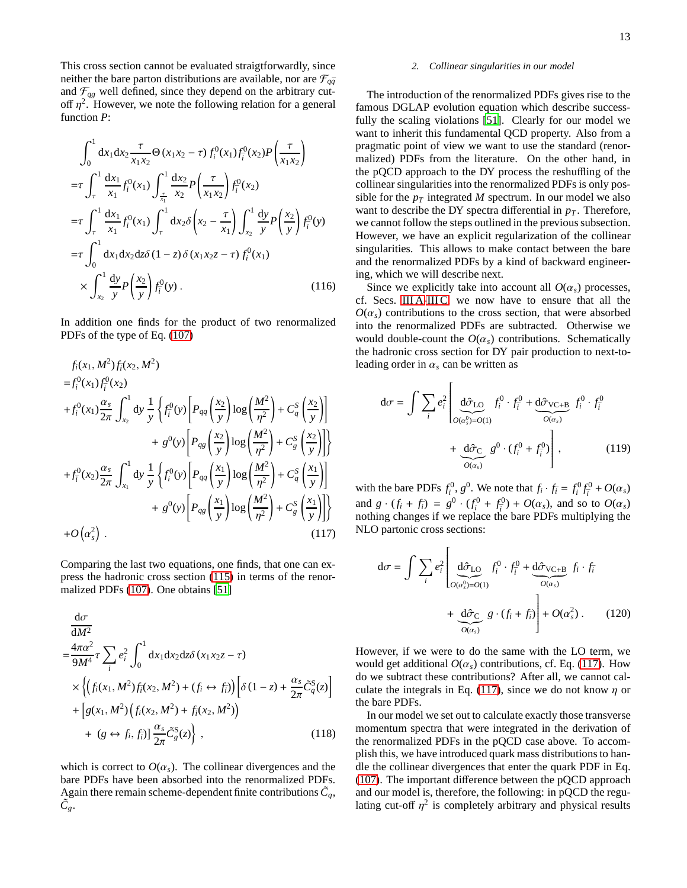This cross section cannot be evaluated straigtforwardly, since neither the bare parton distributions are available, nor are $\mathcal{F}_{q\bar{q}}$ and $\mathcal{F}_{qg}$ well defined, since they depend on the arbitrary cut-off $\eta^2$. However, we note the following relation for a general function $P$:

$$
\begin{aligned}
&\int_0^1 \mathrm{d}x_1 \mathrm{d}x_2 \frac{\tau}{x_1 x_2} \Theta\left(x_1 x_2 - \tau\right) f_i^0(x_1) f_{\bar{i}}^0(x_2) P\left(\frac{\tau}{x_1 x_2}\right) \\
=&\tau \int_\tau^1 \frac{\mathrm{d}x_1}{x_1} f_i^0(x_1) \int_{\frac{\tau}{x_1}}^1 \frac{\mathrm{d}x_2}{x_2} P\left(\frac{\tau}{x_1 x_2}\right) f_{\bar{i}}^0(x_2) \\
=&\tau \int_\tau^1 \frac{\mathrm{d}x_1}{x_1} f_i^0(x_1) \int_\tau^1 \mathrm{d}x_2 \delta\left(x_2 - \frac{\tau}{x_1}\right) \int_{x_2}^1 \frac{\mathrm{d}y}{y} P\left(\frac{x_2}{y}\right) f_{\bar{i}}^0(y) \\
=&\tau \int_0^1 \mathrm{d}x_1 \mathrm{d}x_2 \mathrm{d}z \delta\left(1 - z\right) \delta\left(x_1 x_2 z - \tau\right) f_i^0(x_1) \\
&\times \int_{x_2}^1 \frac{\mathrm{d}y}{y} P\left(\frac{x_2}{y}\right) f_{\bar{i}}^0(y) \, .
\end{aligned} \tag{116}
$$

In addition one finds for the product of two renormalized PDFs of the type of Eq. (107)

$$
\begin{aligned}
&f_i(x_1, M^2) f_{\bar{i}}(x_2, M^2) \\
=&f_i^0(x_1) f_{\bar{i}}^0(x_2) \\
&+ f_i^0(x_1) \frac{\alpha_s}{2\pi} \int_{x_2}^1 \mathrm{d}y \, \frac{1}{y} \left\{ f_{\bar{i}}^0(y) \left[ P_{qq}\left(\frac{x_2}{y}\right) \log\left(\frac{M^2}{\eta^2}\right) + C_q^S\left(\frac{x_2}{y}\right) \right] \right. \\
&\qquad\qquad \left. + \, g^0(y) \left[ P_{qg}\left(\frac{x_2}{y}\right) \log\left(\frac{M^2}{\eta^2}\right) + C_g^S\left(\frac{x_2}{y}\right) \right] \right\} \\
&+ f_{\bar{i}}^0(x_2) \frac{\alpha_s}{2\pi} \int_{x_1}^1 \mathrm{d}y \, \frac{1}{y} \left\{ f_i^0(y) \left[ P_{qq}\left(\frac{x_1}{y}\right) \log\left(\frac{M^2}{\eta^2}\right) + C_q^S\left(\frac{x_1}{y}\right) \right] \right. \\
&\qquad\qquad \left. + \, g^0(y) \left[ P_{qg}\left(\frac{x_1}{y}\right) \log\left(\frac{M^2}{\eta^2}\right) + C_g^S\left(\frac{x_1}{y}\right) \right] \right\} \\
&+ O\left(\alpha_s^2\right) \, .
\end{aligned} \tag{117}
$$

Comparing the last two equations, one finds, that one can express the hadronic cross section (115) in terms of the renormalized PDFs (107). One obtains [51]

$$
\begin{aligned}
&\frac{\mathrm{d}\sigma}{\mathrm{d}M^2} \\
=&\frac{4\pi\alpha^2}{9M^4} \tau \sum_i e_i^2 \int_0^1 \mathrm{d}x_1 \mathrm{d}x_2 \mathrm{d}z \delta\left(x_1 x_2 z - \tau\right) \\
&\times \left\{ \left( f_i(x_1, M^2) f_{\bar{i}}(x_2, M^2) + (f_i \leftrightarrow f_{\bar{i}}) \right) \left[ \delta\left(1 - z\right) + \frac{\alpha_s}{2\pi} \tilde{C}_q^{\mathrm{S}}(z) \right] \right. \\
&+ \left[ g(x_1, M^2) \left( f_i(x_2, M^2) + f_{\bar{i}}(x_2, M^2) \right) \right. \\
&\left. \left. + \, (g \leftrightarrow f_i, f_{\bar{i}}) \right] \frac{\alpha_s}{2\pi} \tilde{C}_g^{\mathrm{S}}(z) \right\} \, ,
\end{aligned} \tag{118}
$$

which is correct to $O(\alpha_s)$. The collinear divergences and the bare PDFs have been absorbed into the renormalized PDFs. Again there remain scheme-dependent finite contributions $\tilde{C}_q$, $\tilde{C}_g$.

#### 2. Collinear singularities in our model

The introduction of the renormalized PDFs gives rise to the famous DGLAP evolution equation which describe successfully the scaling violations [51]. Clearly for our model we want to inherit this fundamental QCD property. Also from a pragmatic point of view we want to use the standard (renormalized) PDFs from the literature. On the other hand, in the pQCD approach to the DY process the reshuffling of the collinear singularities into the renormalized PDFs is only possible for the $p_T$ integrated $M$ spectrum. In our model we also want to describe the DY spectra differential in $p_T$. Therefore, we cannot follow the steps outlined in the previous subsection. However, we have an explicit regularization of the collinear singularities. This allows to make contact between the bare and the renormalized PDFs by a kind of backward engineering, which we will describe next.

Since we explicitly take into account all $O(\alpha_s)$ processes, cf. Secs. III A-III C, we now have to ensure that all the $O(\alpha_s)$ contributions to the cross section, that were absorbed into the renormalized PDFs are subtracted. Otherwise we would double-count the $O(\alpha_s)$ contributions. Schematically the hadronic cross section for DY pair production to next-to-leading order in $\alpha_s$ can be written as

$$
\begin{aligned}
\mathrm{d}\sigma = \int \sum_i e_i^2 \Bigg[ &\underbrace{\mathrm{d}\hat{\sigma}_{\mathrm{LO}}}_{O(\alpha_s^0)=O(1)} \, f_i^0 \cdot f_{\bar{i}}^0 + \underbrace{\mathrm{d}\hat{\sigma}_{\mathrm{VC+B}}}_{O(\alpha_s)} \, f_i^0 \cdot f_{\bar{i}}^0 \\
&+ \underbrace{\mathrm{d}\hat{\sigma}_{\mathrm{C}}}_{O(\alpha_s)} \, g^0 \cdot (f_i^0 + f_{\bar{i}}^0) \Bigg] \, ,
\end{aligned} \tag{119}
$$

with the bare PDFs $f_i^0$, $g^0$. We note that $f_i \cdot f_{\bar{i}} = f_i^0 f_{\bar{i}}^0 + O(\alpha_s)$ and $g \cdot (f_i + f_{\bar{i}}) = g^0 \cdot (f_i^0 + f_{\bar{i}}^0) + O(\alpha_s)$, and so to $O(\alpha_s)$ nothing changes if we replace the bare PDFs multiplying the NLO partonic cross sections:

$$
\begin{aligned}
\mathrm{d}\sigma = \int \sum_i e_i^2 \Bigg[ &\underbrace{\mathrm{d}\hat{\sigma}_{\mathrm{LO}}}_{O(\alpha_s^0)=O(1)} \, f_i^0 \cdot f_{\bar{i}}^0 + \underbrace{\mathrm{d}\hat{\sigma}_{\mathrm{VC+B}}}_{O(\alpha_s)} \, f_i \cdot f_{\bar{i}} \\
&+ \underbrace{\mathrm{d}\hat{\sigma}_{\mathrm{C}}}_{O(\alpha_s)} \, g \cdot (f_i + f_{\bar{i}}) \Bigg] + O(\alpha_s^2) \, .
\end{aligned} \tag{120}
$$

However, if we were to do the same with the LO term, we would get additional $O(\alpha_s)$ contributions, cf. Eq. (117). How do we subtract these contributions? After all, we cannot calculate the integrals in Eq. (117), since we do not know $\eta$ or the bare PDFs.

In our model we set out to calculate exactly those transverse momentum spectra that were integrated in the derivation of the renormalized PDFs in the pQCD case above. To accomplish this, we have introduced quark mass distributions to handle the collinear divergences that enter the quark PDF in Eq. (107). The important difference between the pQCD approach and our model is, therefore, the following: in pQCD the regulating cut-off $\eta^2$ is completely arbitrary and physical results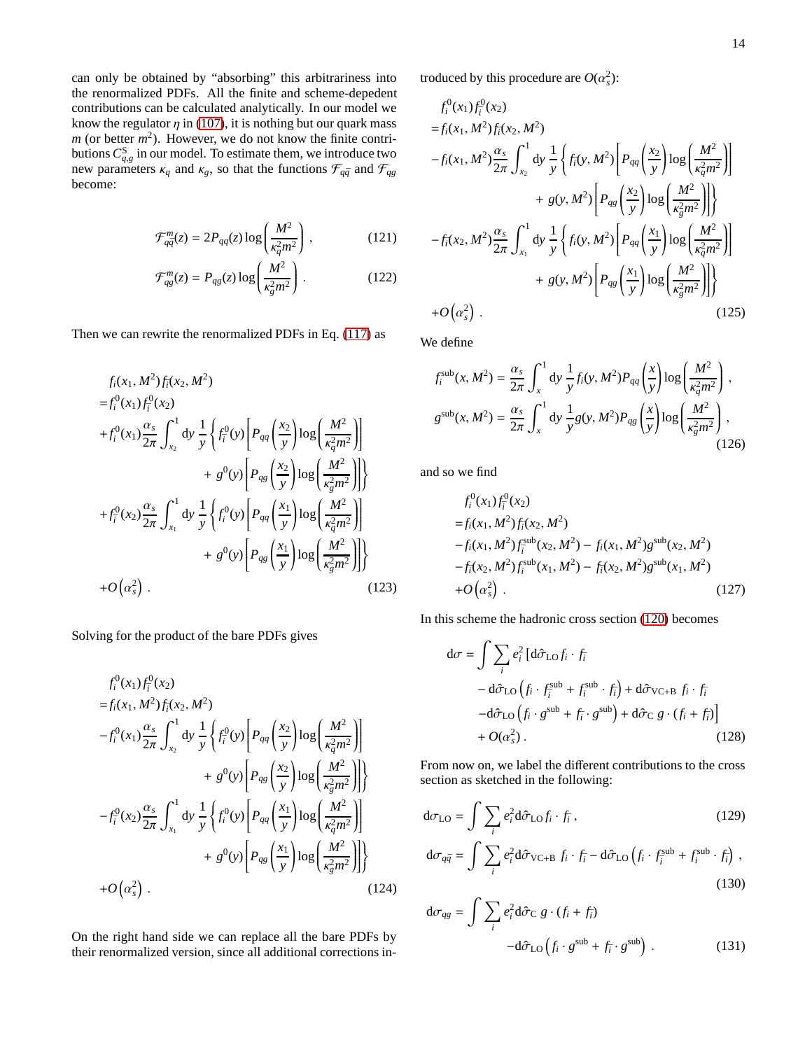can only be obtained by "absorbing" this arbitrariness into the renormalized PDFs. All the finite and scheme-depedent contributions can be calculated analytically. In our model we know the regulator $\eta$ in (107), it is nothing but our quark mass $m$ (or better $m^2$). However, we do not know the finite contributions $C^{\rm S}_{q,g}$ in our model. To estimate them, we introduce two new parameters $\kappa_q$ and $\kappa_g$, so that the functions $\mathcal{F}_{q\bar{q}}$ and $\mathcal{F}_{qg}$ become:

$$
\mathcal{F}^m_{q\bar{q}}(z) = 2P_{qq}(z)\log\left(\frac{M^2}{\kappa_q^2 m^2}\right) , \tag{121}
$$

$$
\mathcal{F}^m_{qg}(z) = P_{qg}(z)\log\left(\frac{M^2}{\kappa_g^2 m^2}\right) . \tag{122}
$$

Then we can rewrite the renormalized PDFs in Eq. (117) as

$$
\begin{aligned}
& f_i(x_1, M^2) f_{\bar{i}}(x_2, M^2) \\
=& f_i^0(x_1) f_{\bar{i}}^0(x_2) \\
&+ f_i^0(x_1)\frac{\alpha_s}{2\pi}\int_{x_2}^1 \mathrm{d}y\, \frac{1}{y}\left\{ f_{\bar{i}}^0(y)\left[P_{qq}\left(\frac{x_2}{y}\right)\log\left(\frac{M^2}{\kappa_q^2 m^2}\right)\right] \right. \\
&\qquad\left. +\, g^0(y)\left[P_{qg}\left(\frac{x_2}{y}\right)\log\left(\frac{M^2}{\kappa_g^2 m^2}\right)\right]\right\} \\
&+ f_{\bar{i}}^0(x_2)\frac{\alpha_s}{2\pi}\int_{x_1}^1 \mathrm{d}y\, \frac{1}{y}\left\{ f_i^0(y)\left[P_{qq}\left(\frac{x_1}{y}\right)\log\left(\frac{M^2}{\kappa_q^2 m^2}\right)\right] \right. \\
&\qquad\left. +\, g^0(y)\left[P_{qg}\left(\frac{x_1}{y}\right)\log\left(\frac{M^2}{\kappa_g^2 m^2}\right)\right]\right\} \\
&+ O\left(\alpha_s^2\right) .
\end{aligned} \tag{123}
$$

Solving for the product of the bare PDFs gives

$$
\begin{aligned}
& f_i^0(x_1) f_{\bar{i}}^0(x_2) \\
=& f_i(x_1, M^2) f_{\bar{i}}(x_2, M^2) \\
&- f_i^0(x_1)\frac{\alpha_s}{2\pi}\int_{x_2}^1 \mathrm{d}y\, \frac{1}{y}\left\{ f_{\bar{i}}^0(y)\left[P_{qq}\left(\frac{x_2}{y}\right)\log\left(\frac{M^2}{\kappa_q^2 m^2}\right)\right] \right. \\
&\qquad\left. +\, g^0(y)\left[P_{qg}\left(\frac{x_2}{y}\right)\log\left(\frac{M^2}{\kappa_g^2 m^2}\right)\right]\right\} \\
&- f_{\bar{i}}^0(x_2)\frac{\alpha_s}{2\pi}\int_{x_1}^1 \mathrm{d}y\, \frac{1}{y}\left\{ f_i^0(y)\left[P_{qq}\left(\frac{x_1}{y}\right)\log\left(\frac{M^2}{\kappa_q^2 m^2}\right)\right] \right. \\
&\qquad\left. +\, g^0(y)\left[P_{qg}\left(\frac{x_1}{y}\right)\log\left(\frac{M^2}{\kappa_g^2 m^2}\right)\right]\right\} \\
&+ O\left(\alpha_s^2\right) .
\end{aligned} \tag{124}
$$

On the right hand side we can replace all the bare PDFs by their renormalized version, since all additional corrections introduced by this procedure are $O(\alpha_s^2)$:

$$
\begin{aligned}
& f_i^0(x_1) f_{\bar{i}}^0(x_2) \\
=& f_i(x_1, M^2) f_{\bar{i}}(x_2, M^2) \\
&- f_i(x_1, M^2)\frac{\alpha_s}{2\pi}\int_{x_2}^1 \mathrm{d}y\, \frac{1}{y}\left\{ f_{\bar{i}}(y, M^2)\left[P_{qq}\left(\frac{x_2}{y}\right)\log\left(\frac{M^2}{\kappa_q^2 m^2}\right)\right] \right. \\
&\qquad\left. +\, g(y, M^2)\left[P_{qg}\left(\frac{x_2}{y}\right)\log\left(\frac{M^2}{\kappa_g^2 m^2}\right)\right]\right\} \\
&- f_{\bar{i}}(x_2, M^2)\frac{\alpha_s}{2\pi}\int_{x_1}^1 \mathrm{d}y\, \frac{1}{y}\left\{ f_i(y, M^2)\left[P_{qq}\left(\frac{x_1}{y}\right)\log\left(\frac{M^2}{\kappa_q^2 m^2}\right)\right] \right. \\
&\qquad\left. +\, g(y, M^2)\left[P_{qg}\left(\frac{x_1}{y}\right)\log\left(\frac{M^2}{\kappa_g^2 m^2}\right)\right]\right\} \\
&+ O\left(\alpha_s^2\right) .
\end{aligned} \tag{125}
$$

We define

$$
\begin{aligned}
f_i^{\rm sub}(x, M^2) &= \frac{\alpha_s}{2\pi}\int_x^1 \mathrm{d}y\, \frac{1}{y} f_i(y, M^2) P_{qq}\left(\frac{x}{y}\right)\log\left(\frac{M^2}{\kappa_q^2 m^2}\right) , \\
g^{\rm sub}(x, M^2) &= \frac{\alpha_s}{2\pi}\int_x^1 \mathrm{d}y\, \frac{1}{y} g(y, M^2) P_{qg}\left(\frac{x}{y}\right)\log\left(\frac{M^2}{\kappa_g^2 m^2}\right) ,
\end{aligned} \tag{126}
$$

and so we find

$$
\begin{aligned}
& f_i^0(x_1) f_{\bar{i}}^0(x_2) \\
=& f_i(x_1, M^2) f_{\bar{i}}(x_2, M^2) \\
&- f_i(x_1, M^2) f_{\bar{i}}^{\rm sub}(x_2, M^2) - f_i(x_1, M^2) g^{\rm sub}(x_2, M^2) \\
&- f_{\bar{i}}(x_2, M^2) f_i^{\rm sub}(x_1, M^2) - f_{\bar{i}}(x_2, M^2) g^{\rm sub}(x_1, M^2) \\
&+ O\left(\alpha_s^2\right) .
\end{aligned} \tag{127}
$$

In this scheme the hadronic cross section (120) becomes

$$
\begin{aligned}
\mathrm{d}\sigma = \int \sum_i e_i^2 \,\Big[ & \mathrm{d}\hat{\sigma}_{\rm LO}\, f_i \cdot f_{\bar{i}} \\
& - \mathrm{d}\hat{\sigma}_{\rm LO}\left(f_i \cdot f_{\bar{i}}^{\rm sub} + f_i^{\rm sub}\cdot f_{\bar{i}}\right) + \mathrm{d}\hat{\sigma}_{\rm VC+B}\; f_i \cdot f_{\bar{i}} \\
& - \mathrm{d}\hat{\sigma}_{\rm LO}\left(f_i \cdot g^{\rm sub} + f_{\bar{i}}\cdot g^{\rm sub}\right) + \mathrm{d}\hat{\sigma}_{\rm C}\; g\cdot (f_i + f_{\bar{i}})\Big] \\
& + O(\alpha_s^2) .
\end{aligned} \tag{128}
$$

From now on, we label the different contributions to the cross section as sketched in the following:

$$
\mathrm{d}\sigma_{\rm LO} = \int \sum_i e_i^2 \mathrm{d}\hat{\sigma}_{\rm LO}\, f_i \cdot f_{\bar{i}} , \tag{129}
$$

$$
\mathrm{d}\sigma_{q\bar{q}} = \int \sum_i e_i^2 \mathrm{d}\hat{\sigma}_{\rm VC+B}\; f_i \cdot f_{\bar{i}} - \mathrm{d}\hat{\sigma}_{\rm LO}\left(f_i \cdot f_{\bar{i}}^{\rm sub} + f_i^{\rm sub}\cdot f_{\bar{i}}\right) , \tag{130}
$$

$$
\begin{aligned}
\mathrm{d}\sigma_{qg} = \int \sum_i e_i^2 & \mathrm{d}\hat{\sigma}_{\rm C}\; g\cdot (f_i + f_{\bar{i}}) \\
& - \mathrm{d}\hat{\sigma}_{\rm LO}\left(f_i \cdot g^{\rm sub} + f_{\bar{i}}\cdot g^{\rm sub}\right) .
\end{aligned} \tag{131}
$$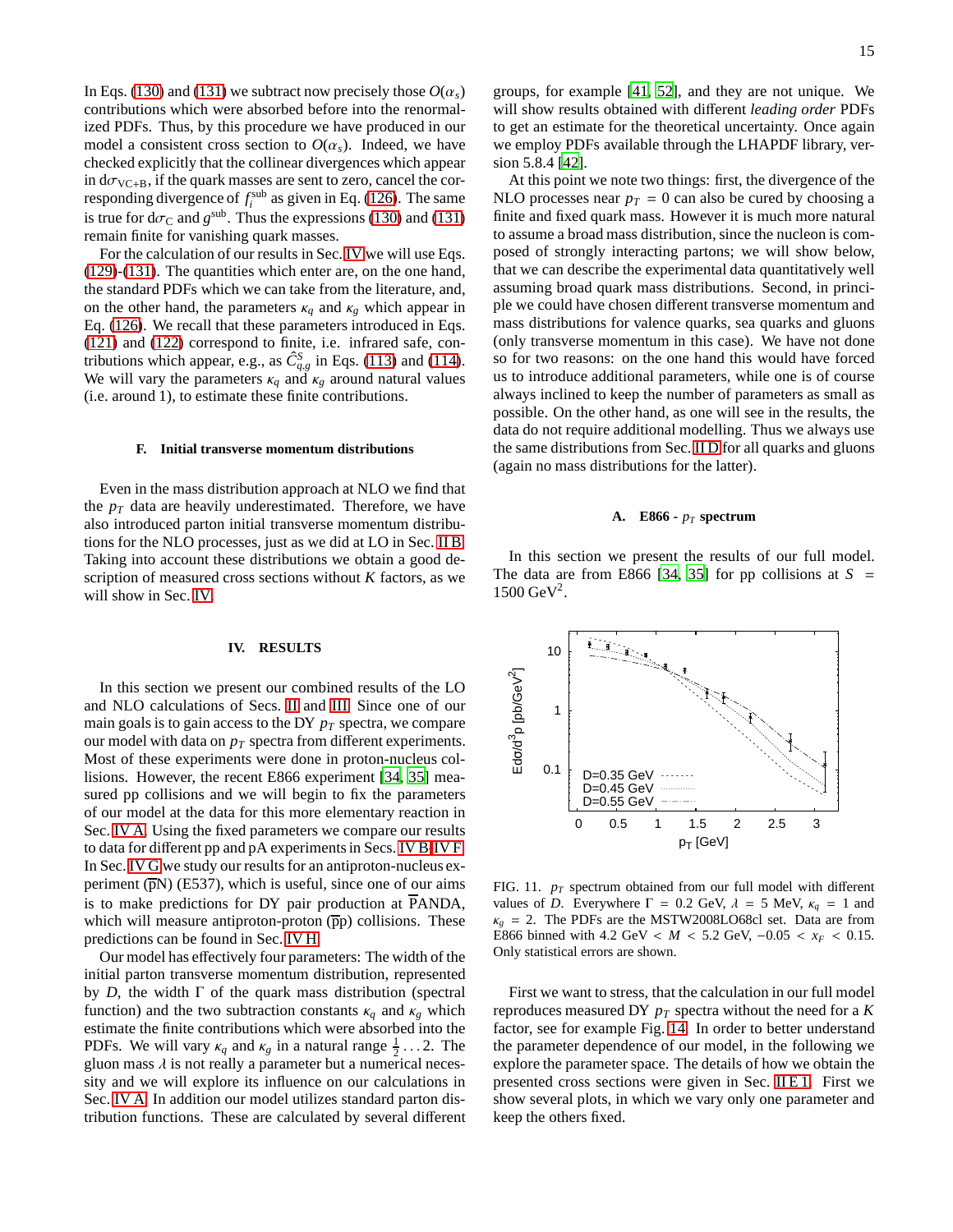In Eqs. (130) and (131) we subtract now precisely those $O(\alpha_s)$ contributions which were absorbed before into the renormalized PDFs. Thus, by this procedure we have produced in our model a consistent cross section to $O(\alpha_s)$. Indeed, we have checked explicitly that the collinear divergences which appear in $d\sigma_{\mathrm{VC+B}}$, if the quark masses are sent to zero, cancel the corresponding divergence of $f_i^{\mathrm{sub}}$ as given in Eq. (126). The same is true for $d\sigma_{\mathrm{C}}$ and $g^{\mathrm{sub}}$. Thus the expressions (130) and (131) remain finite for vanishing quark masses.

For the calculation of our results in Sec. IV we will use Eqs. (129)-(131). The quantities which enter are, on the one hand, the standard PDFs which we can take from the literature, and, on the other hand, the parameters $\kappa_q$ and $\kappa_g$ which appear in Eq. (126). We recall that these parameters introduced in Eqs. (121) and (122) correspond to finite, i.e. infrared safe, contributions which appear, e.g., as $\hat{C}^S_{q,g}$ in Eqs. (113) and (114). We will vary the parameters $\kappa_q$ and $\kappa_g$ around natural values (i.e. around 1), to estimate these finite contributions.

### F. Initial transverse momentum distributions

Even in the mass distribution approach at NLO we find that the $p_T$ data are heavily underestimated. Therefore, we have also introduced parton initial transverse momentum distributions for the NLO processes, just as we did at LO in Sec. II B. Taking into account these distributions we obtain a good description of measured cross sections without $K$ factors, as we will show in Sec. IV.

## IV. RESULTS

In this section we present our combined results of the LO and NLO calculations of Secs. II and III. Since one of our main goals is to gain access to the DY $p_T$ spectra, we compare our model with data on $p_T$ spectra from different experiments. Most of these experiments were done in proton-nucleus collisions. However, the recent E866 experiment [34, 35] measured pp collisions and we will begin to fix the parameters of our model at the data for this more elementary reaction in Sec. IV A. Using the fixed parameters we compare our results to data for different pp and pA experiments in Secs. IV B-IV F. In Sec. IV G we study our results for an antiproton-nucleus experiment ($\overline{\mathrm{p}}$N) (E537), which is useful, since one of our aims is to make predictions for DY pair production at $\overline{\mathrm{P}}$ANDA, which will measure antiproton-proton ($\overline{\mathrm{p}}$p) collisions. These predictions can be found in Sec. IV H.

Our model has effectively four parameters: The width of the initial parton transverse momentum distribution, represented by $D$, the width $\Gamma$ of the quark mass distribution (spectral function) and the two subtraction constants $\kappa_q$ and $\kappa_g$ which estimate the finite contributions which were absorbed into the PDFs. We will vary $\kappa_q$ and $\kappa_g$ in a natural range $\frac{1}{2}\ldots 2$. The gluon mass $\lambda$ is not really a parameter but a numerical necessity and we will explore its influence on our calculations in Sec. IV A. In addition our model utilizes standard parton distribution functions. These are calculated by several different groups, for example [41, 52], and they are not unique. We will show results obtained with different *leading order* PDFs to get an estimate for the theoretical uncertainty. Once again we employ PDFs available through the LHAPDF library, version 5.8.4 [42].

At this point we note two things: first, the divergence of the NLO processes near $p_T = 0$ can also be cured by choosing a finite and fixed quark mass. However it is much more natural to assume a broad mass distribution, since the nucleon is composed of strongly interacting partons; we will show below, that we can describe the experimental data quantitatively well assuming broad quark mass distributions. Second, in principle we could have chosen different transverse momentum and mass distributions for valence quarks, sea quarks and gluons (only transverse momentum in this case). We have not done so for two reasons: on the one hand this would have forced us to introduce additional parameters, while one is of course always inclined to keep the number of parameters as small as possible. On the other hand, as one will see in the results, the data do not require additional modelling. Thus we always use the same distributions from Sec. II D for all quarks and gluons (again no mass distributions for the latter).

### A. E866 - $p_T$ spectrum

In this section we present the results of our full model. The data are from E866 [34, 35] for pp collisions at $S = 1500\ \mathrm{GeV}^2$.

FIG. 11. $p_T$ spectrum obtained from our full model with different values of $D$. Everywhere $\Gamma = 0.2$ GeV, $\lambda = 5$ MeV, $\kappa_q = 1$ and $\kappa_g = 2$. The PDFs are the MSTW2008LO68cl set. Data are from E866 binned with $4.2\ \mathrm{GeV} < M < 5.2\ \mathrm{GeV}$, $-0.05 < x_F < 0.15$. Only statistical errors are shown.

First we want to stress, that the calculation in our full model reproduces measured DY $p_T$ spectra without the need for a $K$ factor, see for example Fig. 14. In order to better understand the parameter dependence of our model, in the following we explore the parameter space. The details of how we obtain the presented cross sections were given in Sec. II E 1. First we show several plots, in which we vary only one parameter and keep the others fixed.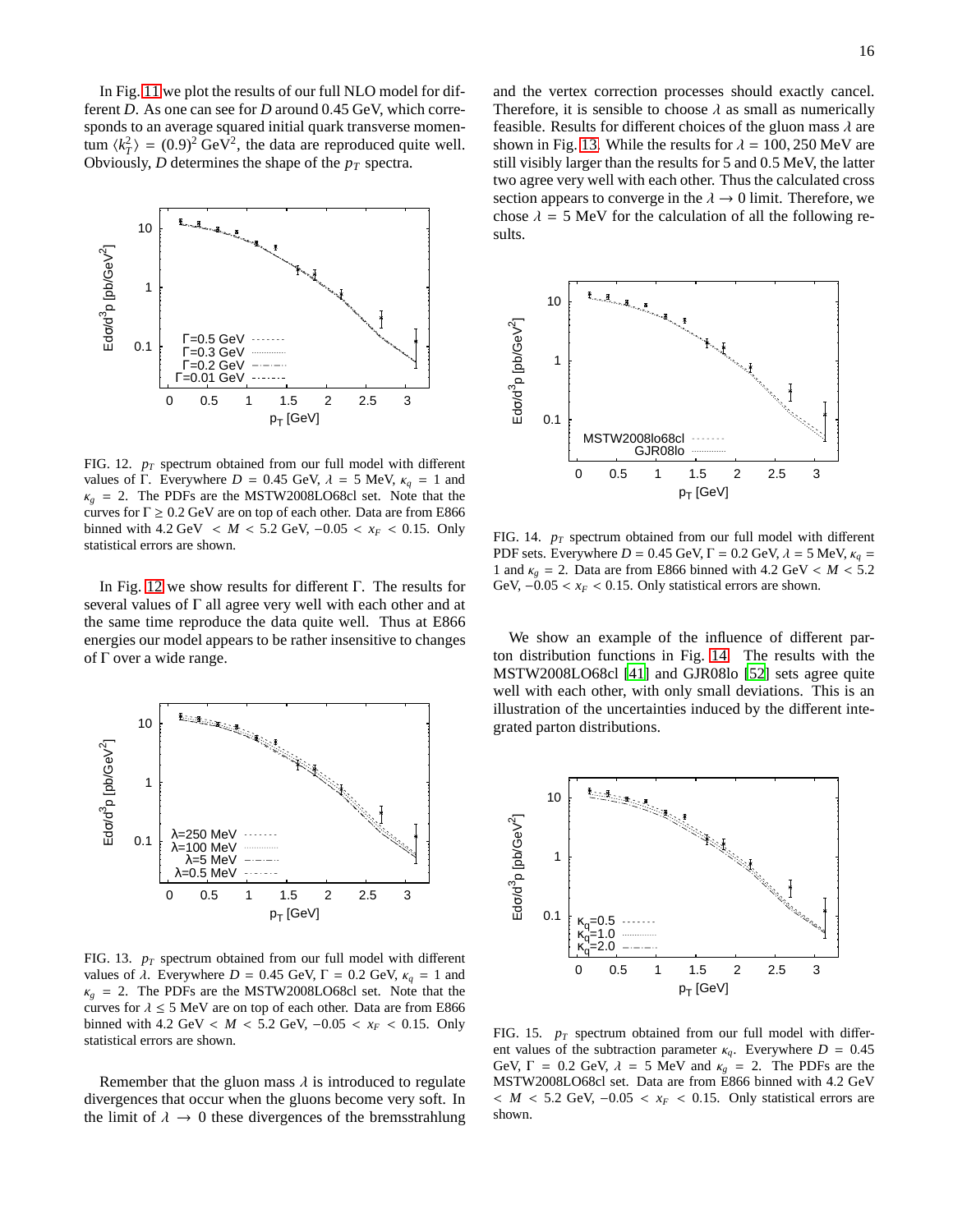In Fig. 11 we plot the results of our full NLO model for different $D$. As one can see for $D$ around 0.45 GeV, which corresponds to an average squared initial quark transverse momentum $\langle k_T^2 \rangle = (0.9)^2$ GeV$^2$, the data are reproduced quite well. Obviously, $D$ determines the shape of the $p_T$ spectra.

FIG. 12. $p_T$ spectrum obtained from our full model with different values of Γ. Everywhere $D = 0.45$ GeV, $\lambda = 5$ MeV, $\kappa_q = 1$ and $\kappa_g = 2$. The PDFs are the MSTW2008LO68cl set. Note that the curves for $\Gamma \geq 0.2$ GeV are on top of each other. Data are from E866 binned with 4.2 GeV $< M <$ 5.2 GeV, $-0.05 < x_F < 0.15$. Only statistical errors are shown.

In Fig. 12 we show results for different Γ. The results for several values of Γ all agree very well with each other and at the same time reproduce the data quite well. Thus at E866 energies our model appears to be rather insensitive to changes of Γ over a wide range.

FIG. 13. $p_T$ spectrum obtained from our full model with different values of $\lambda$. Everywhere $D = 0.45$ GeV, $\Gamma = 0.2$ GeV, $\kappa_q = 1$ and $\kappa_g = 2$. The PDFs are the MSTW2008LO68cl set. Note that the curves for $\lambda \leq 5$ MeV are on top of each other. Data are from E866 binned with 4.2 GeV $< M <$ 5.2 GeV, $-0.05 < x_F < 0.15$. Only statistical errors are shown.

Remember that the gluon mass $\lambda$ is introduced to regulate divergences that occur when the gluons become very soft. In the limit of $\lambda \to 0$ these divergences of the bremsstrahlung and the vertex correction processes should exactly cancel. Therefore, it is sensible to choose $\lambda$ as small as numerically feasible. Results for different choices of the gluon mass $\lambda$ are shown in Fig. 13. While the results for $\lambda = 100, 250$ MeV are still visibly larger than the results for 5 and 0.5 MeV, the latter two agree very well with each other. Thus the calculated cross section appears to converge in the $\lambda \to 0$ limit. Therefore, we chose $\lambda = 5$ MeV for the calculation of all the following results.

FIG. 14. $p_T$ spectrum obtained from our full model with different PDF sets. Everywhere $D = 0.45$ GeV, $\Gamma = 0.2$ GeV, $\lambda = 5$ MeV, $\kappa_q = 1$ and $\kappa_g = 2$. Data are from E866 binned with 4.2 GeV $< M <$ 5.2 GeV, $-0.05 < x_F < 0.15$. Only statistical errors are shown.

We show an example of the influence of different parton distribution functions in Fig. 14. The results with the MSTW2008LO68cl [41] and GJR08lo [52] sets agree quite well with each other, with only small deviations. This is an illustration of the uncertainties induced by the different integrated parton distributions.

FIG. 15. $p_T$ spectrum obtained from our full model with different values of the subtraction parameter $\kappa_q$. Everywhere $D = 0.45$ GeV, $\Gamma = 0.2$ GeV, $\lambda = 5$ MeV and $\kappa_g = 2$. The PDFs are the MSTW2008LO68cl set. Data are from E866 binned with 4.2 GeV $< M <$ 5.2 GeV, $-0.05 < x_F < 0.15$. Only statistical errors are shown.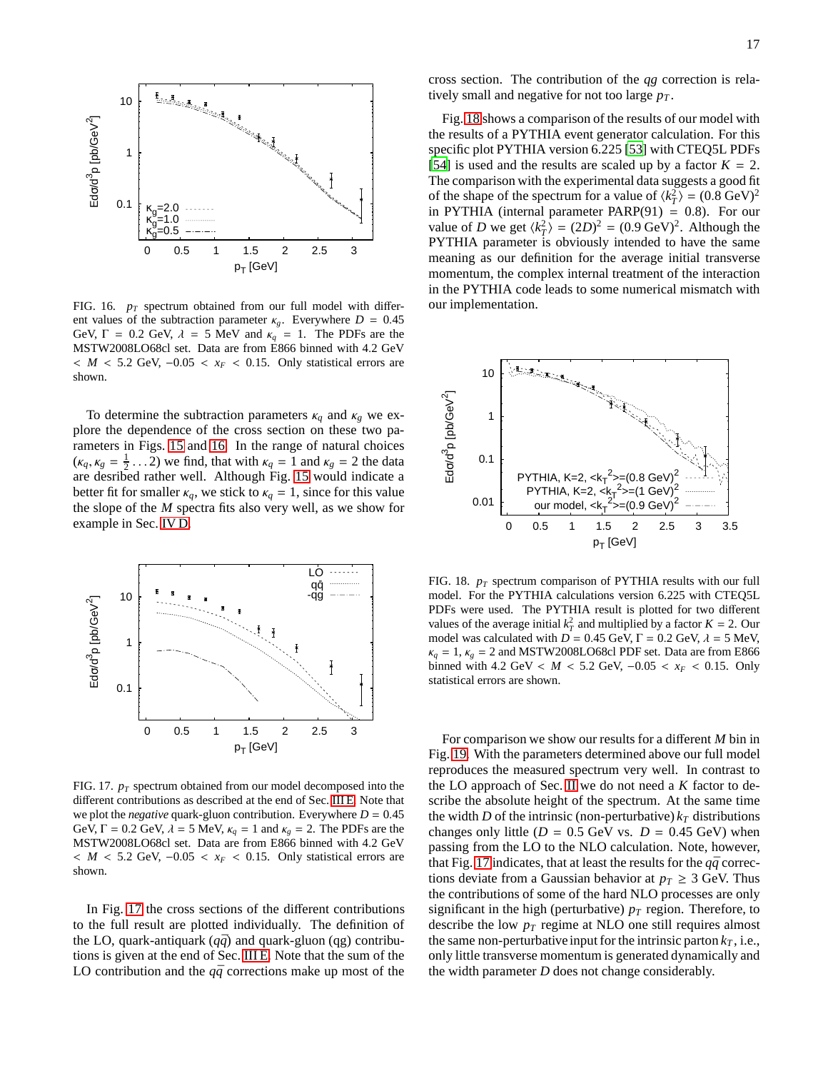FIG. 16. $p_T$ spectrum obtained from our full model with different values of the subtraction parameter $\kappa_g$. Everywhere $D = 0.45$ GeV, $\Gamma = 0.2$ GeV, $\lambda = 5$ MeV and $\kappa_q = 1$. The PDFs are the MSTW2008LO68cl set. Data are from E866 binned with 4.2 GeV $< M <$ 5.2 GeV, $-0.05 < x_F < 0.15$. Only statistical errors are shown.

To determine the subtraction parameters $\kappa_q$ and $\kappa_g$ we explore the dependence of the cross section on these two parameters in Figs. 15 and 16. In the range of natural choices $(\kappa_q, \kappa_g = \frac{1}{2} \ldots 2)$ we find, that with $\kappa_q = 1$ and $\kappa_g = 2$ the data are desribed rather well. Although Fig. 15 would indicate a better fit for smaller $\kappa_q$, we stick to $\kappa_q = 1$, since for this value the slope of the $M$ spectra fits also very well, as we show for example in Sec. IV D.

FIG. 17. $p_T$ spectrum obtained from our model decomposed into the different contributions as described at the end of Sec. III E. Note that we plot the *negative* quark-gluon contribution. Everywhere $D = 0.45$ GeV, $\Gamma = 0.2$ GeV, $\lambda = 5$ MeV, $\kappa_q = 1$ and $\kappa_g = 2$. The PDFs are the MSTW2008LO68cl set. Data are from E866 binned with 4.2 GeV $< M <$ 5.2 GeV, $-0.05 < x_F < 0.15$. Only statistical errors are shown.

In Fig. 17 the cross sections of the different contributions to the full result are plotted individually. The definition of the LO, quark-antiquark ($q\bar{q}$) and quark-gluon ($qg$) contributions is given at the end of Sec. III E. Note that the sum of the LO contribution and the $q\bar{q}$ corrections make up most of the cross section. The contribution of the $qg$ correction is relatively small and negative for not too large $p_T$.

Fig. 18 shows a comparison of the results of our model with the results of a PYTHIA event generator calculation. For this specific plot PYTHIA version 6.225 [53] with CTEQ5L PDFs [54] is used and the results are scaled up by a factor $K = 2$. The comparison with the experimental data suggests a good fit of the shape of the spectrum for a value of $\langle k_T^2 \rangle = (0.8\text{ GeV})^2$ in PYTHIA (internal parameter PARP(91) = 0.8). For our value of $D$ we get $\langle k_T^2 \rangle = (2D)^2 = (0.9\text{ GeV})^2$. Although the PYTHIA parameter is obviously intended to have the same meaning as our definition for the average initial transverse momentum, the complex internal treatment of the interaction in the PYTHIA code leads to some numerical mismatch with our implementation.

FIG. 18. $p_T$ spectrum comparison of PYTHIA results with our full model. For the PYTHIA calculations version 6.225 with CTEQ5L PDFs were used. The PYTHIA result is plotted for two different values of the average $k_T^2$ and multiplied by a factor $K = 2$. Our model was calculated with $D = 0.45$ GeV, $\Gamma = 0.2$ GeV, $\lambda = 5$ MeV, $\kappa_q = 1$, $\kappa_g = 2$ and MSTW2008LO68cl PDF set. Data are from E866 binned with 4.2 GeV $< M <$ 5.2 GeV, $-0.05 < x_F < 0.15$. Only statistical errors are shown.

For comparison we show our results for a different $M$ bin in Fig. 19. With the parameters determined above our full model reproduces the measured spectrum very well. In contrast to the LO approach of Sec. II we do not need a $K$ factor to describe the absolute height of the spectrum. At the same time the width $D$ of the intrinsic (non-perturbative) $k_T$ distributions changes only little ($D = 0.5$ GeV vs. $D = 0.45$ GeV) when passing from the LO to the NLO calculation. Note, however, that Fig. 17 indicates, that at least the results for the $q\bar{q}$ corrections deviate from a Gaussian behavior at $p_T \geq 3$ GeV. Thus the contributions of some of the hard NLO processes are only significant in the high (perturbative) $p_T$ region. Therefore, to describe the low $p_T$ regime at NLO one still requires almost the same non-perturbative input for the intrinsic parton $k_T$, i.e., only little transverse momentum is generated dynamically and the width parameter $D$ does not change considerably.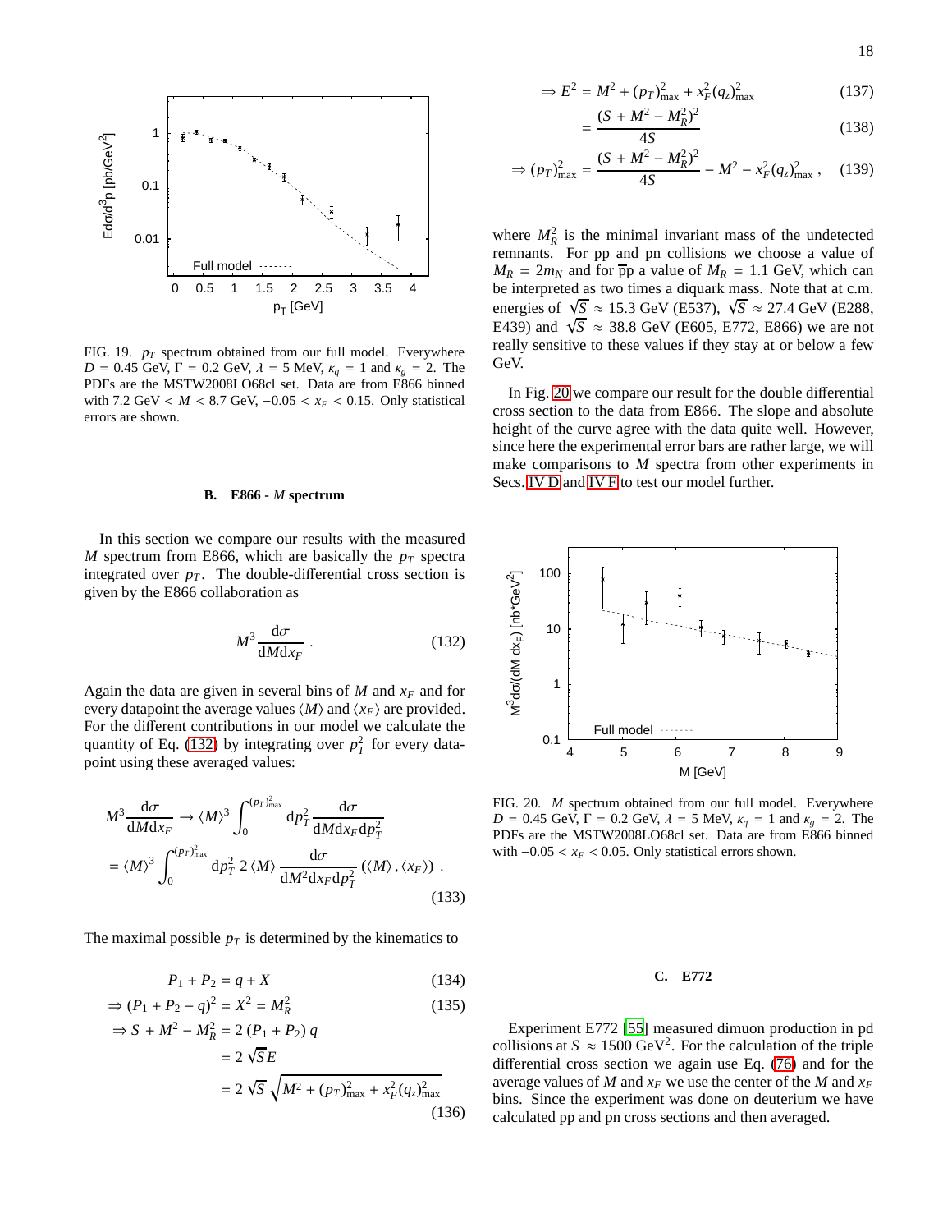FIG. 19. $p_T$ spectrum obtained from our full model. Everywhere $D = 0.45$ GeV, $\Gamma = 0.2$ GeV, $\lambda = 5$ MeV, $\kappa_q = 1$ and $\kappa_g = 2$. The PDFs are the MSTW2008LO68cl set. Data are from E866 binned with 7.2 GeV $< M <$ 8.7 GeV, $-0.05 < x_F < 0.15$. Only statistical errors are shown.

### B. E866 - $M$ spectrum

In this section we compare our results with the measured $M$ spectrum from E866, which are basically the $p_T$ spectra integrated over $p_T$. The double-differential cross section is given by the E866 collaboration as

$$M^3 \frac{\mathrm{d}\sigma}{\mathrm{d}M \mathrm{d}x_F} \,. \tag{132}$$

Again the data are given in several bins of $M$ and $x_F$ and for every datapoint the average values $\langle M \rangle$ and $\langle x_F \rangle$ are provided. For the different contributions in our model we calculate the quantity of Eq. (132) by integrating over $p_T^2$ for every datapoint using these averaged values:

$$M^3 \frac{\mathrm{d}\sigma}{\mathrm{d}M \mathrm{d}x_F} \to \langle M \rangle^3 \int_0^{(p_T)^2_{\max}} \mathrm{d}p_T^2 \frac{\mathrm{d}\sigma}{\mathrm{d}M \mathrm{d}x_F \mathrm{d}p_T^2}$$
$$= \langle M \rangle^3 \int_0^{(p_T)^2_{\max}} \mathrm{d}p_T^2 \; 2 \langle M \rangle \frac{\mathrm{d}\sigma}{\mathrm{d}M^2 \mathrm{d}x_F \mathrm{d}p_T^2} \left( \langle M \rangle , \langle x_F \rangle \right) \,. \tag{133}$$

The maximal possible $p_T$ is determined by the kinematics to

$$P_1 + P_2 = q + X \tag{134}$$
$$\Rightarrow (P_1 + P_2 - q)^2 = X^2 = M_R^2 \tag{135}$$
$$\Rightarrow S + M^2 - M_R^2 = 2 \, (P_1 + P_2) \, q$$
$$= 2 \sqrt{S} E$$
$$= 2 \sqrt{S} \sqrt{M^2 + (p_T)^2_{\max} + x_F^2 (q_z)^2_{\max}} \tag{136}$$

$$\Rightarrow E^2 = M^2 + (p_T)^2_{\max} + x_F^2 (q_z)^2_{\max} \tag{137}$$
$$= \frac{(S + M^2 - M_R^2)^2}{4S} \tag{138}$$
$$\Rightarrow (p_T)^2_{\max} = \frac{(S + M^2 - M_R^2)^2}{4S} - M^2 - x_F^2 (q_z)^2_{\max} \,, \tag{139}$$

where $M_R^2$ is the minimal invariant mass of the undetected remnants. For pp and pn collisions we choose a value of $M_R = 2 m_N$ and for $\bar{\text{p}}$p a value of $M_R = 1.1$ GeV, which can be interpreted as two times a diquark mass. Note that at c.m. energies of $\sqrt{S} \approx 15.3$ GeV (E537), $\sqrt{S} \approx 27.4$ GeV (E288, E439) and $\sqrt{S} \approx 38.8$ GeV (E605, E772, E866) we are not really sensitive to these values if they stay at or below a few GeV.

In Fig. 20 we compare our result for the double differential cross section to the data from E866. The slope and absolute height of the curve agree with the data quite well. However, since here the experimental error bars are rather large, we will make comparisons to $M$ spectra from other experiments in Secs. IV D and IV F to test our model further.

FIG. 20. $M$ spectrum obtained from our full model. Everywhere $D = 0.45$ GeV, $\Gamma = 0.2$ GeV, $\lambda = 5$ MeV, $\kappa_q = 1$ and $\kappa_g = 2$. The PDFs are the MSTW2008LO68cl set. Data are from E866 binned with $-0.05 < x_F < 0.05$. Only statistical errors shown.

### C. E772

Experiment E772 [55] measured dimuon production in pd collisions at $S \approx 1500$ GeV$^2$. For the calculation of the triple differential cross section we again use Eq. (76) and for the average values of $M$ and $x_F$ we use the center of the $M$ and $x_F$ bins. Since the experiment was done on deuterium we have calculated pp and pn cross sections and then averaged.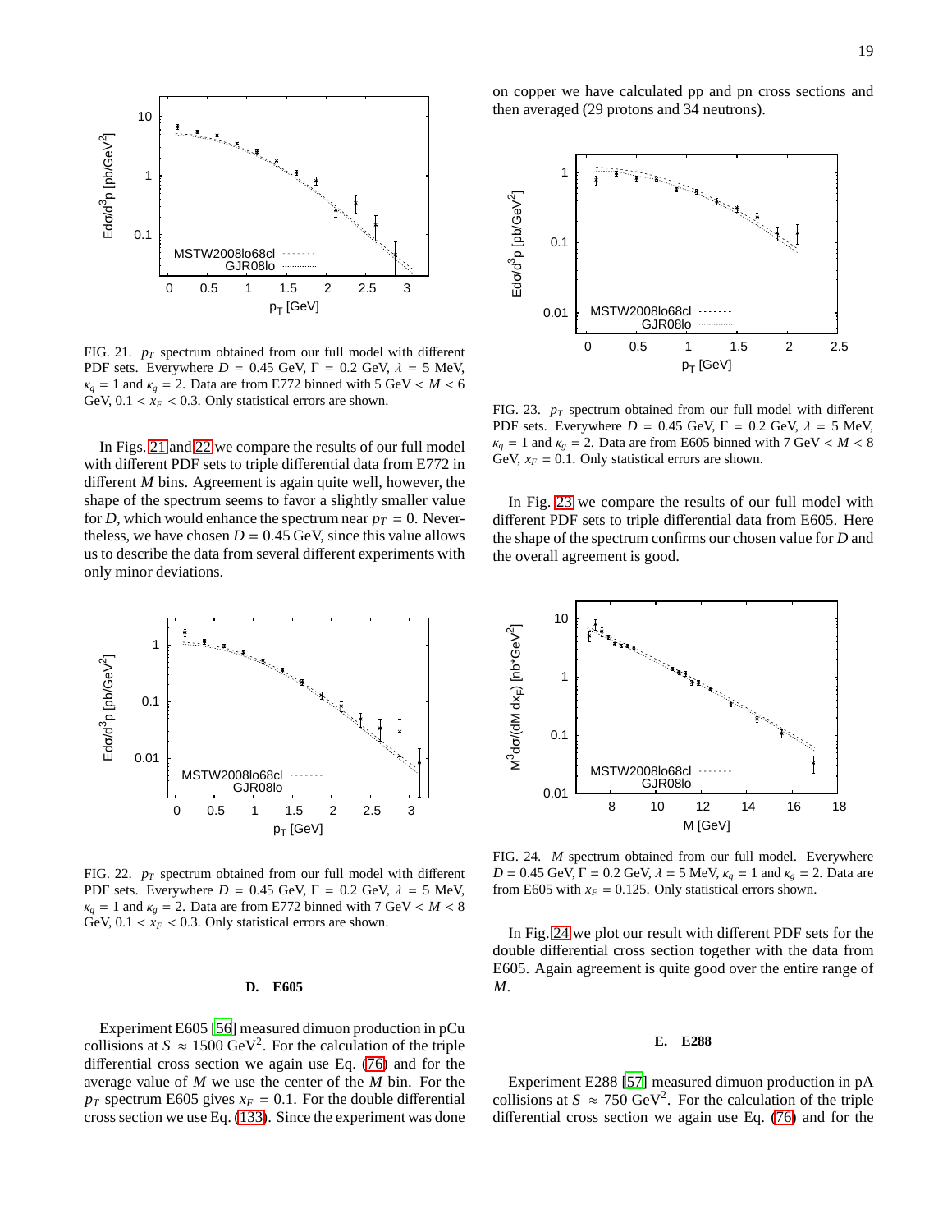FIG. 21. $p_T$ spectrum obtained from our full model with different PDF sets. Everywhere $D = 0.45$ GeV, $\Gamma = 0.2$ GeV, $\lambda = 5$ MeV, $\kappa_q = 1$ and $\kappa_g = 2$. Data are from E772 binned with 5 GeV $< M <$ 6 GeV, $0.1 < x_F < 0.3$. Only statistical errors are shown.

In Figs. 21 and 22 we compare the results of our full model with different PDF sets to triple differential data from E772 in different $M$ bins. Agreement is again quite well, however, the shape of the spectrum seems to favor a slightly smaller value for $D$, which would enhance the spectrum near $p_T = 0$. Nevertheless, we have chosen $D = 0.45$ GeV, since this value allows us to describe the data from several different experiments with only minor deviations.

FIG. 22. $p_T$ spectrum obtained from our full model with different PDF sets. Everywhere $D = 0.45$ GeV, $\Gamma = 0.2$ GeV, $\lambda = 5$ MeV, $\kappa_q = 1$ and $\kappa_g = 2$. Data are from E772 binned with 7 GeV $< M <$ 8 GeV, $0.1 < x_F < 0.3$. Only statistical errors are shown.

### D. E605

Experiment E605 [56] measured dimuon production in pCu collisions at $S \approx 1500$ GeV$^2$. For the calculation of the triple differential cross section we again use Eq. (76) and for the average value of $M$ we use the center of the $M$ bin. For the $p_T$ spectrum E605 gives $x_F = 0.1$. For the double differential cross section we use Eq. (133). Since the experiment was done on copper we have calculated pp and pn cross sections and then averaged (29 protons and 34 neutrons).

FIG. 23. $p_T$ spectrum obtained from our full model with different PDF sets. Everywhere $D = 0.45$ GeV, $\Gamma = 0.2$ GeV, $\lambda = 5$ MeV, $\kappa_q = 1$ and $\kappa_g = 2$. Data are from E605 binned with 7 GeV $< M <$ 8 GeV, $x_F = 0.1$. Only statistical errors are shown.

In Fig. 23 we compare the results of our full model with different PDF sets to triple differential data from E605. Here the shape of the spectrum confirms our chosen value for $D$ and the overall agreement is good.

FIG. 24. $M$ spectrum obtained from our full model. Everywhere $D = 0.45$ GeV, $\Gamma = 0.2$ GeV, $\lambda = 5$ MeV, $\kappa_q = 1$ and $\kappa_g = 2$. Data are from E605 with $x_F = 0.125$. Only statistical errors shown.

In Fig. 24 we plot our result with different PDF sets for the double differential cross section together with the data from E605. Again agreement is quite good over the entire range of $M$.

### E. E288

Experiment E288 [57] measured dimuon production in pA collisions at $S \approx 750$ GeV$^2$. For the calculation of the triple differential cross section we again use Eq. (76) and for the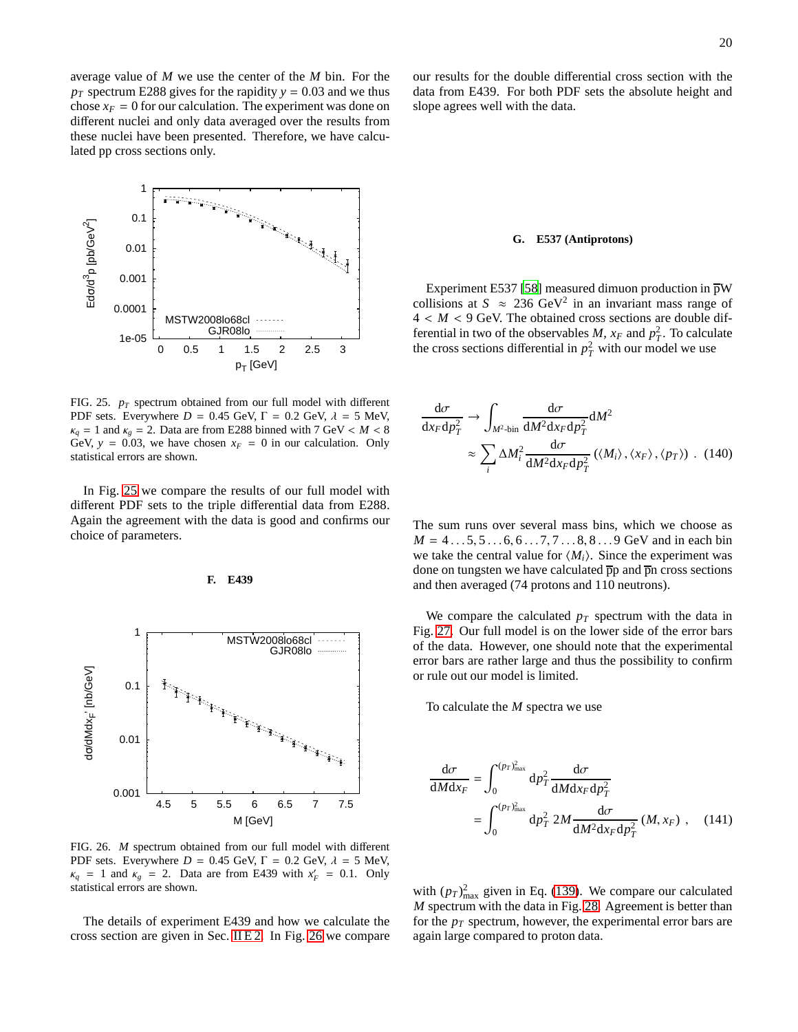average value of $M$ we use the center of the $M$ bin. For the $p_T$ spectrum E288 gives for the rapidity $y = 0.03$ and we thus chose $x_F = 0$ for our calculation. The experiment was done on different nuclei and only data averaged over the results from these nuclei have been presented. Therefore, we have calculated pp cross sections only.

FIG. 25. $p_T$ spectrum obtained from our full model with different PDF sets. Everywhere $D = 0.45$ GeV, $\Gamma = 0.2$ GeV, $\lambda = 5$ MeV, $\kappa_q = 1$ and $\kappa_g = 2$. Data are from E288 binned with 7 GeV $< M <$ 8 GeV, $y = 0.03$, we have chosen $x_F = 0$ in our calculation. Only statistical errors are shown.

In Fig. 25 we compare the results of our full model with different PDF sets to the triple differential data from E288. Again the agreement with the data is good and confirms our choice of parameters.

### F. E439

FIG. 26. $M$ spectrum obtained from our full model with different PDF sets. Everywhere $D = 0.45$ GeV, $\Gamma = 0.2$ GeV, $\lambda = 5$ MeV, $\kappa_q = 1$ and $\kappa_g = 2$. Data are from E439 with $x_F' = 0.1$. Only statistical errors are shown.

The details of experiment E439 and how we calculate the cross section are given in Sec. II E 2. In Fig. 26 we compare our results for the double differential cross section with the data from E439. For both PDF sets the absolute height and slope agrees well with the data.

### G. E537 (Antiprotons)

Experiment E537 [58] measured dimuon production in $\bar{\text{p}}$W collisions at $S \approx 236$ GeV$^2$ in an invariant mass range of $4 < M < 9$ GeV. The obtained cross sections are double differential in two of the observables $M$, $x_F$ and $p_T^2$. To calculate the cross sections differential in $p_T^2$ with our model we use

$$
\begin{aligned}
\frac{\mathrm{d}\sigma}{\mathrm{d}x_F\,\mathrm{d}p_T^2} &\rightarrow \int_{M^2\text{-bin}} \frac{\mathrm{d}\sigma}{\mathrm{d}M^2\mathrm{d}x_F\,\mathrm{d}p_T^2}\mathrm{d}M^2 \\
&\approx \sum_i \Delta M_i^2 \frac{\mathrm{d}\sigma}{\mathrm{d}M^2\mathrm{d}x_F\,\mathrm{d}p_T^2}\left(\langle M_i\rangle, \langle x_F\rangle, \langle p_T\rangle\right) \;. \quad (140)
\end{aligned}
$$

The sum runs over several mass bins, which we choose as $M = 4\ldots5, 5\ldots6, 6\ldots7, 7\ldots8, 8\ldots9$ GeV and in each bin we take the central value for $\langle M_i\rangle$. Since the experiment was done on tungsten we have calculated $\bar{\text{p}}$p and $\bar{\text{p}}$n cross sections and then averaged (74 protons and 110 neutrons).

We compare the calculated $p_T$ spectrum with the data in Fig. 27. Our full model is on the lower side of the error bars of the data. However, one should note that the experimental error bars are rather large and thus the possibility to confirm or rule out our model is limited.

To calculate the $M$ spectra we use

$$
\begin{aligned}
\frac{\mathrm{d}\sigma}{\mathrm{d}M\mathrm{d}x_F} &= \int_0^{(p_T)^2_{\max}} \mathrm{d}p_T^2 \frac{\mathrm{d}\sigma}{\mathrm{d}M\mathrm{d}x_F\,\mathrm{d}p_T^2} \\
&= \int_0^{(p_T)^2_{\max}} \mathrm{d}p_T^2 \; 2M \frac{\mathrm{d}\sigma}{\mathrm{d}M^2\mathrm{d}x_F\,\mathrm{d}p_T^2}(M, x_F) \;, \quad (141)
\end{aligned}
$$

with $(p_T)^2_{\max}$ given in Eq. (139). We compare our calculated $M$ spectrum with the data in Fig. 28. Agreement is better than for the $p_T$ spectrum, however, the experimental error bars are again large compared to proton data.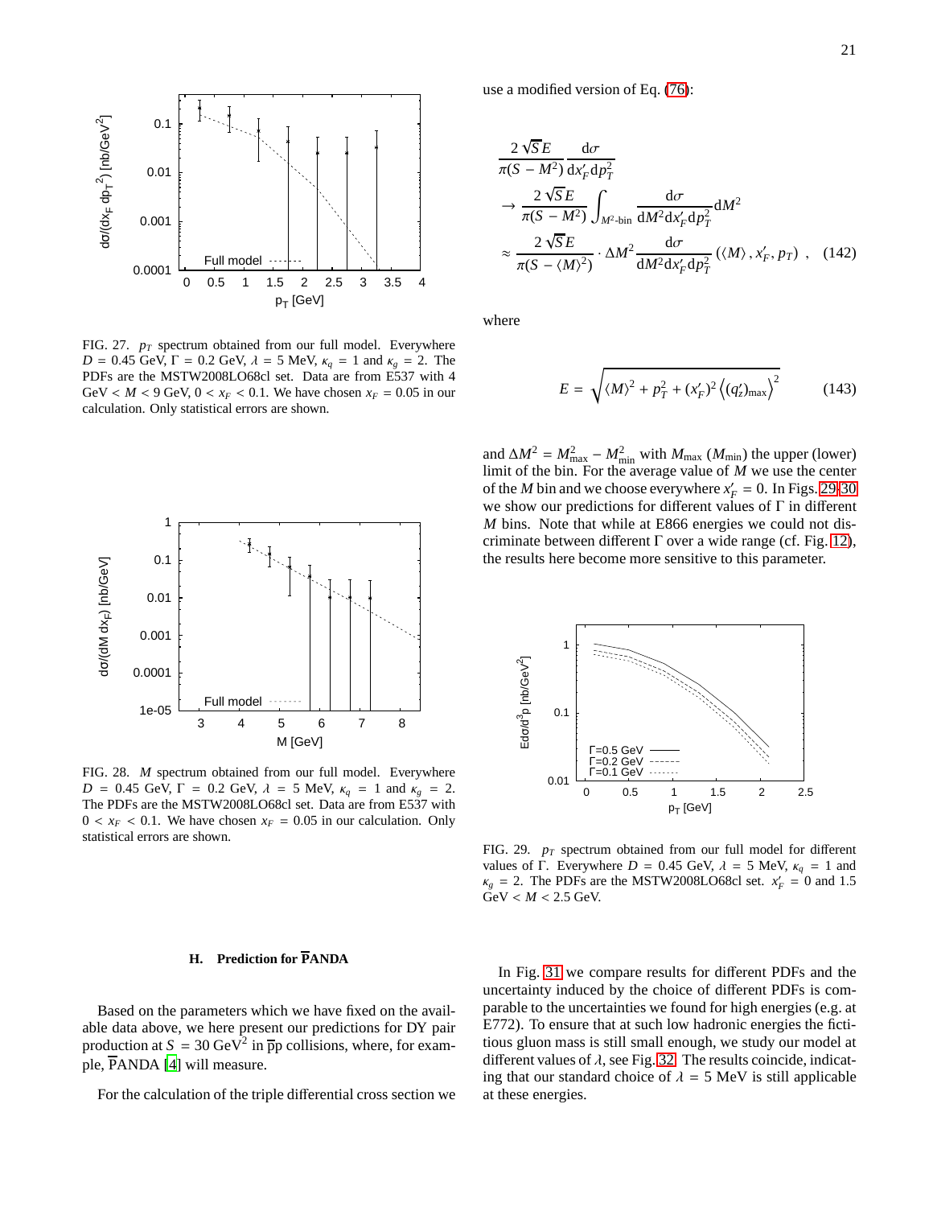FIG. 27. $p_T$ spectrum obtained from our full model. Everywhere $D = 0.45$ GeV, $\Gamma = 0.2$ GeV, $\lambda = 5$ MeV, $\kappa_q = 1$ and $\kappa_g = 2$. The PDFs are the MSTW2008LO68cl set. Data are from E537 with 4 GeV $< M <$ 9 GeV, $0 < x_F < 0.1$. We have chosen $x_F = 0.05$ in our calculation. Only statistical errors are shown.

FIG. 28. $M$ spectrum obtained from our full model. Everywhere $D = 0.45$ GeV, $\Gamma = 0.2$ GeV, $\lambda = 5$ MeV, $\kappa_q = 1$ and $\kappa_g = 2$. The PDFs are the MSTW2008LO68cl set. Data are from E537 with $0 < x_F < 0.1$. We have chosen $x_F = 0.05$ in our calculation. Only statistical errors are shown.

### H. Prediction for $\overline{\text{P}}$ANDA

Based on the parameters which we have fixed on the available data above, we here present our predictions for DY pair production at $S = 30\,\text{GeV}^2$ in $\bar{p}p$ collisions, where, for example, $\overline{\text{P}}$ANDA [4] will measure.

For the calculation of the triple differential cross section we use a modified version of Eq. (76):

$$
\begin{aligned}
&\frac{2\sqrt{S}E}{\pi(S-M^2)}\frac{\mathrm{d}\sigma}{\mathrm{d}x_F'\mathrm{d}p_T^2} \\
&\to \frac{2\sqrt{S}E}{\pi(S-M^2)}\int_{M^2\text{-bin}}\frac{\mathrm{d}\sigma}{\mathrm{d}M^2\mathrm{d}x_F'\mathrm{d}p_T^2}\mathrm{d}M^2 \\
&\approx \frac{2\sqrt{S}E}{\pi(S-\langle M\rangle^2)}\cdot\Delta M^2\frac{\mathrm{d}\sigma}{\mathrm{d}M^2\mathrm{d}x_F'\mathrm{d}p_T^2}\left(\langle M\rangle, x_F', p_T\right)\,, \quad (142)
\end{aligned}
$$

where

$$
E = \sqrt{\langle M\rangle^2 + p_T^2 + (x_F')^2\left\langle (q_z')_{\max}\right\rangle^2} \qquad (143)
$$

and $\Delta M^2 = M_{\max}^2 - M_{\min}^2$ with $M_{\max}$ ($M_{\min}$) the upper (lower) limit of the bin. For the average value of $M$ we use the center of the $M$ bin and we choose everywhere $x_F' = 0$. In Figs. 29-30 we show our predictions for different values of $\Gamma$ in different $M$ bins. Note that while at E866 energies we could not discriminate between different $\Gamma$ over a wide range (cf. Fig. 12), the results here become more sensitive to this parameter.

FIG. 29. $p_T$ spectrum obtained from our full model for different values of $\Gamma$. Everywhere $D = 0.45$ GeV, $\lambda = 5$ MeV, $\kappa_q = 1$ and $\kappa_g = 2$. The PDFs are the MSTW2008LO68cl set. $x_F' = 0$ and 1.5 GeV $< M <$ 2.5 GeV.

In Fig. 31 we compare results for different PDFs and the uncertainty induced by the choice of different PDFs is comparable to the uncertainties we found for high energies (e.g. at E772). To ensure that at such low hadronic energies the fictitious gluon mass is still small enough, we study our model at different values of $\lambda$, see Fig. 32. The results coincide, indicating that our standard choice of $\lambda = 5$ MeV is still applicable at these energies.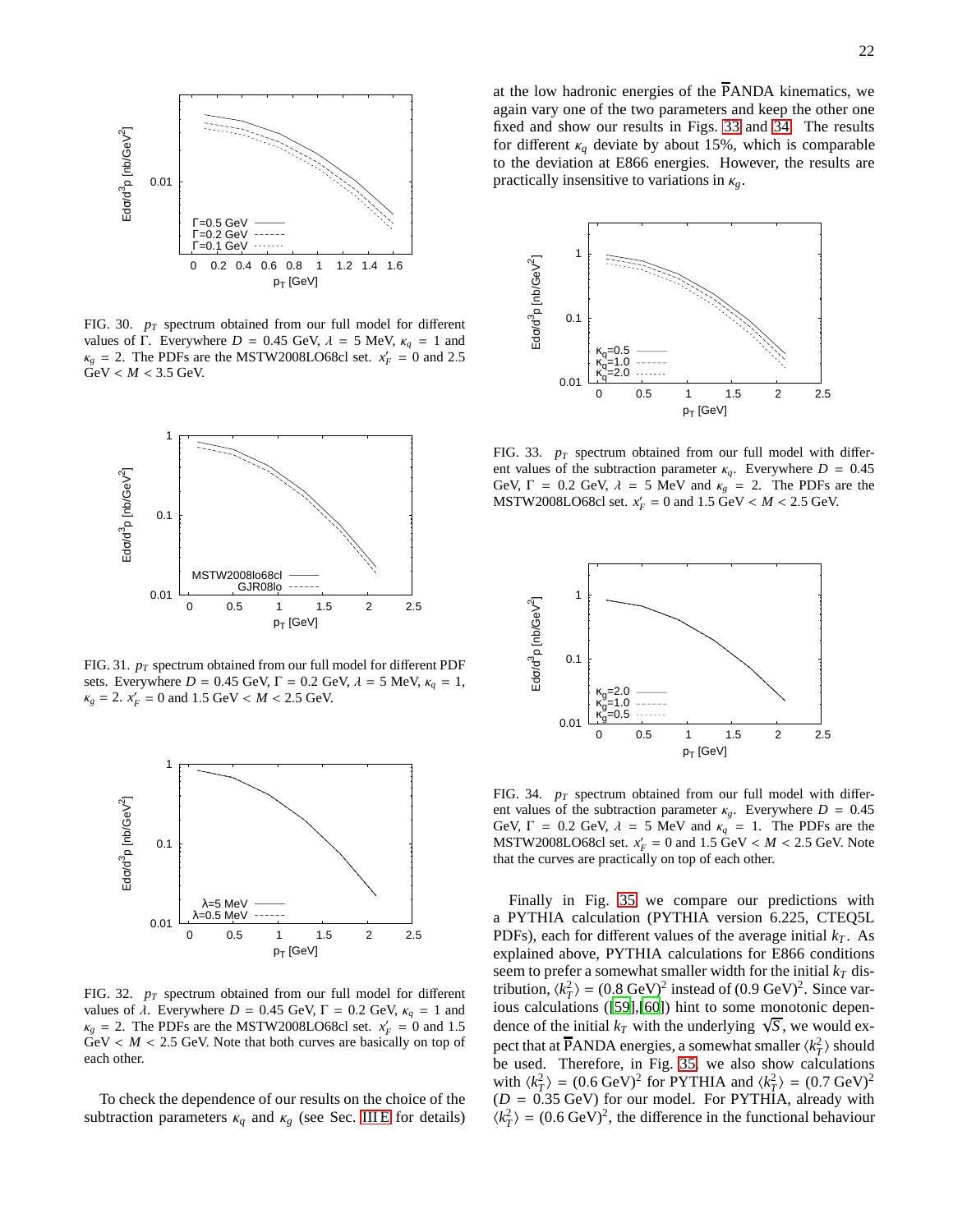FIG. 30. $p_T$ spectrum obtained from our full model for different values of $\Gamma$. Everywhere $D = 0.45$ GeV, $\lambda = 5$ MeV, $\kappa_q = 1$ and $\kappa_g = 2$. The PDFs are the MSTW2008LO68cl set. $x_F' = 0$ and 2.5 GeV $< M <$ 3.5 GeV.

FIG. 31. $p_T$ spectrum obtained from our full model for different PDF sets. Everywhere $D = 0.45$ GeV, $\Gamma = 0.2$ GeV, $\lambda = 5$ MeV, $\kappa_q = 1$, $\kappa_g = 2$. $x_F' = 0$ and 1.5 GeV $< M <$ 2.5 GeV.

FIG. 32. $p_T$ spectrum obtained from our full model for different values of $\lambda$. Everywhere $D = 0.45$ GeV, $\Gamma = 0.2$ GeV, $\kappa_q = 1$ and $\kappa_g = 2$. The PDFs are the MSTW2008LO68cl set. $x_F' = 0$ and 1.5 GeV $< M <$ 2.5 GeV. Note that both curves are basically on top of each other.

To check the dependence of our results on the choice of the subtraction parameters $\kappa_q$ and $\kappa_g$ (see Sec. III E for details) at the low hadronic energies of the $\overline{\text{P}}$ANDA kinematics, we again vary one of the two parameters and keep the other one fixed and show our results in Figs. 33 and 34. The results for different $\kappa_q$ deviate by about 15%, which is comparable to the deviation at E866 energies. However, the results are practically insensitive to variations in $\kappa_g$.

FIG. 33. $p_T$ spectrum obtained from our full model with different values of the subtraction parameter $\kappa_q$. Everywhere $D = 0.45$ GeV, $\Gamma = 0.2$ GeV, $\lambda = 5$ MeV and $\kappa_g = 2$. The PDFs are the MSTW2008LO68cl set. $x_F' = 0$ and 1.5 GeV $< M <$ 2.5 GeV.

FIG. 34. $p_T$ spectrum obtained from our full model with different values of the subtraction parameter $\kappa_g$. Everywhere $D = 0.45$ GeV, $\Gamma = 0.2$ GeV, $\lambda = 5$ MeV and $\kappa_q = 1$. The PDFs are the MSTW2008LO68cl set. $x_F' = 0$ and 1.5 GeV $< M <$ 2.5 GeV. Note that the curves are practically on top of each other.

Finally in Fig. 35 we compare our predictions with a PYTHIA calculation (PYTHIA version 6.225, CTEQ5L PDFs), each for different values of the average initial $k_T$. As explained above, PYTHIA calculations for E866 conditions seem to prefer a somewhat smaller width for the initial $k_T$ distribution, $\langle k_T^2 \rangle = (0.8 \text{ GeV})^2$ instead of $(0.9 \text{ GeV})^2$. Since various calculations ([59],[60]) hint to some monotonic dependence of the initial $k_T$ with the underlying $\sqrt{S}$, we would expect that at $\overline{\text{P}}$ANDA energies, a somewhat smaller $\langle k_T^2 \rangle$ should be used. Therefore, in Fig. 35, we also show calculations with $\langle k_T^2 \rangle = (0.6 \text{ GeV})^2$ for PYTHIA and $\langle k_T^2 \rangle = (0.7 \text{ GeV})^2$ ($D = 0.35$ GeV) for our model. For PYTHIA, already with $\langle k_T^2 \rangle = (0.6 \text{ GeV})^2$, the difference in the functional behaviour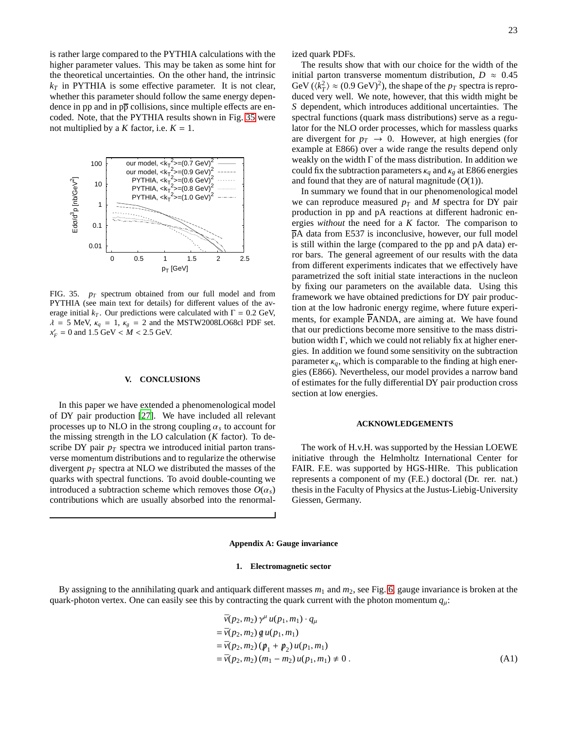is rather large compared to the PYTHIA calculations with the higher parameter values. This may be taken as some hint for the theoretical uncertainties. On the other hand, the intrinsic $k_T$ in PYTHIA is some effective parameter. It is not clear, whether this parameter should follow the same energy dependence in pp and in p$\overline{\text{p}}$ collisions, since multiple effects are encoded. Note, that the PYTHIA results shown in Fig. 35 were not multiplied by a $K$ factor, i.e. $K = 1$.

FIG. 35. $p_T$ spectrum obtained from our full model and from PYTHIA (see main text for details) for different values of the average initial $k_T$. Our predictions were calculated with $\Gamma = 0.2$ GeV, $\lambda = 5$ MeV, $\kappa_q = 1$, $\kappa_g = 2$ and the MSTW2008LO68cl PDF set. $x'_F = 0$ and 1.5 GeV $< M <$ 2.5 GeV.

## V. CONCLUSIONS

In this paper we have extended a phenomenological model of DY pair production [27]. We have included all relevant processes up to NLO in the strong coupling $\alpha_s$ to account for the missing strength in the LO calculation ($K$ factor). To describe DY pair $p_T$ spectra we introduced initial parton transverse momentum distributions and to regularize the otherwise divergent $p_T$ spectra at NLO we distributed the masses of the quarks with spectral functions. To avoid double-counting we introduced a subtraction scheme which removes those $O(\alpha_s)$ contributions which are usually absorbed into the renormalized quark PDFs.

The results show that with our choice for the width of the initial parton transverse momentum distribution, $D \approx 0.45$ GeV ($\langle k_T^2 \rangle \approx (0.9\text{ GeV})^2$), the shape of the $p_T$ spectra is reproduced very well. We note, however, that this width might be $S$ dependent, which introduces additional uncertainties. The spectral functions (quark mass distributions) serve as a regulator for the NLO order processes, which for massless quarks are divergent for $p_T \to 0$. However, at high energies (for example at E866) over a wide range the results depend only weakly on the width $\Gamma$ of the mass distribution. In addition we could fix the subtraction parameters $\kappa_q$ and $\kappa_g$ at E866 energies and found that they are of natural magnitude ($O(1)$).

In summary we found that in our phenomenological model we can reproduce measured $p_T$ and $M$ spectra for DY pair production in pp and pA reactions at different hadronic energies *without* the need for a $K$ factor. The comparison to $\overline{\text{p}}$A data from E537 is inconclusive, however, our full model is still within the large (compared to the pp and pA data) error bars. The general agreement of our results with the data from different experiments indicates that we effectively have parametrized the soft initial state interactions in the nucleon by fixing our parameters on the available data. Using this framework we have obtained predictions for DY pair production at the low hadronic energy regime, where future experiments, for example $\overline{\text{P}}$ANDA, are aiming at. We have found that our predictions become more sensitive to the mass distribution width $\Gamma$, which we could not reliably fix at higher energies. In addition we found some sensitivity on the subtraction parameter $\kappa_q$, which is comparable to the finding at high energies (E866). Nevertheless, our model provides a narrow band of estimates for the fully differential DY pair production cross section at low energies.

## ACKNOWLEDGEMENTS

The work of H.v.H. was supported by the Hessian LOEWE initiative through the Helmholtz International Center for FAIR. F.E. was supported by HGS-HIRe. This publication represents a component of my (F.E.) doctoral (Dr. rer. nat.) thesis in the Faculty of Physics at the Justus-Liebig-University Giessen, Germany.

## Appendix A: Gauge invariance

### 1. Electromagnetic sector

By assigning to the annihilating quark and antiquark different masses $m_1$ and $m_2$, see Fig. 6, gauge invariance is broken at the quark-photon vertex. One can easily see this by contracting the quark current with the photon momentum $q_\mu$:

$$
\begin{aligned}
&\bar{v}(p_2, m_2)\, \gamma^\mu\, u(p_1, m_1) \cdot q_\mu \\
&= \bar{v}(p_2, m_2)\, \not{q}\, u(p_1, m_1) \\
&= \bar{v}(p_2, m_2)\, (\not{p}_1 + \not{p}_2)\, u(p_1, m_1) \\
&= \bar{v}(p_2, m_2)\, (m_1 - m_2)\, u(p_1, m_1) \neq 0\,. 
\end{aligned}
\tag{A1}
$$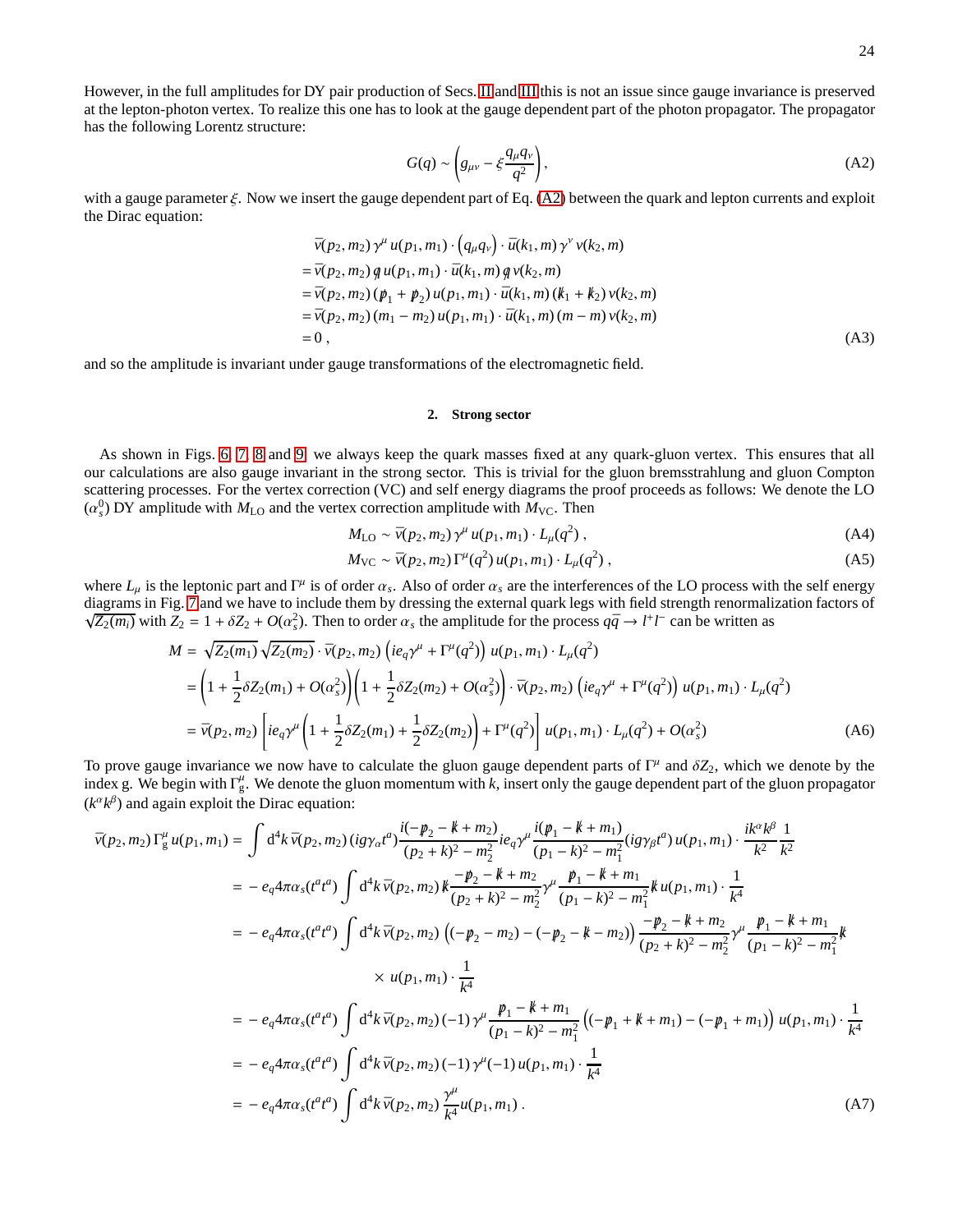However, in the full amplitudes for DY pair production of Secs. II and III this is not an issue since gauge invariance is preserved at the lepton-photon vertex. To realize this one has to look at the gauge dependent part of the photon propagator. The propagator has the following Lorentz structure:

$$G(q) \sim \left(g_{\mu\nu} - \xi \frac{q_\mu q_\nu}{q^2}\right), \tag{A2}$$

with a gauge parameter $\xi$. Now we insert the gauge dependent part of Eq. (A2) between the quark and lepton currents and exploit the Dirac equation:

$$\begin{aligned}
&\bar{v}(p_2, m_2)\,\gamma^\mu\, u(p_1, m_1) \cdot \left(q_\mu q_\nu\right) \cdot \bar{u}(k_1, m)\,\gamma^\nu\, v(k_2, m) \\
&= \bar{v}(p_2, m_2)\,\not{q}\, u(p_1, m_1) \cdot \bar{u}(k_1, m)\,\not{q}\, v(k_2, m) \\
&= \bar{v}(p_2, m_2)\,(\not{p}_1 + \not{p}_2)\, u(p_1, m_1) \cdot \bar{u}(k_1, m)\,(\not{k}_1 + \not{k}_2)\, v(k_2, m) \\
&= \bar{v}(p_2, m_2)\,(m_1 - m_2)\, u(p_1, m_1) \cdot \bar{u}(k_1, m)\,(m - m)\, v(k_2, m) \\
&= 0\,,
\end{aligned} \tag{A3}$$

and so the amplitude is invariant under gauge transformations of the electromagnetic field.

### 2. Strong sector

As shown in Figs. 6, 7, 8 and 9, we always keep the quark masses fixed at any quark-gluon vertex. This ensures that all our calculations are also gauge invariant in the strong sector. This is trivial for the gluon bremsstrahlung and gluon Compton scattering processes. For the vertex correction (VC) and self energy diagrams the proof proceeds as follows: We denote the LO ($\alpha_s^0$) DY amplitude with $M_{\rm LO}$ and the vertex correction amplitude with $M_{\rm VC}$. Then

$$M_{\rm LO} \sim \bar{v}(p_2, m_2)\,\gamma^\mu\, u(p_1, m_1) \cdot L_\mu(q^2)\,, \tag{A4}$$

$$M_{\rm VC} \sim \bar{v}(p_2, m_2)\,\Gamma^\mu(q^2)\, u(p_1, m_1) \cdot L_\mu(q^2)\,, \tag{A5}$$

where $L_\mu$ is the leptonic part and $\Gamma^\mu$ is of order $\alpha_s$. Also of order $\alpha_s$ are the interferences of the LO process with the self energy diagrams in Fig. 7 and we have to include them by dressing the external quark legs with field strength renormalization factors of $\sqrt{Z_2(m_i)}$ with $Z_2 = 1 + \delta Z_2 + O(\alpha_s^2)$. Then to order $\alpha_s$ the amplitude for the process $q\bar{q} \to l^+ l^-$ can be written as

$$\begin{aligned}
M &= \sqrt{Z_2(m_1)}\,\sqrt{Z_2(m_2)} \cdot \bar{v}(p_2, m_2)\,\left(ie_q\gamma^\mu + \Gamma^\mu(q^2)\right)\, u(p_1, m_1) \cdot L_\mu(q^2) \\
&= \left(1 + \frac{1}{2}\delta Z_2(m_1) + O(\alpha_s^2)\right)\left(1 + \frac{1}{2}\delta Z_2(m_2) + O(\alpha_s^2)\right) \cdot \bar{v}(p_2, m_2)\,\left(ie_q\gamma^\mu + \Gamma^\mu(q^2)\right)\, u(p_1, m_1) \cdot L_\mu(q^2) \\
&= \bar{v}(p_2, m_2)\,\left[ie_q\gamma^\mu\left(1 + \frac{1}{2}\delta Z_2(m_1) + \frac{1}{2}\delta Z_2(m_2)\right) + \Gamma^\mu(q^2)\right]\, u(p_1, m_1) \cdot L_\mu(q^2) + O(\alpha_s^2)
\end{aligned} \tag{A6}$$

To prove gauge invariance we now have to calculate the gluon gauge dependent parts of $\Gamma^\mu$ and $\delta Z_2$, which we denote by the index g. We begin with $\Gamma^\mu_{\rm g}$. We denote the gluon momentum with $k$, insert only the gauge dependent part of the gluon propagator ($k^\alpha k^\beta$) and again exploit the Dirac equation:

$$\begin{aligned}
\bar{v}(p_2, m_2)\,\Gamma^\mu_{\rm g}\, u(p_1, m_1) &= \int {\rm d}^4k\, \bar{v}(p_2, m_2)\,(ig\gamma_\alpha t^a)\frac{i(-\not{p}_2 - \not{k} + m_2)}{(p_2 + k)^2 - m_2^2} ie_q\gamma^\mu \frac{i(\not{p}_1 - \not{k} + m_1)}{(p_1 - k)^2 - m_1^2}(ig\gamma_\beta t^a)\, u(p_1, m_1) \cdot \frac{ik^\alpha k^\beta}{k^2}\frac{1}{k^2} \\
&= -e_q 4\pi\alpha_s(t^a t^a) \int {\rm d}^4k\, \bar{v}(p_2, m_2)\,\not{k}\frac{-\not{p}_2 - \not{k} + m_2}{(p_2 + k)^2 - m_2^2}\gamma^\mu \frac{\not{p}_1 - \not{k} + m_1}{(p_1 - k)^2 - m_1^2}\not{k}\, u(p_1, m_1) \cdot \frac{1}{k^4} \\
&= -e_q 4\pi\alpha_s(t^a t^a) \int {\rm d}^4k\, \bar{v}(p_2, m_2)\,\left((-\not{p}_2 - m_2) - (-\not{p}_2 - \not{k} - m_2)\right)\frac{-\not{p}_2 - \not{k} + m_2}{(p_2 + k)^2 - m_2^2}\gamma^\mu \frac{\not{p}_1 - \not{k} + m_1}{(p_1 - k)^2 - m_1^2}\not{k} \\
&\qquad \times\, u(p_1, m_1) \cdot \frac{1}{k^4} \\
&= -e_q 4\pi\alpha_s(t^a t^a) \int {\rm d}^4k\, \bar{v}(p_2, m_2)\,(-1)\,\gamma^\mu \frac{\not{p}_1 - \not{k} + m_1}{(p_1 - k)^2 - m_1^2}\left((-\not{p}_1 + \not{k} + m_1) - (-\not{p}_1 + m_1)\right) u(p_1, m_1) \cdot \frac{1}{k^4} \\
&= -e_q 4\pi\alpha_s(t^a t^a) \int {\rm d}^4k\, \bar{v}(p_2, m_2)\,(-1)\,\gamma^\mu(-1)\, u(p_1, m_1) \cdot \frac{1}{k^4} \\
&= -e_q 4\pi\alpha_s(t^a t^a) \int {\rm d}^4k\, \bar{v}(p_2, m_2)\,\frac{\gamma^\mu}{k^4} u(p_1, m_1)\,.
\end{aligned} \tag{A7}$$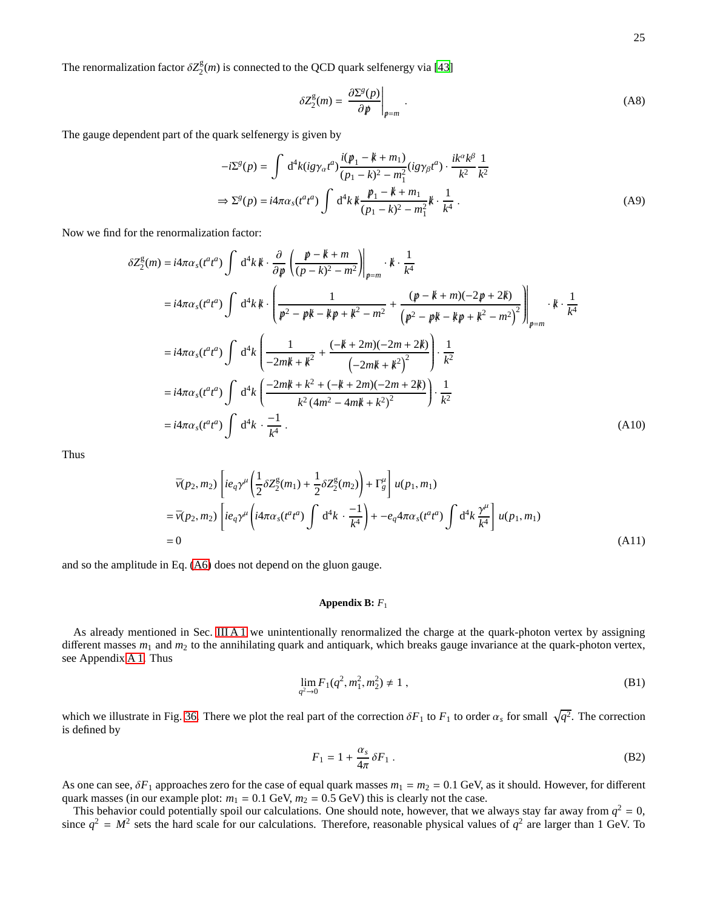The renormalization factor $\delta Z_2^{\mathrm{g}}(m)$ is connected to the QCD quark selfenergy via [43]

$$\delta Z_2^{\mathrm{g}}(m) = \left.\frac{\partial \Sigma^g(p)}{\partial \not{p}}\right|_{\not{p}=m} . \tag{A8}$$

The gauge dependent part of the quark selfenergy is given by

$$-i\Sigma^g(p) = \int \mathrm{d}^4k (ig\gamma_\alpha t^a)\frac{i(\not{p}_1 - \not{k} + m_1)}{(p_1-k)^2 - m_1^2}(ig\gamma_\beta t^a) \cdot \frac{ik^\alpha k^\beta}{k^2}\frac{1}{k^2}$$
$$\Rightarrow \Sigma^g(p) = i4\pi\alpha_s (t^a t^a)\int \mathrm{d}^4k\, \not{k}\frac{\not{p}_1 - \not{k} + m_1}{(p_1-k)^2 - m_1^2}\not{k} \cdot \frac{1}{k^4} . \tag{A9}$$

Now we find for the renormalization factor:

$$\begin{aligned}
\delta Z_2^{\mathrm{g}}(m) &= i4\pi\alpha_s (t^a t^a)\int \mathrm{d}^4k\, \not{k} \cdot \frac{\partial}{\partial \not{p}}\left.\left(\frac{\not{p} - \not{k} + m}{(p-k)^2 - m^2}\right)\right|_{\not{p}=m} \cdot \not{k} \cdot \frac{1}{k^4} \\
&= i4\pi\alpha_s (t^a t^a)\int \mathrm{d}^4k\, \not{k} \cdot \left.\left(\frac{1}{\not{p}^2 - \not{p}\not{k} - \not{k}\not{p} + \not{k}^2 - m^2} + \frac{(\not{p} - \not{k} + m)(-2\not{p} + 2\not{k})}{\left(\not{p}^2 - \not{p}\not{k} - \not{k}\not{p} + \not{k}^2 - m^2\right)^2}\right)\right|_{\not{p}=m} \cdot \not{k} \cdot \frac{1}{k^4} \\
&= i4\pi\alpha_s (t^a t^a)\int \mathrm{d}^4k \left(\frac{1}{-2m\not{k} + \not{k}^2} + \frac{(-\not{k} + 2m)(-2m + 2\not{k})}{\left(-2m\not{k} + \not{k}^2\right)^2}\right) \cdot \frac{1}{k^2} \\
&= i4\pi\alpha_s (t^a t^a)\int \mathrm{d}^4k \left(\frac{-2m\not{k} + k^2 + (-\not{k} + 2m)(-2m + 2\not{k})}{k^2\left(4m^2 - 4m\not{k} + k^2\right)^2}\right) \cdot \frac{1}{k^2} \\
&= i4\pi\alpha_s (t^a t^a)\int \mathrm{d}^4k \cdot \frac{-1}{k^4} .
\end{aligned} \tag{A10}$$

Thus

$$\begin{aligned}
&\bar{v}(p_2, m_2)\left[ie_q\gamma^\mu\left(\frac{1}{2}\delta Z_2^{\mathrm{g}}(m_1) + \frac{1}{2}\delta Z_2^{\mathrm{g}}(m_2)\right) + \Gamma_g^\mu\right] u(p_1, m_1) \\
&= \bar{v}(p_2, m_2)\left[ie_q\gamma^\mu\left(i4\pi\alpha_s (t^a t^a)\int \mathrm{d}^4k \cdot \frac{-1}{k^4}\right) + -e_q 4\pi\alpha_s (t^a t^a)\int \mathrm{d}^4k\, \frac{\gamma^\mu}{k^4}\right] u(p_1, m_1) \\
&= 0
\end{aligned} \tag{A11}$$

and so the amplitude in Eq. (A6) does not depend on the gluon gauge.

## Appendix B: $F_1$

As already mentioned in Sec. III A 1 we unintentionally renormalized the charge at the quark-photon vertex by assigning different masses $m_1$ and $m_2$ to the annihilating quark and antiquark, which breaks gauge invariance at the quark-photon vertex, see Appendix A 1. Thus

$$\lim_{q^2 \to 0} F_1(q^2, m_1^2, m_2^2) \neq 1 , \tag{B1}$$

which we illustrate in Fig. 36. There we plot the real part of the correction $\delta F_1$ to $F_1$ to order $\alpha_s$ for small $\sqrt{q^2}$. The correction is defined by

$$F_1 = 1 + \frac{\alpha_s}{4\pi}\delta F_1 . \tag{B2}$$

As one can see, $\delta F_1$ approaches zero for the case of equal quark masses $m_1 = m_2 = 0.1$ GeV, as it should. However, for different quark masses (in our example plot: $m_1 = 0.1$ GeV, $m_2 = 0.5$ GeV) this is clearly not the case.

This behavior could potentially spoil our calculations. One should note, however, that we always stay far away from $q^2 = 0$, since $q^2 = M^2$ sets the hard scale for our calculations. Therefore, reasonable physical values of $q^2$ are larger than 1 GeV. To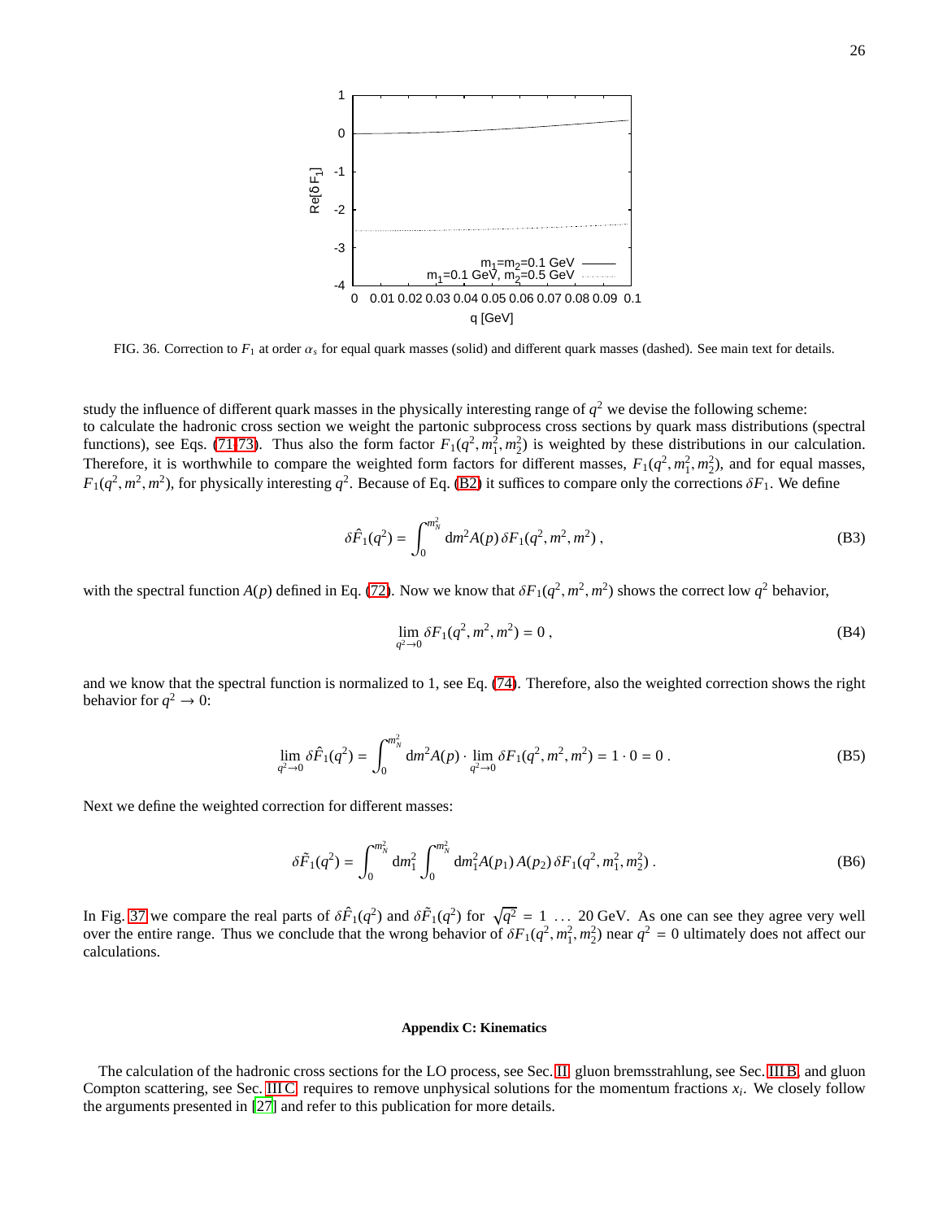FIG. 36. Correction to $F_1$ at order $\alpha_s$ for equal quark masses (solid) and different quark masses (dashed). See main text for details.

study the influence of different quark masses in the physically interesting range of $q^2$ we devise the following scheme: to calculate the hadronic cross section we weight the partonic subprocess cross sections by quark mass distributions (spectral functions), see Eqs. (71-73). Thus also the form factor $F_1(q^2, m_1^2, m_2^2)$ is weighted by these distributions in our calculation. Therefore, it is worthwhile to compare the weighted form factors for different masses, $F_1(q^2, m_1^2, m_2^2)$, and for equal masses, $F_1(q^2, m^2, m^2)$, for physically interesting $q^2$. Because of Eq. (B2) it suffices to compare only the corrections $\delta F_1$. We define

$$\delta\hat{F}_1(q^2) = \int_0^{m_N^2} \mathrm{d}m^2 A(p)\, \delta F_1(q^2, m^2, m^2)\,, \tag{B3}$$

with the spectral function $A(p)$ defined in Eq. (72). Now we know that $\delta F_1(q^2, m^2, m^2)$ shows the correct low $q^2$ behavior,

$$\lim_{q^2\to 0} \delta F_1(q^2, m^2, m^2) = 0\,, \tag{B4}$$

and we know that the spectral function is normalized to 1, see Eq. (74). Therefore, also the weighted correction shows the right behavior for $q^2 \to 0$:

$$\lim_{q^2\to 0} \delta\hat{F}_1(q^2) = \int_0^{m_N^2} \mathrm{d}m^2 A(p) \cdot \lim_{q^2\to 0} \delta F_1(q^2, m^2, m^2) = 1 \cdot 0 = 0\,. \tag{B5}$$

Next we define the weighted correction for different masses:

$$\delta\tilde{F}_1(q^2) = \int_0^{m_N^2} \mathrm{d}m_1^2 \int_0^{m_N^2} \mathrm{d}m_1^2 A(p_1)\, A(p_2)\, \delta F_1(q^2, m_1^2, m_2^2)\,. \tag{B6}$$

In Fig. 37 we compare the real parts of $\delta\hat{F}_1(q^2)$ and $\delta\tilde{F}_1(q^2)$ for $\sqrt{q^2} = 1 \;\ldots\; 20$ GeV. As one can see they agree very well over the entire range. Thus we conclude that the wrong behavior of $\delta F_1(q^2, m_1^2, m_2^2)$ near $q^2 = 0$ ultimately does not affect our calculations.

### Appendix C: Kinematics

The calculation of the hadronic cross sections for the LO process, see Sec. II, gluon bremsstrahlung, see Sec. III B, and gluon Compton scattering, see Sec. III C, requires to remove unphysical solutions for the momentum fractions $x_i$. We closely follow the arguments presented in [27] and refer to this publication for more details.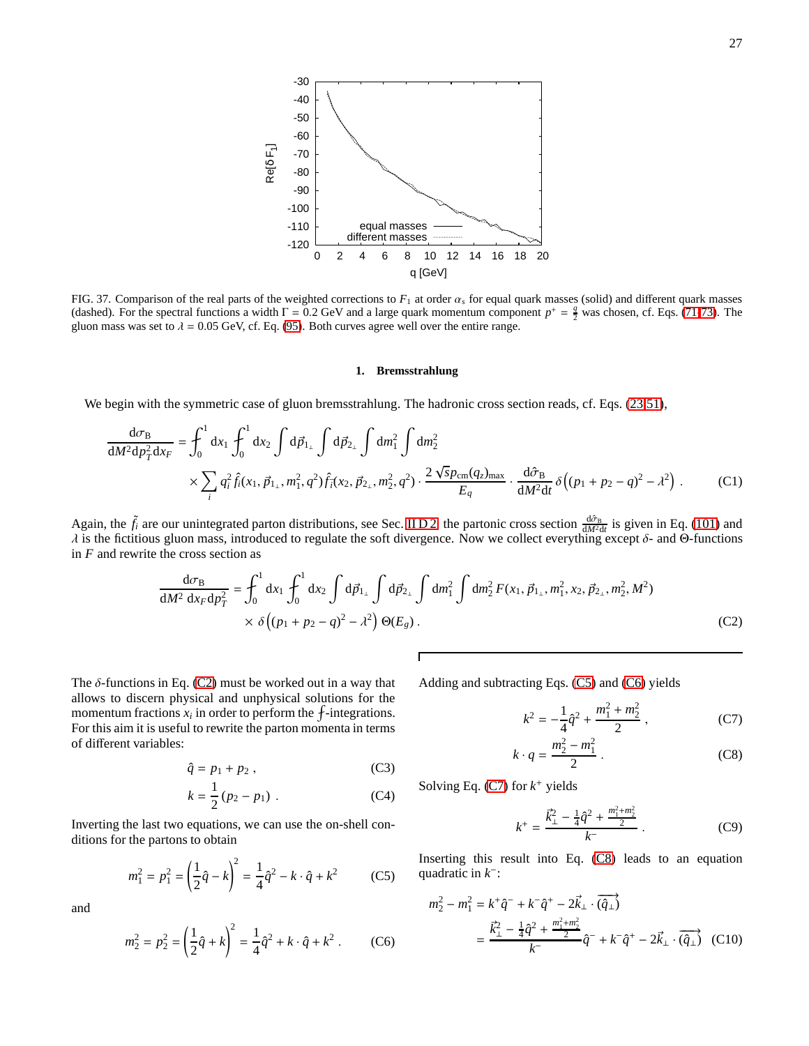FIG. 37. Comparison of the real parts of the weighted corrections to $F_1$ at order $\alpha_s$ for equal quark masses (solid) and different quark masses (dashed). For the spectral functions a width $\Gamma = 0.2$ GeV and a large quark momentum component $p^+ = \frac{q}{2}$ was chosen, cf. Eqs. (71-73). The gluon mass was set to $\lambda = 0.05$ GeV, cf. Eq. (95). Both curves agree well over the entire range.

### 1. Bremsstrahlung

We begin with the symmetric case of gluon bremsstrahlung. The hadronic cross section reads, cf. Eqs. (23,51),

$$\frac{\mathrm{d}\sigma_{\mathrm{B}}}{\mathrm{d}M^2 \mathrm{d}p_T^2 \mathrm{d}x_F} = \int_0^1 \mathrm{d}x_1 \int_0^1 \mathrm{d}x_2 \int \mathrm{d}\vec{p}_{1_\perp} \int \mathrm{d}\vec{p}_{2_\perp} \int \mathrm{d}m_1^2 \int \mathrm{d}m_2^2$$
$$\times \sum_i q_i^2 \hat{f}_i(x_1, \vec{p}_{1_\perp}, m_1^2, q^2) \hat{f}_{\bar{i}}(x_2, \vec{p}_{2_\perp}, m_2^2, q^2) \cdot \frac{2\sqrt{s} p_{\mathrm{cm}}(q_z)_{\mathrm{max}}}{E_q} \cdot \frac{\mathrm{d}\hat{\sigma}_{\mathrm{B}}}{\mathrm{d}M^2 \mathrm{d}t} \delta\left((p_1 + p_2 - q)^2 - \lambda^2\right) . \quad \text{(C1)}$$

Again, the $\tilde{f}_i$ are our unintegrated parton distributions, see Sec. II D 2, the partonic cross section $\frac{\mathrm{d}\hat{\sigma}_{\mathrm{B}}}{\mathrm{d}M^2 \mathrm{d}t}$ is given in Eq. (101) and $\lambda$ is the fictitious gluon mass, introduced to regulate the soft divergence. Now we collect everything except $\delta$- and $\Theta$-functions in $F$ and rewrite the cross section as

$$\frac{\mathrm{d}\sigma_{\mathrm{B}}}{\mathrm{d}M^2\, \mathrm{d}x_F \mathrm{d}p_T^2} = \int_0^1 \mathrm{d}x_1 \int_0^1 \mathrm{d}x_2 \int \mathrm{d}\vec{p}_{1_\perp} \int \mathrm{d}\vec{p}_{2_\perp} \int \mathrm{d}m_1^2 \int \mathrm{d}m_2^2\, F(x_1, \vec{p}_{1_\perp}, m_1^2, x_2, \vec{p}_{2_\perp}, m_2^2, M^2)$$
$$\times\, \delta\left((p_1 + p_2 - q)^2 - \lambda^2\right) \Theta(E_g) . \quad \text{(C2)}$$

The $\delta$-functions in Eq. (C2) must be worked out in a way that allows to discern physical and unphysical solutions for the momentum fractions $x_i$ in order to perform the $\int$-integrations. For this aim it is useful to rewrite the parton momenta in terms of different variables:

$$\hat{q} = p_1 + p_2 , \quad \text{(C3)}$$

$$k = \frac{1}{2}(p_2 - p_1) . \quad \text{(C4)}$$

Inverting the last two equations, we can use the on-shell conditions for the partons to obtain

$$m_1^2 = p_1^2 = \left(\frac{1}{2}\hat{q} - k\right)^2 = \frac{1}{4}\hat{q}^2 - k \cdot \hat{q} + k^2 \quad \text{(C5)}$$

and

$$m_2^2 = p_2^2 = \left(\frac{1}{2}\hat{q} + k\right)^2 = \frac{1}{4}\hat{q}^2 + k \cdot \hat{q} + k^2 . \quad \text{(C6)}$$

Adding and subtracting Eqs. (C5) and (C6) yields

$$k^2 = -\frac{1}{4}\hat{q}^2 + \frac{m_1^2 + m_2^2}{2} , \quad \text{(C7)}$$

$$k \cdot q = \frac{m_2^2 - m_1^2}{2} . \quad \text{(C8)}$$

Solving Eq. (C7) for $k^+$ yields

$$k^+ = \frac{\vec{k}_\perp^2 - \frac{1}{4}\hat{q}^2 + \frac{m_1^2 + m_2^2}{2}}{k^-} . \quad \text{(C9)}$$

Inserting this result into Eq. (C8) leads to an equation quadratic in $k^-$:

$$m_2^2 - m_1^2 = k^+ \hat{q}^- + k^- \hat{q}^+ - 2\vec{k}_\perp \cdot \overrightarrow{(\hat{q}_\perp)}$$
$$= \frac{\vec{k}_\perp^2 - \frac{1}{4}\hat{q}^2 + \frac{m_1^2 + m_2^2}{2}}{k^-}\hat{q}^- + k^- \hat{q}^+ - 2\vec{k}_\perp \cdot \overrightarrow{(\hat{q}_\perp)} \quad \text{(C10)}$$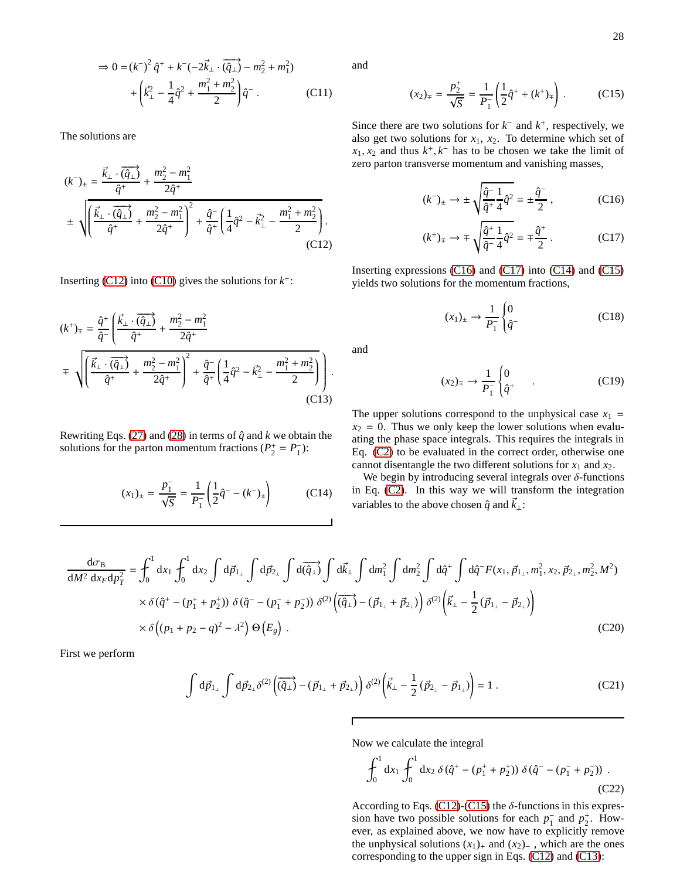$$\Rightarrow 0 = (k^-)^2 \hat{q}^+ + k^-(-2\vec{k}_\perp \cdot \overrightarrow{(\hat{q}_\perp)} - m_2^2 + m_1^2) + \left(\vec{k}_\perp^2 - \frac{1}{4}\hat{q}^2 + \frac{m_1^2 + m_2^2}{2}\right)\hat{q}^- . \tag{C11}$$

The solutions are

$$(k^-)_\pm = \frac{\vec{k}_\perp \cdot \overrightarrow{(\hat{q}_\perp)}}{\hat{q}^+} + \frac{m_2^2 - m_1^2}{2\hat{q}^+} \pm \sqrt{\left(\frac{\vec{k}_\perp \cdot \overrightarrow{(\hat{q}_\perp)}}{\hat{q}^+} + \frac{m_2^2 - m_1^2}{2\hat{q}^+}\right)^2 + \frac{\hat{q}^-}{\hat{q}^+}\left(\frac{1}{4}\hat{q}^2 - \vec{k}_\perp^2 - \frac{m_1^2 + m_2^2}{2}\right)} . \tag{C12}$$

Inserting (C12) into (C10) gives the solutions for $k^+$:

$$(k^+)_\mp = \frac{\hat{q}^+}{\hat{q}^-}\left(\frac{\vec{k}_\perp \cdot \overrightarrow{(\hat{q}_\perp)}}{\hat{q}^+} + \frac{m_2^2 - m_1^2}{2\hat{q}^+} \mp \sqrt{\left(\frac{\vec{k}_\perp \cdot \overrightarrow{(\hat{q}_\perp)}}{\hat{q}^+} + \frac{m_2^2 - m_1^2}{2\hat{q}^+}\right)^2 + \frac{\hat{q}^-}{\hat{q}^+}\left(\frac{1}{4}\hat{q}^2 - \vec{k}_\perp^2 - \frac{m_1^2 + m_2^2}{2}\right)}\right) . \tag{C13}$$

Rewriting Eqs. (27) and (28) in terms of $\hat{q}$ and $k$ we obtain the solutions for the parton momentum fractions ($P_2^+ = P_1^-$):

$$(x_1)_\pm = \frac{p_1^-}{\sqrt{S}} = \frac{1}{P_1^-}\left(\frac{1}{2}\hat{q}^- - (k^-)_\pm\right) \tag{C14}$$

and

$$(x_2)_\mp = \frac{p_2^+}{\sqrt{S}} = \frac{1}{P_1^-}\left(\frac{1}{2}\hat{q}^+ + (k^+)_\mp\right) . \tag{C15}$$

Since there are two solutions for $k^-$ and $k^+$, respectively, we also get two solutions for $x_1$, $x_2$. To determine which set of $x_1, x_2$ and thus $k^+, k^-$ has to be chosen we take the limit of zero parton transverse momentum and vanishing masses,

$$(k^-)_\pm \to \pm\sqrt{\frac{\hat{q}^-}{\hat{q}^+}\frac{1}{4}\hat{q}^2} = \pm\frac{\hat{q}^-}{2} , \tag{C16}$$

$$(k^+)_\mp \to \mp\sqrt{\frac{\hat{q}^+}{\hat{q}^-}\frac{1}{4}\hat{q}^2} = \mp\frac{\hat{q}^+}{2} . \tag{C17}$$

Inserting expressions (C16) and (C17) into (C14) and (C15) yields two solutions for the momentum fractions,

$$(x_1)_\pm \to \frac{1}{P_1^-}\begin{cases}0\\ \hat{q}^-\end{cases} \tag{C18}$$

and

$$(x_2)_\mp \to \frac{1}{P_1^-}\begin{cases}0\\ \hat{q}^+\end{cases} . \tag{C19}$$

The upper solutions correspond to the unphysical case $x_1 = x_2 = 0$. Thus we only keep the lower solutions when evaluating the phase space integrals. This requires the integrals in Eq. (C2) to be evaluated in the correct order, otherwise one cannot disentangle the two different solutions for $x_1$ and $x_2$.

We begin by introducing several integrals over $\delta$-functions in Eq. (C2). In this way we will transform the integration variables to the above chosen $\hat{q}$ and $\vec{k}_\perp$:

$$\begin{aligned}\frac{\mathrm{d}\sigma_\mathrm{B}}{\mathrm{d}M^2\,\mathrm{d}x_F\,\mathrm{d}p_T^2} = &\int_0^1 \mathrm{d}x_1 \int_0^1 \mathrm{d}x_2 \int \mathrm{d}\vec{p}_{1_\perp} \int \mathrm{d}\vec{p}_{2_\perp} \int \mathrm{d}\overrightarrow{(\hat{q}_\perp)} \int \mathrm{d}\vec{k}_\perp \int \mathrm{d}m_1^2 \int \mathrm{d}m_2^2 \int \mathrm{d}\hat{q}^+ \int \mathrm{d}\hat{q}^- F(x_1, \vec{p}_{1_\perp}, m_1^2, x_2, \vec{p}_{2_\perp}, m_2^2, M^2)\\ &\times \delta(\hat{q}^+ - (p_1^+ + p_2^+))\, \delta(\hat{q}^- - (p_1^- + p_2^-))\, \delta^{(2)}\left(\overrightarrow{(\hat{q}_\perp)} - (\vec{p}_{1_\perp} + \vec{p}_{2_\perp})\right) \delta^{(2)}\left(\vec{k}_\perp - \frac{1}{2}(\vec{p}_{1_\perp} - \vec{p}_{2_\perp})\right)\\ &\times \delta\left((p_1 + p_2 - q)^2 - \lambda^2\right) \Theta\left(E_g\right) .\end{aligned} \tag{C20}$$

First we perform

$$\int \mathrm{d}\vec{p}_{1_\perp} \int \mathrm{d}\vec{p}_{2_\perp} \delta^{(2)}\left(\overrightarrow{(\hat{q}_\perp)} - (\vec{p}_{1_\perp} + \vec{p}_{2_\perp})\right) \delta^{(2)}\left(\vec{k}_\perp - \frac{1}{2}(\vec{p}_{2_\perp} - \vec{p}_{1_\perp})\right) = 1 . \tag{C21}$$

Now we calculate the integral

$$\int_0^1 \mathrm{d}x_1 \int_0^1 \mathrm{d}x_2\, \delta(\hat{q}^+ - (p_1^+ + p_2^+))\, \delta(\hat{q}^- - (p_1^- + p_2^-)) . \tag{C22}$$

According to Eqs. (C12)-(C15) the $\delta$-functions in this expression have two possible solutions for each $p_1^-$ and $p_2^+$. However, as explained above, we now have to explicitly remove the unphysical solutions $(x_1)_+$ and $(x_2)_-$, which are the ones corresponding to the upper sign in Eqs. (C12) and (C13):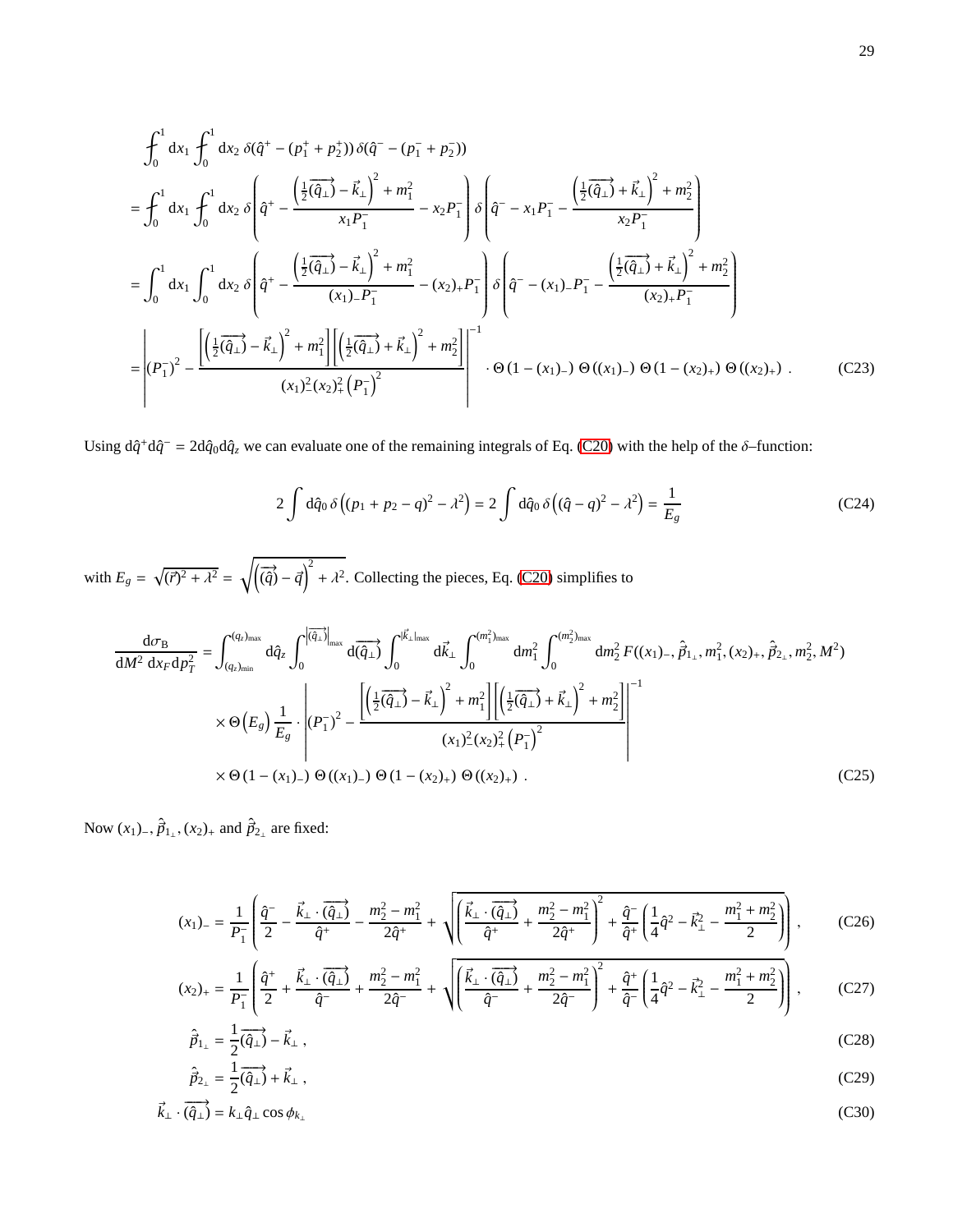$$
\begin{aligned}
&\int_0^1 \mathrm{d}x_1 \int_0^1 \mathrm{d}x_2\, \delta(\hat{q}^+ - (p_1^+ + p_2^+))\, \delta(\hat{q}^- - (p_1^- + p_2^-)) \\
&= \int_0^1 \mathrm{d}x_1 \int_0^1 \mathrm{d}x_2\, \delta\left(\hat{q}^+ - \frac{\left(\frac{1}{2}\overrightarrow{(\hat{q}_\perp)} - \vec{k}_\perp\right)^2 + m_1^2}{x_1 P_1^-} - x_2 P_1^-\right) \delta\left(\hat{q}^- - x_1 P_1^- - \frac{\left(\frac{1}{2}\overrightarrow{(\hat{q}_\perp)} + \vec{k}_\perp\right)^2 + m_2^2}{x_2 P_1^-}\right) \\
&= \int_0^1 \mathrm{d}x_1 \int_0^1 \mathrm{d}x_2\, \delta\left(\hat{q}^+ - \frac{\left(\frac{1}{2}\overrightarrow{(\hat{q}_\perp)} - \vec{k}_\perp\right)^2 + m_1^2}{(x_1)_- P_1^-} - (x_2)_+ P_1^-\right) \delta\left(\hat{q}^- - (x_1)_- P_1^- - \frac{\left(\frac{1}{2}\overrightarrow{(\hat{q}_\perp)} + \vec{k}_\perp\right)^2 + m_2^2}{(x_2)_+ P_1^-}\right) \\
&= \left| (P_1^-)^2 - \frac{\left[\left(\frac{1}{2}\overrightarrow{(\hat{q}_\perp)} - \vec{k}_\perp\right)^2 + m_1^2\right]\left[\left(\frac{1}{2}\overrightarrow{(\hat{q}_\perp)} + \vec{k}_\perp\right)^2 + m_2^2\right]}{(x_1)_-^2 (x_2)_+^2 \left(P_1^-\right)^2} \right|^{-1} \cdot \Theta\left(1 - (x_1)_-\right) \Theta\left((x_1)_-\right) \Theta\left(1 - (x_2)_+\right) \Theta\left((x_2)_+\right) . \qquad \text{(C23)}
\end{aligned}
$$

Using $\mathrm{d}\hat{q}^+ \mathrm{d}\hat{q}^- = 2\mathrm{d}\hat{q}_0 \mathrm{d}\hat{q}_z$ we can evaluate one of the remaining integrals of Eq. (C20) with the help of the $\delta$–function:

$$
2\int \mathrm{d}\hat{q}_0\, \delta\left((p_1 + p_2 - q)^2 - \lambda^2\right) = 2\int \mathrm{d}\hat{q}_0\, \delta\left((\hat{q} - q)^2 - \lambda^2\right) = \frac{1}{E_g} \qquad \text{(C24)}
$$

with $E_g = \sqrt{(\vec{r})^2 + \lambda^2} = \sqrt{\left(\vec{(\hat{q})} - \vec{q}\right)^2 + \lambda^2}$. Collecting the pieces, Eq. (C20) simplifies to

$$
\begin{aligned}
\frac{\mathrm{d}\sigma_\mathrm{B}}{\mathrm{d}M^2\, \mathrm{d}x_F\, \mathrm{d}p_T^2} = &\int_{(q_z)_\mathrm{min}}^{(q_z)_\mathrm{max}} \mathrm{d}\hat{q}_z \int_0^{\left|\overrightarrow{(\hat{q}_\perp)}\right|_\mathrm{max}} \mathrm{d}\overrightarrow{(\hat{q}_\perp)} \int_0^{|\vec{k}_\perp|_\mathrm{max}} \mathrm{d}\vec{k}_\perp \int_0^{(m_1^2)_\mathrm{max}} \mathrm{d}m_1^2 \int_0^{(m_2^2)_\mathrm{max}} \mathrm{d}m_2^2\, F((x_1)_-, \hat{\vec{p}}_{1_\perp}, m_1^2, (x_2)_+, \hat{\vec{p}}_{2_\perp}, m_2^2, M^2) \\
&\times \Theta\left(E_g\right) \frac{1}{E_g} \cdot \left| (P_1^-)^2 - \frac{\left[\left(\frac{1}{2}\overrightarrow{(\hat{q}_\perp)} - \vec{k}_\perp\right)^2 + m_1^2\right]\left[\left(\frac{1}{2}\overrightarrow{(\hat{q}_\perp)} + \vec{k}_\perp\right)^2 + m_2^2\right]}{(x_1)_-^2 (x_2)_+^2 \left(P_1^-\right)^2} \right|^{-1} \\
&\times \Theta\left(1 - (x_1)_-\right) \Theta\left((x_1)_-\right) \Theta\left(1 - (x_2)_+\right) \Theta\left((x_2)_+\right) . \qquad \text{(C25)}
\end{aligned}
$$

Now $(x_1)_-, \hat{\vec{p}}_{1_\perp}, (x_2)_+$ and $\hat{\vec{p}}_{2_\perp}$ are fixed:

$$
(x_1)_- = \frac{1}{P_1^-}\left(\frac{\hat{q}^-}{2} - \frac{\vec{k}_\perp \cdot \overrightarrow{(\hat{q}_\perp)}}{\hat{q}^+} - \frac{m_2^2 - m_1^2}{2\hat{q}^+} + \sqrt{\left(\frac{\vec{k}_\perp \cdot \overrightarrow{(\hat{q}_\perp)}}{\hat{q}^+} + \frac{m_2^2 - m_1^2}{2\hat{q}^+}\right)^2 + \frac{\hat{q}^-}{\hat{q}^+}\left(\frac{1}{4}\hat{q}^2 - \vec{k}_\perp^2 - \frac{m_1^2 + m_2^2}{2}\right)}\right) , \qquad \text{(C26)}
$$

$$
(x_2)_+ = \frac{1}{P_1^-}\left(\frac{\hat{q}^+}{2} + \frac{\vec{k}_\perp \cdot \overrightarrow{(\hat{q}_\perp)}}{\hat{q}^-} + \frac{m_2^2 - m_1^2}{2\hat{q}^-} + \sqrt{\left(\frac{\vec{k}_\perp \cdot \overrightarrow{(\hat{q}_\perp)}}{\hat{q}^-} + \frac{m_2^2 - m_1^2}{2\hat{q}^-}\right)^2 + \frac{\hat{q}^+}{\hat{q}^-}\left(\frac{1}{4}\hat{q}^2 - \vec{k}_\perp^2 - \frac{m_1^2 + m_2^2}{2}\right)}\right) , \qquad \text{(C27)}
$$

$$
\hat{\vec{p}}_{1_\perp} = \frac{1}{2}\overrightarrow{(\hat{q}_\perp)} - \vec{k}_\perp , \qquad \text{(C28)}
$$

$$
\hat{\vec{p}}_{2_\perp} = \frac{1}{2}\overrightarrow{(\hat{q}_\perp)} + \vec{k}_\perp , \qquad \text{(C29)}
$$

$$
\vec{k}_\perp \cdot \overrightarrow{(\hat{q}_\perp)} = k_\perp \hat{q}_\perp \cos\phi_{k_\perp} \qquad \text{(C30)}
$$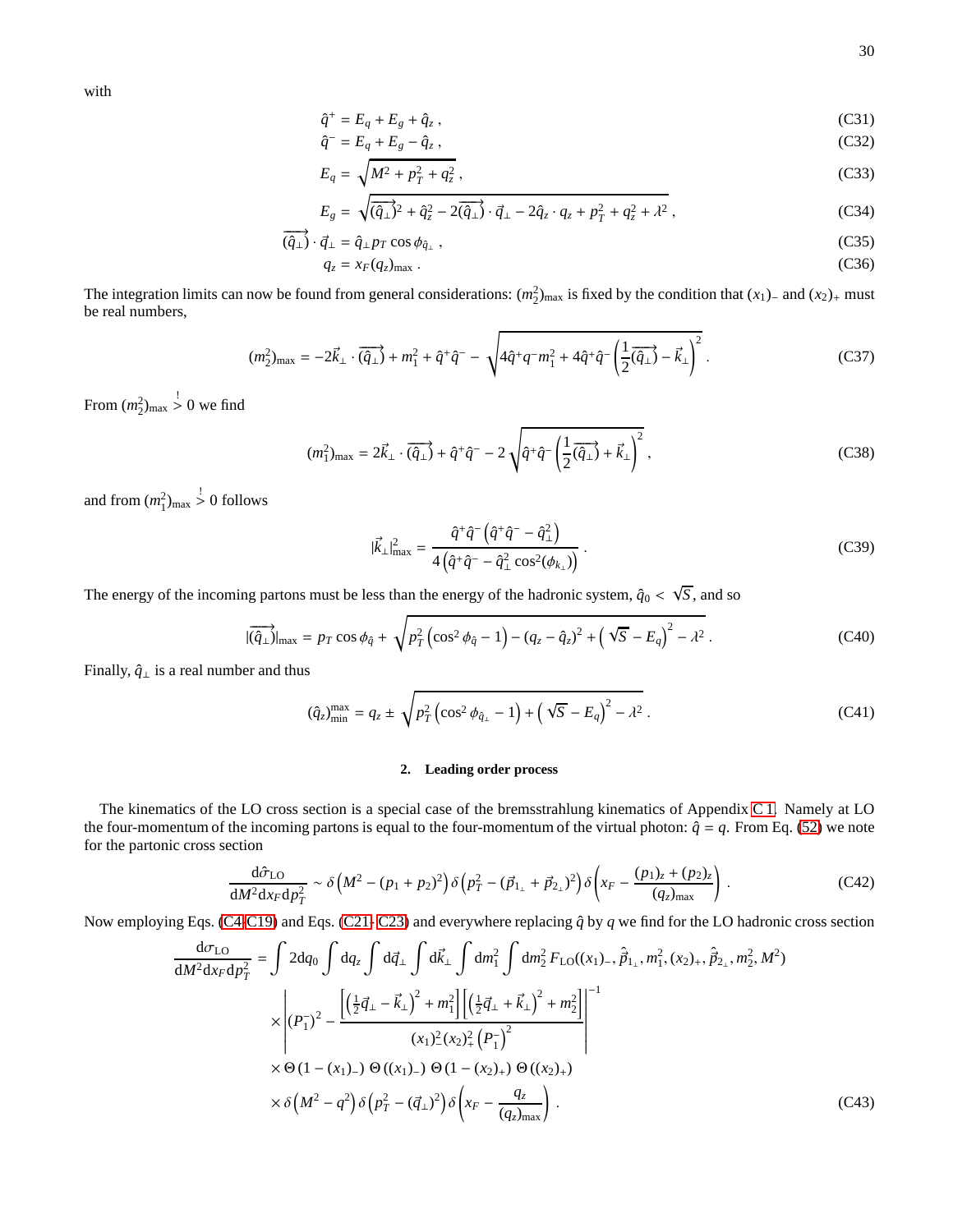with

$$\hat{q}^+ = E_q + E_g + \hat{q}_z\,, \tag{C31}$$

$$\hat{q}^- = E_q + E_g - \hat{q}_z\,, \tag{C32}$$

$$E_q = \sqrt{M^2 + p_T^2 + q_z^2}\,, \tag{C33}$$

$$E_g = \sqrt{\overrightarrow{(\hat{q}_\perp)}^2 + \hat{q}_z^2 - 2\overrightarrow{(\hat{q}_\perp)}\cdot\vec{q}_\perp - 2\hat{q}_z\cdot q_z + p_T^2 + q_z^2 + \lambda^2}\,, \tag{C34}$$

$$\overrightarrow{(\hat{q}_\perp)}\cdot\vec{q}_\perp = \hat{q}_\perp p_T \cos\phi_{\hat{q}_\perp}\,, \tag{C35}$$

$$q_z = x_F (q_z)_{\max}\,. \tag{C36}$$

The integration limits can now be found from general considerations: $(m_2^2)_{\max}$ is fixed by the condition that $(x_1)_-$ and $(x_2)_+$ must be real numbers,

$$(m_2^2)_{\max} = -2\vec{k}_\perp\cdot\overrightarrow{(\hat{q}_\perp)} + m_1^2 + \hat{q}^+\hat{q}^- - \sqrt{4\hat{q}^+ q^- m_1^2 + 4\hat{q}^+\hat{q}^-\left(\frac{1}{2}\overrightarrow{(\hat{q}_\perp)} - \vec{k}_\perp\right)^2}\,. \tag{C37}$$

From $(m_2^2)_{\max} \overset{!}{>} 0$ we find

$$(m_1^2)_{\max} = 2\vec{k}_\perp\cdot\overrightarrow{(\hat{q}_\perp)} + \hat{q}^+\hat{q}^- - 2\sqrt{\hat{q}^+\hat{q}^-\left(\frac{1}{2}\overrightarrow{(\hat{q}_\perp)} + \vec{k}_\perp\right)^2}\,, \tag{C38}$$

and from $(m_1^2)_{\max} \overset{!}{>} 0$ follows

$$|\vec{k}_\perp|^2_{\max} = \frac{\hat{q}^+\hat{q}^-\left(\hat{q}^+\hat{q}^- - \hat{q}_\perp^2\right)}{4\left(\hat{q}^+\hat{q}^- - \hat{q}_\perp^2\cos^2(\phi_{k_\perp})\right)}\,. \tag{C39}$$

The energy of the incoming partons must be less than the energy of the hadronic system, $\hat{q}_0 < \sqrt{S}$, and so

$$|\overrightarrow{(\hat{q}_\perp)}|_{\max} = p_T\cos\phi_{\hat{q}} + \sqrt{p_T^2\left(\cos^2\phi_{\hat{q}} - 1\right) - (q_z - \hat{q}_z)^2 + \left(\sqrt{S} - E_q\right)^2 - \lambda^2}\,. \tag{C40}$$

Finally, $\hat{q}_\perp$ is a real number and thus

$$(\hat{q}_z)^{\max}_{\min} = q_z \pm \sqrt{p_T^2\left(\cos^2\phi_{\hat{q}_\perp} - 1\right) + \left(\sqrt{S} - E_q\right)^2 - \lambda^2}\,. \tag{C41}$$

### 2. Leading order process

The kinematics of the LO cross section is a special case of the bremsstrahlung kinematics of Appendix C 1. Namely at LO the four-momentum of the incoming partons is equal to the four-momentum of the virtual photon: $\hat{q} = q$. From Eq. (52) we note for the partonic cross section

$$\frac{\mathrm{d}\hat{\sigma}_{\rm LO}}{\mathrm{d}M^2\mathrm{d}x_F\mathrm{d}p_T^2} \sim \delta\left(M^2 - (p_1+p_2)^2\right)\delta\left(p_T^2 - (\vec{p}_{1_\perp} + \vec{p}_{2_\perp})^2\right)\delta\left(x_F - \frac{(p_1)_z + (p_2)_z}{(q_z)_{\max}}\right)\,. \tag{C42}$$

Now employing Eqs. (C4-C19) and Eqs. (C21-C23) and everywhere replacing $\hat{q}$ by $q$ we find for the LO hadronic cross section

$$\begin{aligned}
\frac{\mathrm{d}\sigma_{\rm LO}}{\mathrm{d}M^2\mathrm{d}x_F\mathrm{d}p_T^2} &= \int 2\mathrm{d}q_0\int\mathrm{d}q_z\int\mathrm{d}\vec{q}_\perp\int\mathrm{d}\vec{k}_\perp\int\mathrm{d}m_1^2\int\mathrm{d}m_2^2\, F_{\rm LO}((x_1)_-, \hat{\vec{p}}_{1_\perp}, m_1^2, (x_2)_+, \hat{\vec{p}}_{2_\perp}, m_2^2, M^2) \\
&\times\left|(P_1^-)^2 - \frac{\left[\left(\frac{1}{2}\vec{q}_\perp - \vec{k}_\perp\right)^2 + m_1^2\right]\left[\left(\frac{1}{2}\vec{q}_\perp + \vec{k}_\perp\right)^2 + m_2^2\right]}{(x_1)_-^2(x_2)_+^2\left(P_1^-\right)^2}\right|^{-1} \\
&\times\Theta\left(1-(x_1)_-\right)\Theta\left((x_1)_-\right)\Theta\left(1-(x_2)_+\right)\Theta\left((x_2)_+\right) \\
&\times\delta\left(M^2 - q^2\right)\delta\left(p_T^2 - (\vec{q}_\perp)^2\right)\delta\left(x_F - \frac{q_z}{(q_z)_{\max}}\right)\,.
\end{aligned} \tag{C43}$$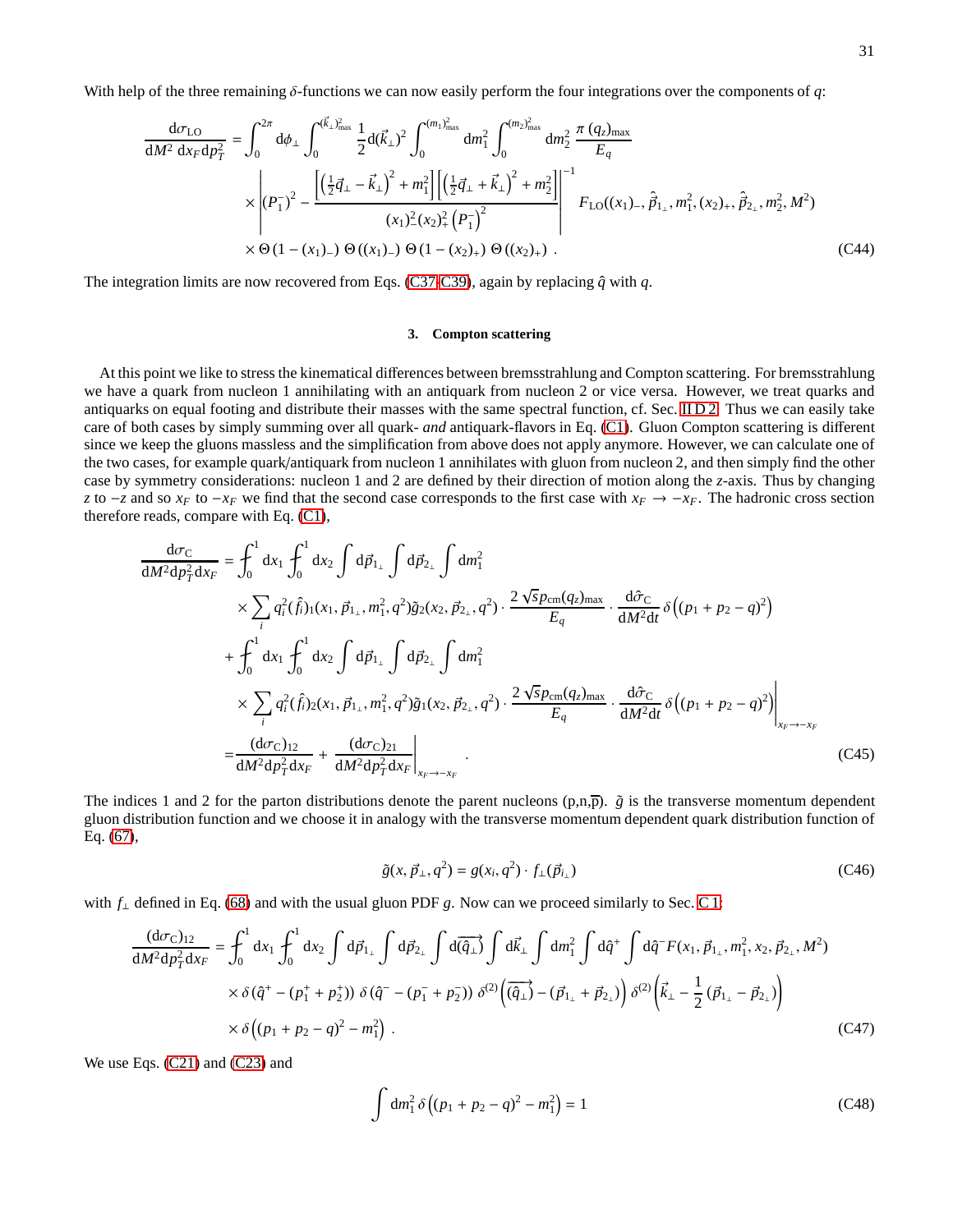With help of the three remaining $\delta$-functions we can now easily perform the four integrations over the components of $q$:

$$\frac{\mathrm{d}\sigma_{\mathrm{LO}}}{\mathrm{d}M^2\,\mathrm{d}x_F\,\mathrm{d}p_T^2} = \int_0^{2\pi} \mathrm{d}\phi_\perp \int_0^{(\vec{k}_\perp)^2_{\max}} \frac{1}{2}\mathrm{d}(\vec{k}_\perp)^2 \int_0^{(m_1)^2_{\max}} \mathrm{d}m_1^2 \int_0^{(m_2)^2_{\max}} \mathrm{d}m_2^2 \, \frac{\pi\,(q_z)_{\max}}{E_q}$$
$$\times \left| (P_1^-)^2 - \frac{\left[\left(\frac{1}{2}\vec{q}_\perp - \vec{k}_\perp\right)^2 + m_1^2\right]\left[\left(\frac{1}{2}\vec{q}_\perp + \vec{k}_\perp\right)^2 + m_2^2\right]}{(x_1)_-^2 (x_2)_+^2 \left(P_1^-\right)^2} \right|^{-1} F_{\mathrm{LO}}((x_1)_-, \hat{\vec{p}}_{1_\perp}, m_1^2, (x_2)_+, \hat{\vec{p}}_{2_\perp}, m_2^2, M^2)$$
$$\times \Theta\left(1-(x_1)_-\right)\,\Theta\left((x_1)_-\right)\,\Theta\left(1-(x_2)_+\right)\,\Theta\left((x_2)_+\right)\;. \tag{C44}$$

The integration limits are now recovered from Eqs. (C37-C39), again by replacing $\hat{q}$ with $q$.

### 3. Compton scattering

At this point we like to stress the kinematical differences between bremsstrahlung and Compton scattering. For bremsstrahlung we have a quark from nucleon 1 annihilating with an antiquark from nucleon 2 or vice versa. However, we treat quarks and antiquarks on equal footing and distribute their masses with the same spectral function, cf. Sec. II D 2. Thus we can easily take care of both cases by simply summing over all quark- *and* antiquark-flavors in Eq. (C1). Gluon Compton scattering is different since we keep the gluons massless and the simplification from above does not apply anymore. However, we can calculate one of the two cases, for example quark/antiquark from nucleon 1 annihilates with gluon from nucleon 2, and then simply find the other case by symmetry considerations: nucleon 1 and 2 are defined by their direction of motion along the $z$-axis. Thus by changing $z$ to $-z$ and so $x_F$ to $-x_F$ we find that the second case corresponds to the first case with $x_F \to -x_F$. The hadronic cross section therefore reads, compare with Eq. (C1),

$$\frac{\mathrm{d}\sigma_{\mathrm{C}}}{\mathrm{d}M^2\mathrm{d}p_T^2\mathrm{d}x_F} = \int_0^1 \mathrm{d}x_1 \int_0^1 \mathrm{d}x_2 \int \mathrm{d}\vec{p}_{1_\perp} \int \mathrm{d}\vec{p}_{2_\perp} \int \mathrm{d}m_1^2$$
$$\times \sum_i q_i^2 (\hat{f}_i)_1(x_1, \vec{p}_{1_\perp}, m_1^2, q^2)\tilde{g}_2(x_2, \vec{p}_{2_\perp}, q^2) \cdot \frac{2\sqrt{s}p_{\mathrm{cm}}(q_z)_{\max}}{E_q} \cdot \frac{\mathrm{d}\hat{\sigma}_{\mathrm{C}}}{\mathrm{d}M^2\mathrm{d}t}\,\delta\left((p_1+p_2-q)^2\right)$$
$$+ \int_0^1 \mathrm{d}x_1 \int_0^1 \mathrm{d}x_2 \int \mathrm{d}\vec{p}_{1_\perp} \int \mathrm{d}\vec{p}_{2_\perp} \int \mathrm{d}m_1^2$$
$$\times \sum_i q_i^2 (\hat{f}_i)_2(x_1, \vec{p}_{1_\perp}, m_1^2, q^2)\tilde{g}_1(x_2, \vec{p}_{2_\perp}, q^2) \cdot \frac{2\sqrt{s}p_{\mathrm{cm}}(q_z)_{\max}}{E_q} \cdot \frac{\mathrm{d}\hat{\sigma}_{\mathrm{C}}}{\mathrm{d}M^2\mathrm{d}t}\,\delta\left((p_1+p_2-q)^2\right)\Bigg|_{x_F\to -x_F}$$
$$= \frac{(\mathrm{d}\sigma_{\mathrm{C}})_{12}}{\mathrm{d}M^2\mathrm{d}p_T^2\mathrm{d}x_F} + \frac{(\mathrm{d}\sigma_{\mathrm{C}})_{21}}{\mathrm{d}M^2\mathrm{d}p_T^2\mathrm{d}x_F}\Bigg|_{x_F\to -x_F}\;. \tag{C45}$$

The indices 1 and 2 for the parton distributions denote the parent nucleons (p,n,$\overline{\mathrm{p}}$). $\tilde{g}$ is the transverse momentum dependent gluon distribution function and we choose it in analogy with the transverse momentum dependent quark distribution function of Eq. (67),

$$\tilde{g}(x, \vec{p}_\perp, q^2) = g(x_i, q^2) \cdot f_\perp(\vec{p}_{i_\perp}) \tag{C46}$$

with $f_\perp$ defined in Eq. (68) and with the usual gluon PDF $g$. Now can we proceed similarly to Sec. C 1:

$$\frac{(\mathrm{d}\sigma_{\mathrm{C}})_{12}}{\mathrm{d}M^2\mathrm{d}p_T^2\mathrm{d}x_F} = \int_0^1 \mathrm{d}x_1 \int_0^1 \mathrm{d}x_2 \int \mathrm{d}\vec{p}_{1_\perp} \int \mathrm{d}\vec{p}_{2_\perp} \int \mathrm{d}\overrightarrow{(\hat{q}_\perp)} \int \mathrm{d}\vec{k}_\perp \int \mathrm{d}m_1^2 \int \mathrm{d}\hat{q}^+ \int \mathrm{d}\hat{q}^- F(x_1, \vec{p}_{1_\perp}, m_1^2, x_2, \vec{p}_{2_\perp}, M^2)$$
$$\times\, \delta\left(\hat{q}^+ - (p_1^+ + p_2^+)\right)\, \delta\left(\hat{q}^- - (p_1^- + p_2^-)\right)\, \delta^{(2)}\left(\overrightarrow{(\hat{q}_\perp)} - (\vec{p}_{1_\perp} + \vec{p}_{2_\perp})\right)\, \delta^{(2)}\left(\vec{k}_\perp - \frac{1}{2}\left(\vec{p}_{1_\perp} - \vec{p}_{2_\perp}\right)\right)$$
$$\times\, \delta\left((p_1+p_2-q)^2 - m_1^2\right)\;. \tag{C47}$$

We use Eqs. (C21) and (C23) and

$$\int \mathrm{d}m_1^2\, \delta\left((p_1+p_2-q)^2 - m_1^2\right) = 1 \tag{C48}$$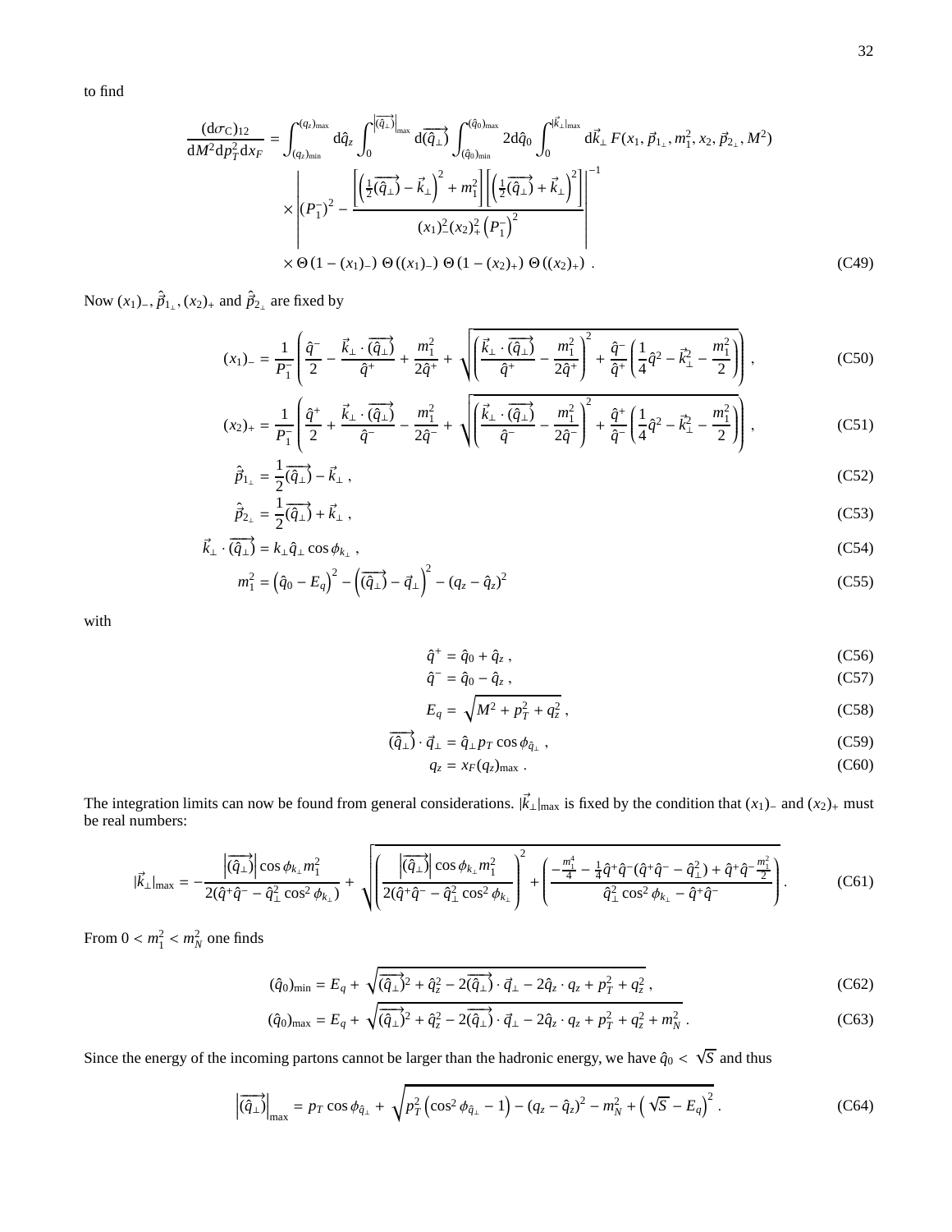to find

$$\frac{(\mathrm{d}\sigma_C)_{12}}{\mathrm{d}M^2\mathrm{d}p_T^2\mathrm{d}x_F} = \int_{(q_z)_{\min}}^{(q_z)_{\max}} \mathrm{d}\hat{q}_z \int_0^{\left|\overrightarrow{(\hat{q}_\perp)}\right|_{\max}} \mathrm{d}\overrightarrow{(\hat{q}_\perp)} \int_{(\hat{q}_0)_{\min}}^{(\hat{q}_0)_{\max}} 2\mathrm{d}\hat{q}_0 \int_0^{|\vec{k}_\perp|_{\max}} \mathrm{d}\vec{k}_\perp\, F(x_1,\vec{p}_{1_\perp},m_1^2,x_2,\vec{p}_{2_\perp},M^2)$$
$$\times \left| \left(P_1^-\right)^2 - \frac{\left[\left(\frac{1}{2}\overrightarrow{(\hat{q}_\perp)} - \vec{k}_\perp\right)^2 + m_1^2\right]\left[\left(\frac{1}{2}\overrightarrow{(\hat{q}_\perp)} + \vec{k}_\perp\right)^2\right]}{(x_1)_-^2 (x_2)_+^2 \left(P_1^-\right)^2} \right|^{-1}$$
$$\times\, \Theta\left(1-(x_1)_-\right)\Theta\left((x_1)_-\right)\Theta\left(1-(x_2)_+\right)\Theta\left((x_2)_+\right) . \tag{C49}$$

Now $(x_1)_-$, $\hat{\vec{p}}_{1_\perp}$, $(x_2)_+$ and $\hat{\vec{p}}_{2_\perp}$ are fixed by

$$(x_1)_- = \frac{1}{P_1^-}\left(\frac{\hat{q}^-}{2} - \frac{\vec{k}_\perp\cdot\overrightarrow{(\hat{q}_\perp)}}{\hat{q}^+} + \frac{m_1^2}{2\hat{q}^+} + \sqrt{\left(\frac{\vec{k}_\perp\cdot\overrightarrow{(\hat{q}_\perp)}}{\hat{q}^+} - \frac{m_1^2}{2\hat{q}^+}\right)^2 + \frac{\hat{q}^-}{\hat{q}^+}\left(\frac{1}{4}\hat{q}^2 - \vec{k}_\perp^2 - \frac{m_1^2}{2}\right)}\right), \tag{C50}$$

$$(x_2)_+ = \frac{1}{P_1^-}\left(\frac{\hat{q}^+}{2} + \frac{\vec{k}_\perp\cdot\overrightarrow{(\hat{q}_\perp)}}{\hat{q}^-} - \frac{m_1^2}{2\hat{q}^-} + \sqrt{\left(\frac{\vec{k}_\perp\cdot\overrightarrow{(\hat{q}_\perp)}}{\hat{q}^-} - \frac{m_1^2}{2\hat{q}^-}\right)^2 + \frac{\hat{q}^+}{\hat{q}^-}\left(\frac{1}{4}\hat{q}^2 - \vec{k}_\perp^2 - \frac{m_1^2}{2}\right)}\right), \tag{C51}$$

$$\hat{\vec{p}}_{1_\perp} = \frac{1}{2}\overrightarrow{(\hat{q}_\perp)} - \vec{k}_\perp , \tag{C52}$$

$$\hat{\vec{p}}_{2_\perp} = \frac{1}{2}\overrightarrow{(\hat{q}_\perp)} + \vec{k}_\perp , \tag{C53}$$

$$\vec{k}_\perp\cdot\overrightarrow{(\hat{q}_\perp)} = k_\perp\hat{q}_\perp\cos\phi_{k_\perp} , \tag{C54}$$

$$m_1^2 = \left(\hat{q}_0 - E_q\right)^2 - \left(\overrightarrow{(\hat{q}_\perp)} - \vec{q}_\perp\right)^2 - (q_z - \hat{q}_z)^2 \tag{C55}$$

with

$$\hat{q}^+ = \hat{q}_0 + \hat{q}_z , \tag{C56}$$

$$\hat{q}^- = \hat{q}_0 - \hat{q}_z , \tag{C57}$$

$$E_q = \sqrt{M^2 + p_T^2 + q_z^2} , \tag{C58}$$

$$\overrightarrow{(\hat{q}_\perp)}\cdot\vec{q}_\perp = \hat{q}_\perp p_T\cos\phi_{\hat{q}_\perp} , \tag{C59}$$

$$q_z = x_F (q_z)_{\max} . \tag{C60}$$

The integration limits can now be found from general considerations. $|\vec{k}_\perp|_{\max}$ is fixed by the condition that $(x_1)_-$ and $(x_2)_+$ must be real numbers:

$$|\vec{k}_\perp|_{\max} = -\frac{\left|\overrightarrow{(\hat{q}_\perp)}\right|\cos\phi_{k_\perp}m_1^2}{2(\hat{q}^+\hat{q}^- - \hat{q}_\perp^2\cos^2\phi_{k_\perp})} + \sqrt{\left(\frac{\left|\overrightarrow{(\hat{q}_\perp)}\right|\cos\phi_{k_\perp}m_1^2}{2(\hat{q}^+\hat{q}^- - \hat{q}_\perp^2\cos^2\phi_{k_\perp})}\right)^2 + \left(\frac{-\frac{m_1^4}{4} - \frac{1}{4}\hat{q}^+\hat{q}^-(\hat{q}^+\hat{q}^- - \hat{q}_\perp^2) + \hat{q}^+\hat{q}^-\frac{m_1^2}{2}}{\hat{q}_\perp^2\cos^2\phi_{k_\perp} - \hat{q}^+\hat{q}^-}\right)} . \tag{C61}$$

From $0 < m_1^2 < m_N^2$ one finds

$$(\hat{q}_0)_{\min} = E_q + \sqrt{\overrightarrow{(\hat{q}_\perp)}^2 + \hat{q}_z^2 - 2\overrightarrow{(\hat{q}_\perp)}\cdot\vec{q}_\perp - 2\hat{q}_z\cdot q_z + p_T^2 + q_z^2} , \tag{C62}$$

$$(\hat{q}_0)_{\max} = E_q + \sqrt{\overrightarrow{(\hat{q}_\perp)}^2 + \hat{q}_z^2 - 2\overrightarrow{(\hat{q}_\perp)}\cdot\vec{q}_\perp - 2\hat{q}_z\cdot q_z + p_T^2 + q_z^2 + m_N^2} . \tag{C63}$$

Since the energy of the incoming partons cannot be larger than the hadronic energy, we have $\hat{q}_0 < \sqrt{S}$ and thus

$$\left|\overrightarrow{(\hat{q}_\perp)}\right|_{\max} = p_T\cos\phi_{\hat{q}_\perp} + \sqrt{p_T^2\left(\cos^2\phi_{\hat{q}_\perp} - 1\right) - (q_z - \hat{q}_z)^2 - m_N^2 + \left(\sqrt{S} - E_q\right)^2} . \tag{C64}$$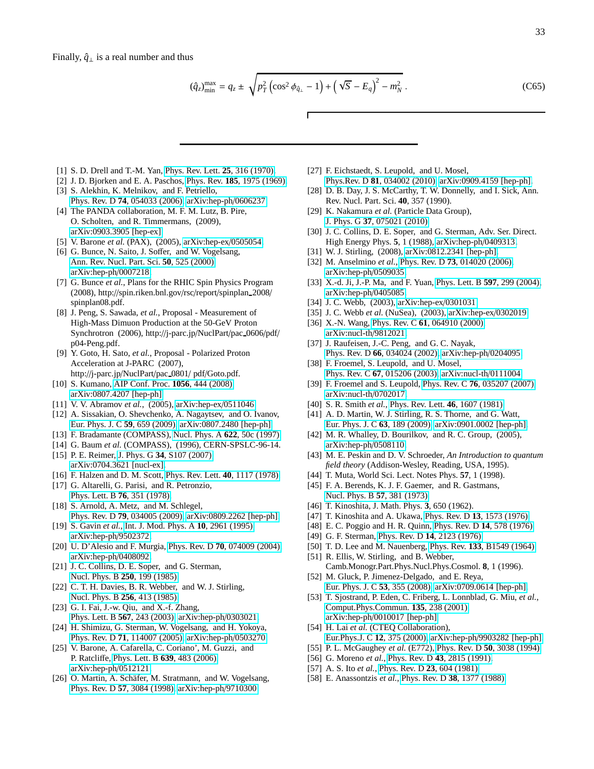Finally, $\hat{q}_\perp$ is a real number and thus

$$(\hat{q}_z)^{\max}_{\min} = q_z \pm \sqrt{p_T^2\left(\cos^2\phi_{\hat{q}_\perp} - 1\right) + \left(\sqrt{S} - E_q\right)^2 - m_N^2}\,. \tag{C65}$$

---

[1] S. D. Drell and T.-M. Yan, Phys. Rev. Lett. **25**, 316 (1970).
[2] J. D. Bjorken and E. A. Paschos, Phys. Rev. **185**, 1975 (1969).
[3] S. Alekhin, K. Melnikov, and F. Petriello, Phys. Rev. D **74**, 054033 (2006), arXiv:hep-ph/0606237.
[4] The PANDA collaboration, M. F. M. Lutz, B. Pire, O. Scholten, and R. Timmermans, (2009), arXiv:0903.3905 [hep-ex].
[5] V. Barone *et al.* (PAX), (2005), arXiv:hep-ex/0505054.
[6] G. Bunce, N. Saito, J. Soffer, and W. Vogelsang, Ann. Rev. Nucl. Part. Sci. **50**, 525 (2000), arXiv:hep-ph/0007218.
[7] G. Bunce *et al.*, Plans for the RHIC Spin Physics Program (2008), http://spin.riken.bnl.gov/rsc/report/spinplan_2008/spinplan08.pdf.
[8] J. Peng, S. Sawada, *et al.*, Proposal - Measurement of High-Mass Dimuon Production at the 50-GeV Proton Synchrotron (2006), http://j-parc.jp/NuclPart/pac_0606/pdf/p04-Peng.pdf.
[9] Y. Goto, H. Sato, *et al.*, Proposal - Polarized Proton Acceleration at J-PARC (2007), http://j-parc.jp/NuclPart/pac_0801/ pdf/Goto.pdf.
[10] S. Kumano, AIP Conf. Proc. **1056**, 444 (2008), arXiv:0807.4207 [hep-ph].
[11] V. V. Abramov *et al.*, (2005), arXiv:hep-ex/0511046.
[12] A. Sissakian, O. Shevchenko, A. Nagaytsev, and O. Ivanov, Eur. Phys. J. C **59**, 659 (2009), arXiv:0807.2480 [hep-ph].
[13] F. Bradamante (COMPASS), Nucl. Phys. A **622**, 50c (1997).
[14] G. Baum *et al.* (COMPASS), (1996), CERN-SPSLC-96-14.
[15] P. E. Reimer, J. Phys. G **34**, S107 (2007), arXiv:0704.3621 [nucl-ex].
[16] F. Halzen and D. M. Scott, Phys. Rev. Lett. **40**, 1117 (1978).
[17] G. Altarelli, G. Parisi, and R. Petronzio, Phys. Lett. B **76**, 351 (1978).
[18] S. Arnold, A. Metz, and M. Schlegel, Phys. Rev. D **79**, 034005 (2009), arXiv:0809.2262 [hep-ph].
[19] S. Gavin *et al.*, Int. J. Mod. Phys. A **10**, 2961 (1995), arXiv:hep-ph/9502372.
[20] U. D'Alesio and F. Murgia, Phys. Rev. D **70**, 074009 (2004), arXiv:hep-ph/0408092.
[21] J. C. Collins, D. E. Soper, and G. Sterman, Nucl. Phys. B **250**, 199 (1985).
[22] C. T. H. Davies, B. R. Webber, and W. J. Stirling, Nucl. Phys. B **256**, 413 (1985).
[23] G. I. Fai, J.-w. Qiu, and X.-f. Zhang, Phys. Lett. B **567**, 243 (2003), arXiv:hep-ph/0303021.
[24] H. Shimizu, G. Sterman, W. Vogelsang, and H. Yokoya, Phys. Rev. D **71**, 114007 (2005), arXiv:hep-ph/0503270.
[25] V. Barone, A. Cafarella, C. Coriano', M. Guzzi, and P. Ratcliffe, Phys. Lett. B **639**, 483 (2006), arXiv:hep-ph/0512121.
[26] O. Martin, A. Schäfer, M. Stratmann, and W. Vogelsang, Phys. Rev. D **57**, 3084 (1998), arXiv:hep-ph/9710300.
[27] F. Eichstaedt, S. Leupold, and U. Mosel, Phys.Rev. D **81**, 034002 (2010), arXiv:0909.4159 [hep-ph].
[28] D. B. Day, J. S. McCarthy, T. W. Donnelly, and I. Sick, Ann. Rev. Nucl. Part. Sci. **40**, 357 (1990).
[29] K. Nakamura *et al.* (Particle Data Group), J. Phys. G **37**, 075021 (2010).
[30] J. C. Collins, D. E. Soper, and G. Sterman, Adv. Ser. Direct. High Energy Phys. **5**, 1 (1988), arXiv:hep-ph/0409313.
[31] W. J. Stirling, (2008), arXiv:0812.2341 [hep-ph].
[32] M. Anselmino *et al.*, Phys. Rev. D **73**, 014020 (2006), arXiv:hep-ph/0509035.
[33] X.-d. Ji, J.-P. Ma, and F. Yuan, Phys. Lett. B **597**, 299 (2004), arXiv:hep-ph/0405085.
[34] J. C. Webb, (2003), arXiv:hep-ex/0301031.
[35] J. C. Webb *et al.* (NuSea), (2003), arXiv:hep-ex/0302019.
[36] X.-N. Wang, Phys. Rev. C **61**, 064910 (2000), arXiv:nucl-th/9812021.
[37] J. Raufeisen, J.-C. Peng, and G. C. Nayak, Phys. Rev. D **66**, 034024 (2002), arXiv:hep-ph/0204095.
[38] F. Froemel, S. Leupold, and U. Mosel, Phys. Rev. C **67**, 015206 (2003), arXiv:nucl-th/0111004.
[39] F. Froemel and S. Leupold, Phys. Rev. C **76**, 035207 (2007), arXiv:nucl-th/0702017.
[40] S. R. Smith *et al.*, Phys. Rev. Lett. **46**, 1607 (1981).
[41] A. D. Martin, W. J. Stirling, R. S. Thorne, and G. Watt, Eur. Phys. J. C **63**, 189 (2009), arXiv:0901.0002 [hep-ph].
[42] M. R. Whalley, D. Bourilkov, and R. C. Group, (2005), arXiv:hep-ph/0508110.
[43] M. E. Peskin and D. V. Schroeder, *An Introduction to quantum field theory* (Addison-Wesley, Reading, USA, 1995).
[44] T. Muta, World Sci. Lect. Notes Phys. **57**, 1 (1998).
[45] F. A. Berends, K. J. F. Gaemer, and R. Gastmans, Nucl. Phys. B **57**, 381 (1973).
[46] T. Kinoshita, J. Math. Phys. **3**, 650 (1962).
[47] T. Kinoshita and A. Ukawa, Phys. Rev. D **13**, 1573 (1976).
[48] E. C. Poggio and H. R. Quinn, Phys. Rev. D **14**, 578 (1976).
[49] G. F. Sterman, Phys. Rev. D **14**, 2123 (1976).
[50] T. D. Lee and M. Nauenberg, Phys. Rev. **133**, B1549 (1964).
[51] R. Ellis, W. Stirling, and B. Webber, Camb.Monogr.Part.Phys.Nucl.Phys.Cosmol. **8**, 1 (1996).
[52] M. Gluck, P. Jimenez-Delgado, and E. Reya, Eur. Phys. J. C **53**, 355 (2008), arXiv:0709.0614 [hep-ph].
[53] T. Sjostrand, P. Eden, C. Friberg, L. Lonnblad, G. Miu, *et al.*, Comput.Phys.Commun. **135**, 238 (2001), arXiv:hep-ph/0010017 [hep-ph].
[54] H. Lai *et al.* (CTEQ Collaboration), Eur.Phys.J. C **12**, 375 (2000), arXiv:hep-ph/9903282 [hep-ph].
[55] P. L. McGaughey *et al.* (E772), Phys. Rev. D **50**, 3038 (1994).
[56] G. Moreno *et al.*, Phys. Rev. D **43**, 2815 (1991).
[57] A. S. Ito *et al.*, Phys. Rev. D **23**, 604 (1981).
[58] E. Anassontzis *et al.*, Phys. Rev. D **38**, 1377 (1988).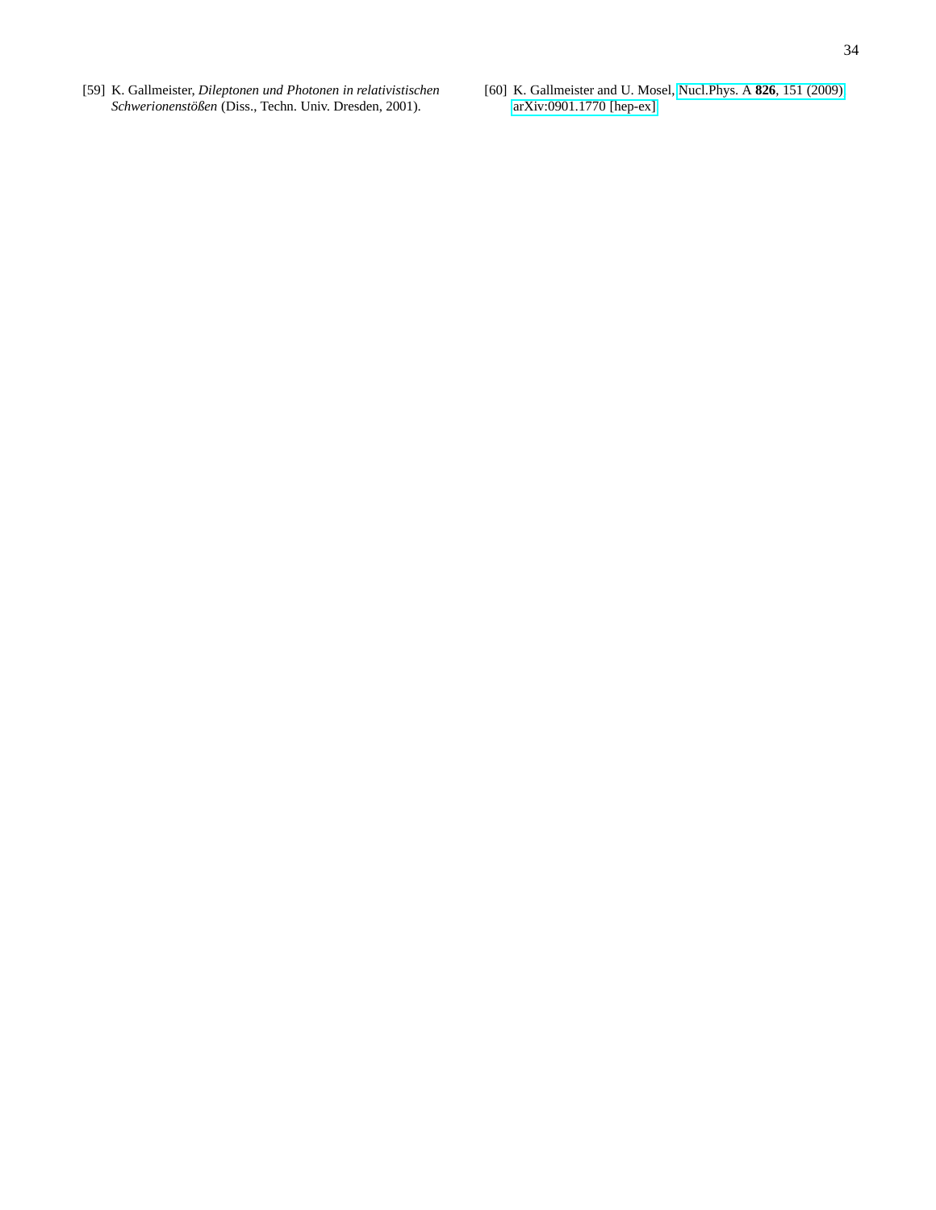[59] K. Gallmeister, *Dileptonen und Photonen in relativistischen Schwerionenstößen* (Diss., Techn. Univ. Dresden, 2001).

[60] K. Gallmeister and U. Mosel, Nucl.Phys. A **826**, 151 (2009), arXiv:0901.1770 [hep-ex].